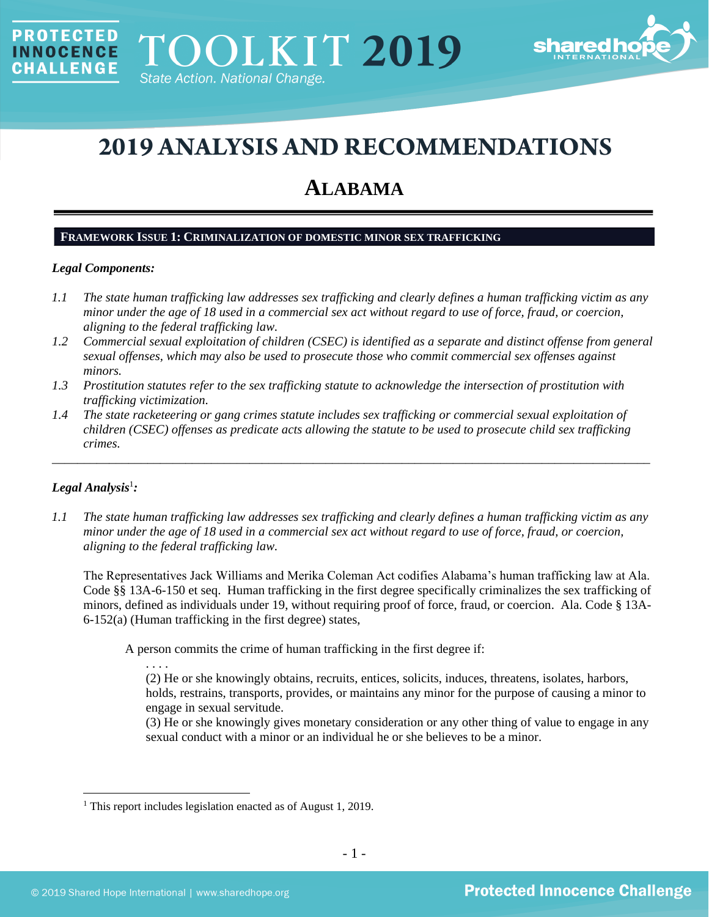PROTECTED INNOCENCE CHALLENGE TOOLKIT 2019 State Action. National Change.

# 2019 ANALYSIS AND RECOMMENDATIONS

## ALABAMA

### FRAMEWORK ISSUE 1: CRIMINALIZATION OF DOMESTIC MINOR SEX TRAFFICKING

***Legal Components:***

1.1 *The state human trafficking law addresses sex trafficking and clearly defines a human trafficking victim as any minor under the age of 18 used in a commercial sex act without regard to use of force, fraud, or coercion, aligning to the federal trafficking law.*

1.2 *Commercial sexual exploitation of children (CSEC) is identified as a separate and distinct offense from general sexual offenses, which may also be used to prosecute those who commit commercial sex offenses against minors.*

1.3 *Prostitution statutes refer to the sex trafficking statute to acknowledge the intersection of prostitution with trafficking victimization.*

1.4 *The state racketeering or gang crimes statute includes sex trafficking or commercial sexual exploitation of children (CSEC) offenses as predicate acts allowing the statute to be used to prosecute child sex trafficking crimes.*

---

***Legal Analysis[1]:***

1.1 *The state human trafficking law addresses sex trafficking and clearly defines a human trafficking victim as any minor under the age of 18 used in a commercial sex act without regard to use of force, fraud, or coercion, aligning to the federal trafficking law.*

The Representatives Jack Williams and Merika Coleman Act codifies Alabama's human trafficking law at Ala. Code §§ 13A-6-150 et seq. Human trafficking in the first degree specifically criminalizes the sex trafficking of minors, defined as individuals under 19, without requiring proof of force, fraud, or coercion. Ala. Code § 13A-6-152(a) (Human trafficking in the first degree) states,

> A person commits the crime of human trafficking in the first degree if:
>
> . . . .
>
> (2) He or she knowingly obtains, recruits, entices, solicits, induces, threatens, isolates, harbors, holds, restrains, transports, provides, or maintains any minor for the purpose of causing a minor to engage in sexual servitude.
>
> (3) He or she knowingly gives monetary consideration or any other thing of value to engage in any sexual conduct with a minor or an individual he or she believes to be a minor.

---

[1] This report includes legislation enacted as of August 1, 2019.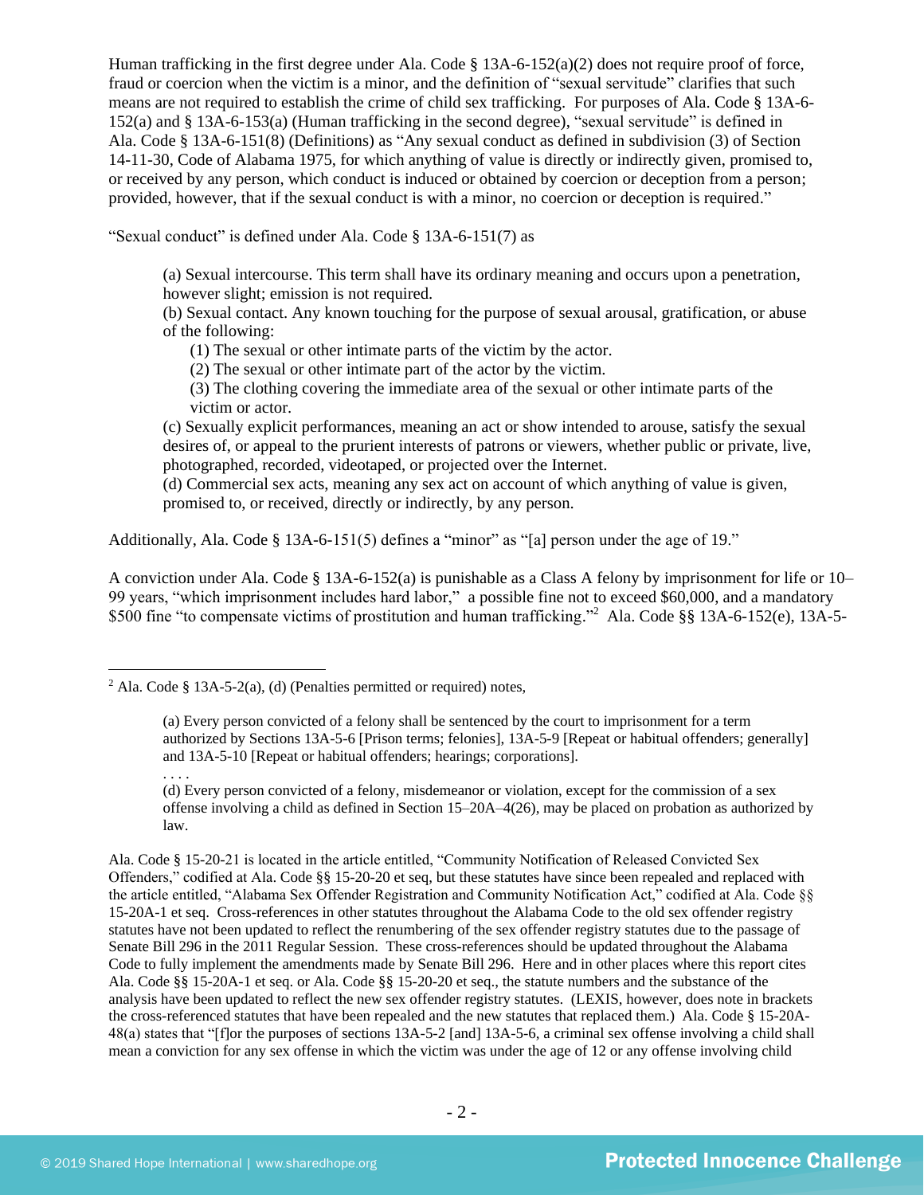Human trafficking in the first degree under Ala. Code § 13A-6-152(a)(2) does not require proof of force, fraud or coercion when the victim is a minor, and the definition of "sexual servitude" clarifies that such means are not required to establish the crime of child sex trafficking. For purposes of Ala. Code § 13A-6-152(a) and § 13A-6-153(a) (Human trafficking in the second degree), "sexual servitude" is defined in Ala. Code § 13A-6-151(8) (Definitions) as "Any sexual conduct as defined in subdivision (3) of Section 14-11-30, Code of Alabama 1975, for which anything of value is directly or indirectly given, promised to, or received by any person, which conduct is induced or obtained by coercion or deception from a person; provided, however, that if the sexual conduct is with a minor, no coercion or deception is required."

"Sexual conduct" is defined under Ala. Code § 13A-6-151(7) as

> (a) Sexual intercourse. This term shall have its ordinary meaning and occurs upon a penetration, however slight; emission is not required.
> (b) Sexual contact. Any known touching for the purpose of sexual arousal, gratification, or abuse of the following:
>> (1) The sexual or other intimate parts of the victim by the actor.
>> (2) The sexual or other intimate part of the actor by the victim.
>> (3) The clothing covering the immediate area of the sexual or other intimate parts of the victim or actor.
>
> (c) Sexually explicit performances, meaning an act or show intended to arouse, satisfy the sexual desires of, or appeal to the prurient interests of patrons or viewers, whether public or private, live, photographed, recorded, videotaped, or projected over the Internet.
> (d) Commercial sex acts, meaning any sex act on account of which anything of value is given, promised to, or received, directly or indirectly, by any person.

Additionally, Ala. Code § 13A-6-151(5) defines a "minor" as "[a] person under the age of 19."

A conviction under Ala. Code § 13A-6-152(a) is punishable as a Class A felony by imprisonment for life or 10–99 years, "which imprisonment includes hard labor," a possible fine not to exceed $60,000, and a mandatory $500 fine "to compensate victims of prostitution and human trafficking."[2] Ala. Code §§ 13A-6-152(e), 13A-5-

---

[2] Ala. Code § 13A-5-2(a), (d) (Penalties permitted or required) notes,

> (a) Every person convicted of a felony shall be sentenced by the court to imprisonment for a term authorized by Sections 13A-5-6 [Prison terms; felonies], 13A-5-9 [Repeat or habitual offenders; generally] and 13A-5-10 [Repeat or habitual offenders; hearings; corporations].
> . . . .
> (d) Every person convicted of a felony, misdemeanor or violation, except for the commission of a sex offense involving a child as defined in Section 15–20A–4(26), may be placed on probation as authorized by law.

Ala. Code § 15-20-21 is located in the article entitled, "Community Notification of Released Convicted Sex Offenders," codified at Ala. Code §§ 15-20-20 et seq, but these statutes have since been repealed and replaced with the article entitled, "Alabama Sex Offender Registration and Community Notification Act," codified at Ala. Code §§ 15-20A-1 et seq. Cross-references in other statutes throughout the Alabama Code to the old sex offender registry statutes have not been updated to reflect the renumbering of the sex offender registry statutes due to the passage of Senate Bill 296 in the 2011 Regular Session. These cross-references should be updated throughout the Alabama Code to fully implement the amendments made by Senate Bill 296. Here and in other places where this report cites Ala. Code §§ 15-20A-1 et seq. or Ala. Code §§ 15-20-20 et seq., the statute numbers and the substance of the analysis have been updated to reflect the new sex offender registry statutes. (LEXIS, however, does note in brackets the cross-referenced statutes that have been repealed and the new statutes that replaced them.) Ala. Code § 15-20A-48(a) states that "[f]or the purposes of sections 13A-5-2 [and] 13A-5-6, a criminal sex offense involving a child shall mean a conviction for any sex offense in which the victim was under the age of 12 or any offense involving child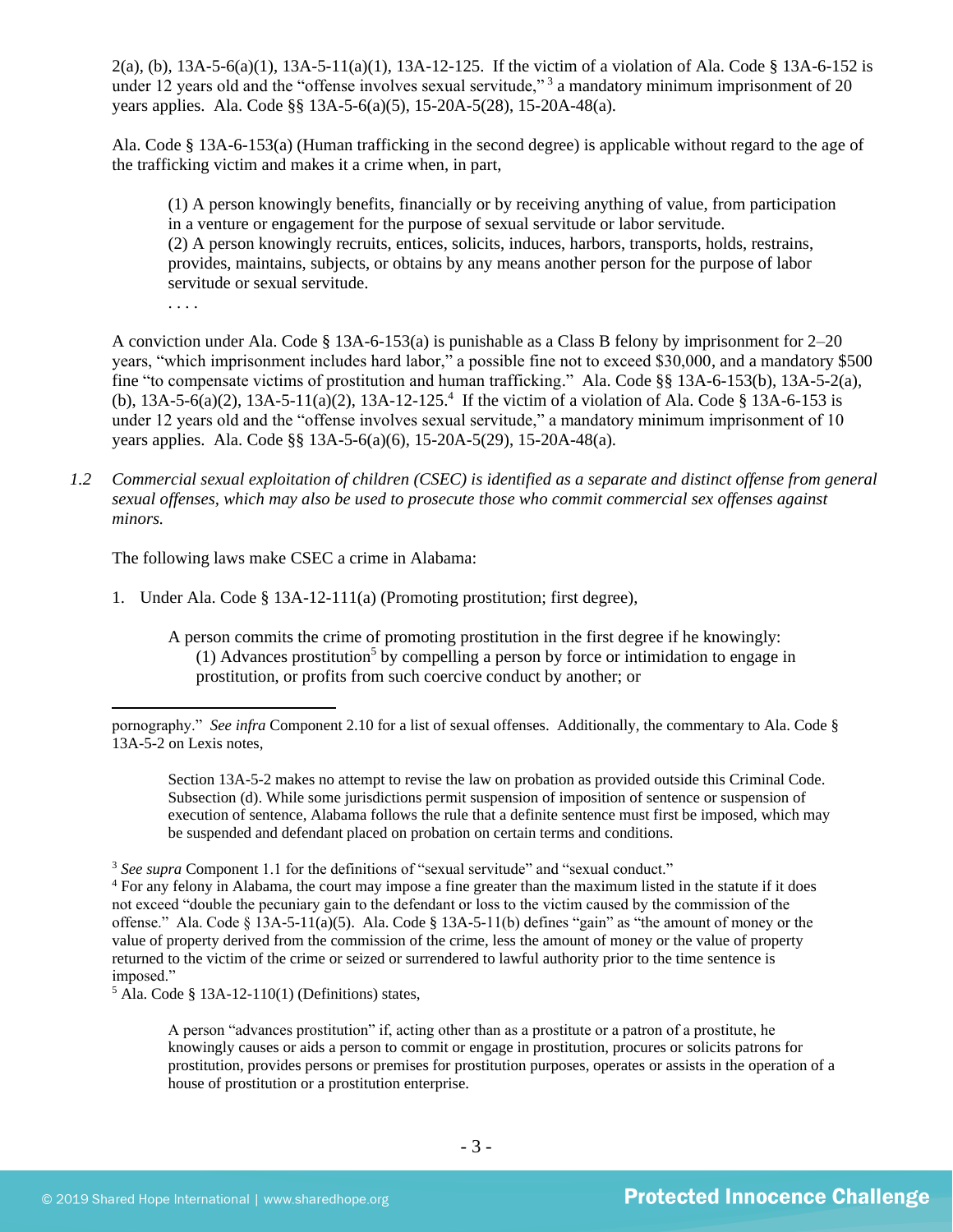2(a), (b), 13A-5-6(a)(1), 13A-5-11(a)(1), 13A-12-125. If the victim of a violation of Ala. Code § 13A-6-152 is under 12 years old and the "offense involves sexual servitude,"[3] a mandatory minimum imprisonment of 20 years applies. Ala. Code §§ 13A-5-6(a)(5), 15-20A-5(28), 15-20A-48(a).

Ala. Code § 13A-6-153(a) (Human trafficking in the second degree) is applicable without regard to the age of the trafficking victim and makes it a crime when, in part,

> (1) A person knowingly benefits, financially or by receiving anything of value, from participation in a venture or engagement for the purpose of sexual servitude or labor servitude.
> (2) A person knowingly recruits, entices, solicits, induces, harbors, transports, holds, restrains, provides, maintains, subjects, or obtains by any means another person for the purpose of labor servitude or sexual servitude.
> . . . .

A conviction under Ala. Code § 13A-6-153(a) is punishable as a Class B felony by imprisonment for 2–20 years, "which imprisonment includes hard labor," a possible fine not to exceed $30,000, and a mandatory $500 fine "to compensate victims of prostitution and human trafficking." Ala. Code §§ 13A-6-153(b), 13A-5-2(a), (b), 13A-5-6(a)(2), 13A-5-11(a)(2), 13A-12-125.[4] If the victim of a violation of Ala. Code § 13A-6-153 is under 12 years old and the "offense involves sexual servitude," a mandatory minimum imprisonment of 10 years applies. Ala. Code §§ 13A-5-6(a)(6), 15-20A-5(29), 15-20A-48(a).

*1.2 Commercial sexual exploitation of children (CSEC) is identified as a separate and distinct offense from general sexual offenses, which may also be used to prosecute those who commit commercial sex offenses against minors.*

The following laws make CSEC a crime in Alabama:

1. Under Ala. Code § 13A-12-111(a) (Promoting prostitution; first degree),

> A person commits the crime of promoting prostitution in the first degree if he knowingly:
> (1) Advances prostitution[5] by compelling a person by force or intimidation to engage in prostitution, or profits from such coercive conduct by another; or

---

pornography." *See infra* Component 2.10 for a list of sexual offenses. Additionally, the commentary to Ala. Code § 13A-5-2 on Lexis notes,

> Section 13A-5-2 makes no attempt to revise the law on probation as provided outside this Criminal Code. Subsection (d). While some jurisdictions permit suspension of imposition of sentence or suspension of execution of sentence, Alabama follows the rule that a definite sentence must first be imposed, which may be suspended and defendant placed on probation on certain terms and conditions.

[3] *See supra* Component 1.1 for the definitions of "sexual servitude" and "sexual conduct."

[4] For any felony in Alabama, the court may impose a fine greater than the maximum listed in the statute if it does not exceed "double the pecuniary gain to the defendant or loss to the victim caused by the commission of the offense." Ala. Code § 13A-5-11(a)(5). Ala. Code § 13A-5-11(b) defines "gain" as "the amount of money or the value of property derived from the commission of the crime, less the amount of money or the value of property returned to the victim of the crime or seized or surrendered to lawful authority prior to the time sentence is imposed."

[5] Ala. Code § 13A-12-110(1) (Definitions) states,

> A person "advances prostitution" if, acting other than as a prostitute or a patron of a prostitute, he knowingly causes or aids a person to commit or engage in prostitution, procures or solicits patrons for prostitution, provides persons or premises for prostitution purposes, operates or assists in the operation of a house of prostitution or a prostitution enterprise.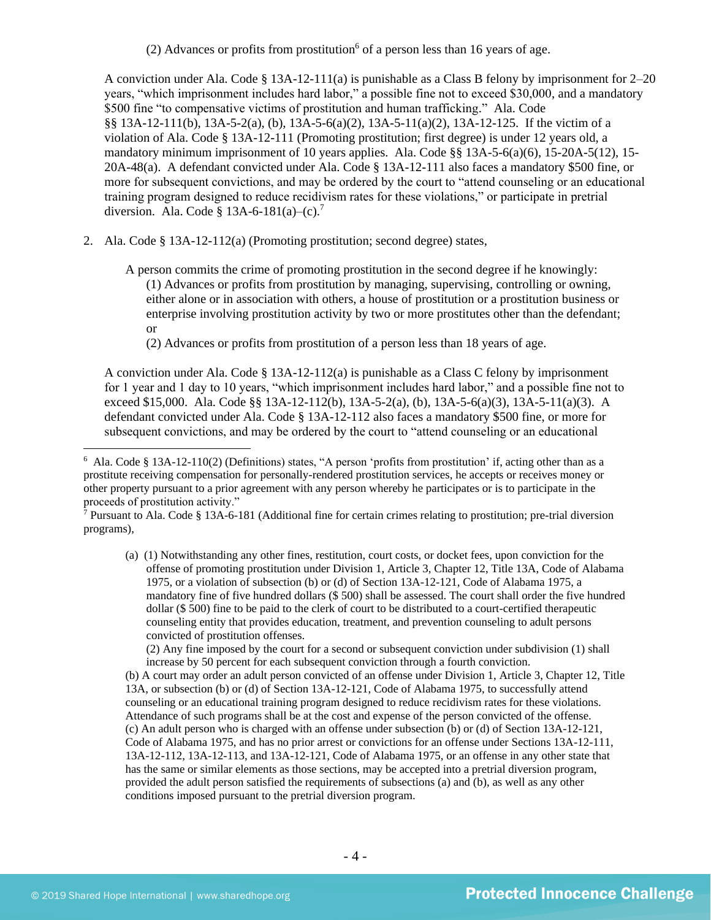(2) Advances or profits from prostitution[6] of a person less than 16 years of age.

A conviction under Ala. Code § 13A-12-111(a) is punishable as a Class B felony by imprisonment for 2–20 years, "which imprisonment includes hard labor," a possible fine not to exceed $30,000, and a mandatory $500 fine "to compensative victims of prostitution and human trafficking." Ala. Code §§ 13A-12-111(b), 13A-5-2(a), (b), 13A-5-6(a)(2), 13A-5-11(a)(2), 13A-12-125. If the victim of a violation of Ala. Code § 13A-12-111 (Promoting prostitution; first degree) is under 12 years old, a mandatory minimum imprisonment of 10 years applies. Ala. Code §§ 13A-5-6(a)(6), 15-20A-5(12), 15-20A-48(a). A defendant convicted under Ala. Code § 13A-12-111 also faces a mandatory $500 fine, or more for subsequent convictions, and may be ordered by the court to "attend counseling or an educational training program designed to reduce recidivism rates for these violations," or participate in pretrial diversion. Ala. Code § 13A-6-181(a)–(c).[7]

2. Ala. Code § 13A-12-112(a) (Promoting prostitution; second degree) states,

   A person commits the crime of promoting prostitution in the second degree if he knowingly:
   (1) Advances or profits from prostitution by managing, supervising, controlling or owning, either alone or in association with others, a house of prostitution or a prostitution business or enterprise involving prostitution activity by two or more prostitutes other than the defendant; or
   (2) Advances or profits from prostitution of a person less than 18 years of age.

   A conviction under Ala. Code § 13A-12-112(a) is punishable as a Class C felony by imprisonment for 1 year and 1 day to 10 years, "which imprisonment includes hard labor," and a possible fine not to exceed $15,000. Ala. Code §§ 13A-12-112(b), 13A-5-2(a), (b), 13A-5-6(a)(3), 13A-5-11(a)(3). A defendant convicted under Ala. Code § 13A-12-112 also faces a mandatory $500 fine, or more for subsequent convictions, and may be ordered by the court to "attend counseling or an educational

---

[6] Ala. Code § 13A-12-110(2) (Definitions) states, "A person 'profits from prostitution' if, acting other than as a prostitute receiving compensation for personally-rendered prostitution services, he accepts or receives money or other property pursuant to a prior agreement with any person whereby he participates or is to participate in the proceeds of prostitution activity."

[7] Pursuant to Ala. Code § 13A-6-181 (Additional fine for certain crimes relating to prostitution; pre-trial diversion programs),

> (a) (1) Notwithstanding any other fines, restitution, court costs, or docket fees, upon conviction for the offense of promoting prostitution under Division 1, Article 3, Chapter 12, Title 13A, Code of Alabama 1975, or a violation of subsection (b) or (d) of Section 13A-12-121, Code of Alabama 1975, a mandatory fine of five hundred dollars ($ 500) shall be assessed. The court shall order the five hundred dollar ($ 500) fine to be paid to the clerk of court to be distributed to a court-certified therapeutic counseling entity that provides education, treatment, and prevention counseling to adult persons convicted of prostitution offenses.
> (2) Any fine imposed by the court for a second or subsequent conviction under subdivision (1) shall increase by 50 percent for each subsequent conviction through a fourth conviction.
> (b) A court may order an adult person convicted of an offense under Division 1, Article 3, Chapter 12, Title 13A, or subsection (b) or (d) of Section 13A-12-121, Code of Alabama 1975, to successfully attend counseling or an educational training program designed to reduce recidivism rates for these violations. Attendance of such programs shall be at the cost and expense of the person convicted of the offense.
> (c) An adult person who is charged with an offense under subsection (b) or (d) of Section 13A-12-121, Code of Alabama 1975, and has no prior arrest or convictions for an offense under Sections 13A-12-111, 13A-12-112, 13A-12-113, and 13A-12-121, Code of Alabama 1975, or an offense in any other state that has the same or similar elements as those sections, may be accepted into a pretrial diversion program, provided the adult person satisfied the requirements of subsections (a) and (b), as well as any other conditions imposed pursuant to the pretrial diversion program.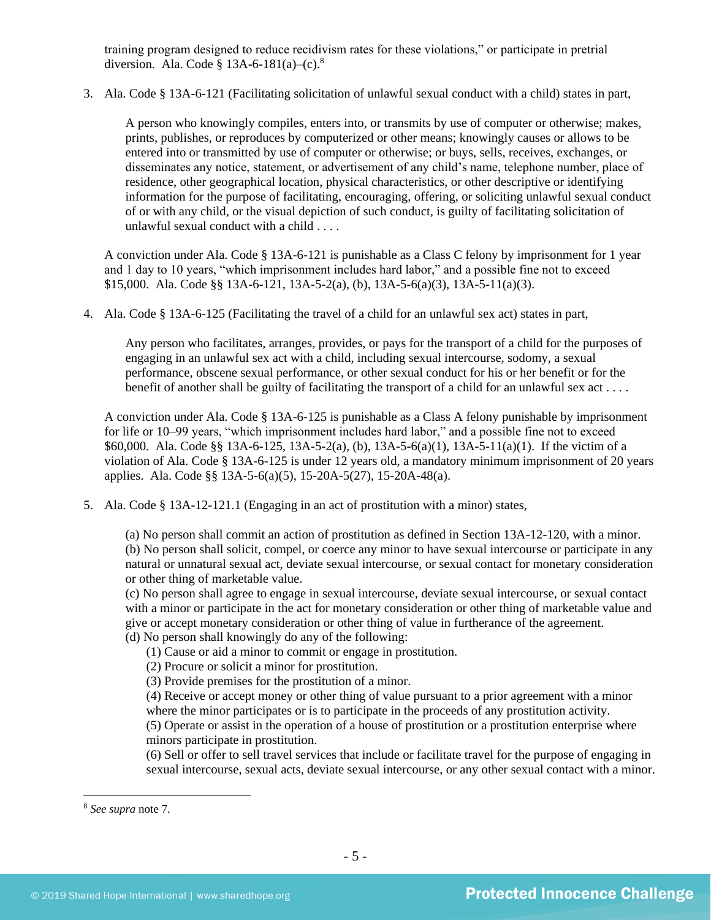training program designed to reduce recidivism rates for these violations," or participate in pretrial diversion. Ala. Code § 13A-6-181(a)–(c).[8]

3. Ala. Code § 13A-6-121 (Facilitating solicitation of unlawful sexual conduct with a child) states in part,

   > A person who knowingly compiles, enters into, or transmits by use of computer or otherwise; makes, prints, publishes, or reproduces by computerized or other means; knowingly causes or allows to be entered into or transmitted by use of computer or otherwise; or buys, sells, receives, exchanges, or disseminates any notice, statement, or advertisement of any child's name, telephone number, place of residence, other geographical location, physical characteristics, or other descriptive or identifying information for the purpose of facilitating, encouraging, offering, or soliciting unlawful sexual conduct of or with any child, or the visual depiction of such conduct, is guilty of facilitating solicitation of unlawful sexual conduct with a child . . . .

   A conviction under Ala. Code § 13A-6-121 is punishable as a Class C felony by imprisonment for 1 year and 1 day to 10 years, "which imprisonment includes hard labor," and a possible fine not to exceed $15,000. Ala. Code §§ 13A-6-121, 13A-5-2(a), (b), 13A-5-6(a)(3), 13A-5-11(a)(3).

4. Ala. Code § 13A-6-125 (Facilitating the travel of a child for an unlawful sex act) states in part,

   > Any person who facilitates, arranges, provides, or pays for the transport of a child for the purposes of engaging in an unlawful sex act with a child, including sexual intercourse, sodomy, a sexual performance, obscene sexual performance, or other sexual conduct for his or her benefit or for the benefit of another shall be guilty of facilitating the transport of a child for an unlawful sex act . . . .

   A conviction under Ala. Code § 13A-6-125 is punishable as a Class A felony punishable by imprisonment for life or 10–99 years, "which imprisonment includes hard labor," and a possible fine not to exceed $60,000. Ala. Code §§ 13A-6-125, 13A-5-2(a), (b), 13A-5-6(a)(1), 13A-5-11(a)(1). If the victim of a violation of Ala. Code § 13A-6-125 is under 12 years old, a mandatory minimum imprisonment of 20 years applies. Ala. Code §§ 13A-5-6(a)(5), 15-20A-5(27), 15-20A-48(a).

5. Ala. Code § 13A-12-121.1 (Engaging in an act of prostitution with a minor) states,

   > (a) No person shall commit an action of prostitution as defined in Section 13A-12-120, with a minor.
   > (b) No person shall solicit, compel, or coerce any minor to have sexual intercourse or participate in any natural or unnatural sexual act, deviate sexual intercourse, or sexual contact for monetary consideration or other thing of marketable value.
   > (c) No person shall agree to engage in sexual intercourse, deviate sexual intercourse, or sexual contact with a minor or participate in the act for monetary consideration or other thing of marketable value and give or accept monetary consideration or other thing of value in furtherance of the agreement.
   > (d) No person shall knowingly do any of the following:
   > (1) Cause or aid a minor to commit or engage in prostitution.
   > (2) Procure or solicit a minor for prostitution.
   > (3) Provide premises for the prostitution of a minor.
   > (4) Receive or accept money or other thing of value pursuant to a prior agreement with a minor where the minor participates or is to participate in the proceeds of any prostitution activity.
   > (5) Operate or assist in the operation of a house of prostitution or a prostitution enterprise where minors participate in prostitution.
   > (6) Sell or offer to sell travel services that include or facilitate travel for the purpose of engaging in sexual intercourse, sexual acts, deviate sexual intercourse, or any other sexual contact with a minor.

---

[8] *See supra* note 7.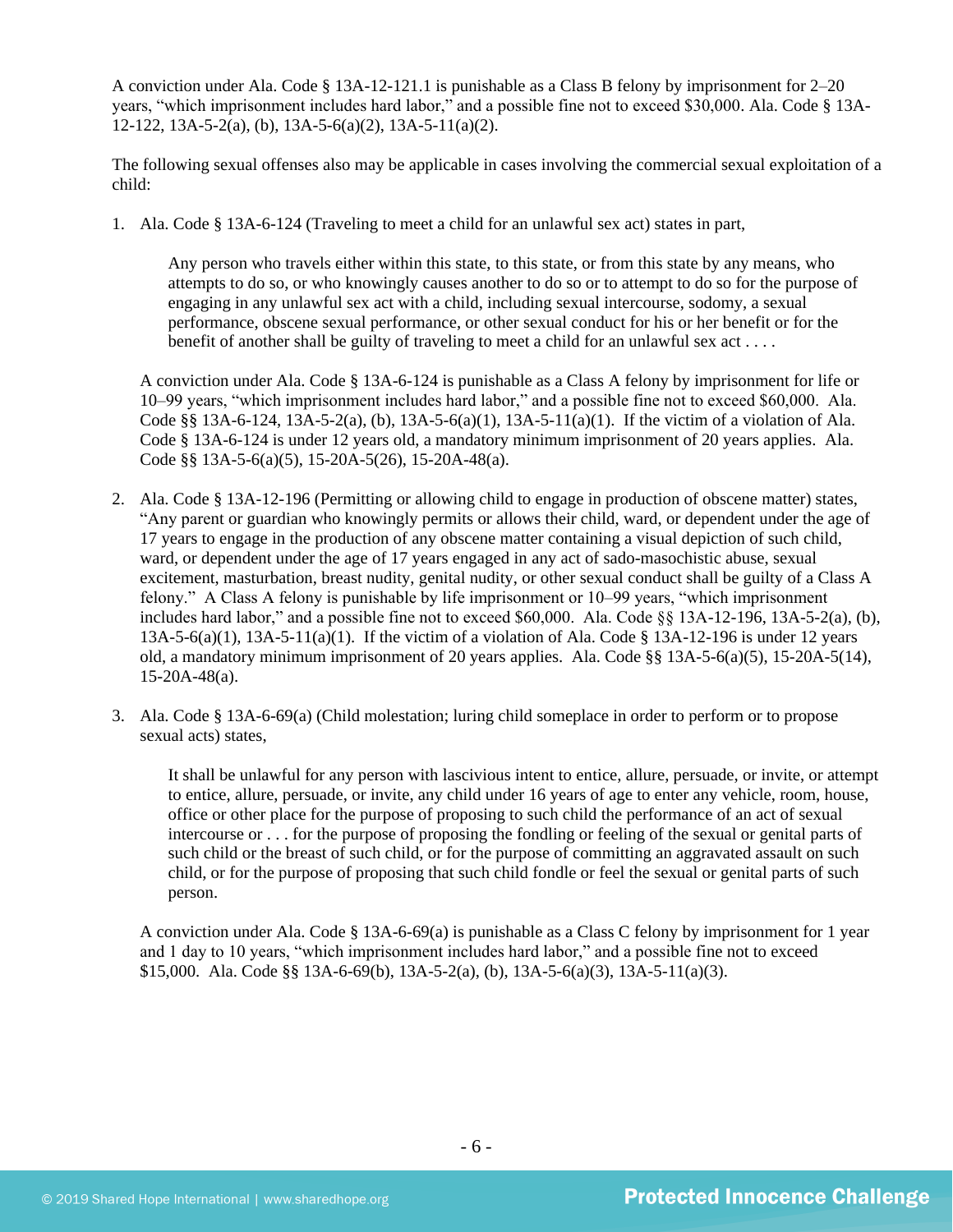A conviction under Ala. Code § 13A-12-121.1 is punishable as a Class B felony by imprisonment for 2–20 years, "which imprisonment includes hard labor," and a possible fine not to exceed $30,000. Ala. Code § 13A-12-122, 13A-5-2(a), (b), 13A-5-6(a)(2), 13A-5-11(a)(2).

The following sexual offenses also may be applicable in cases involving the commercial sexual exploitation of a child:

1. Ala. Code § 13A-6-124 (Traveling to meet a child for an unlawful sex act) states in part,

   > Any person who travels either within this state, to this state, or from this state by any means, who attempts to do so, or who knowingly causes another to do so or to attempt to do so for the purpose of engaging in any unlawful sex act with a child, including sexual intercourse, sodomy, a sexual performance, obscene sexual performance, or other sexual conduct for his or her benefit or for the benefit of another shall be guilty of traveling to meet a child for an unlawful sex act . . . .

   A conviction under Ala. Code § 13A-6-124 is punishable as a Class A felony by imprisonment for life or 10–99 years, "which imprisonment includes hard labor," and a possible fine not to exceed $60,000. Ala. Code §§ 13A-6-124, 13A-5-2(a), (b), 13A-5-6(a)(1), 13A-5-11(a)(1). If the victim of a violation of Ala. Code § 13A-6-124 is under 12 years old, a mandatory minimum imprisonment of 20 years applies. Ala. Code §§ 13A-5-6(a)(5), 15-20A-5(26), 15-20A-48(a).

2. Ala. Code § 13A-12-196 (Permitting or allowing child to engage in production of obscene matter) states, "Any parent or guardian who knowingly permits or allows their child, ward, or dependent under the age of 17 years to engage in the production of any obscene matter containing a visual depiction of such child, ward, or dependent under the age of 17 years engaged in any act of sado-masochistic abuse, sexual excitement, masturbation, breast nudity, genital nudity, or other sexual conduct shall be guilty of a Class A felony." A Class A felony is punishable by life imprisonment or 10–99 years, "which imprisonment includes hard labor," and a possible fine not to exceed $60,000. Ala. Code §§ 13A-12-196, 13A-5-2(a), (b), 13A-5-6(a)(1), 13A-5-11(a)(1). If the victim of a violation of Ala. Code § 13A-12-196 is under 12 years old, a mandatory minimum imprisonment of 20 years applies. Ala. Code §§ 13A-5-6(a)(5), 15-20A-5(14), 15-20A-48(a).

3. Ala. Code § 13A-6-69(a) (Child molestation; luring child someplace in order to perform or to propose sexual acts) states,

   > It shall be unlawful for any person with lascivious intent to entice, allure, persuade, or invite, or attempt to entice, allure, persuade, or invite, any child under 16 years of age to enter any vehicle, room, house, office or other place for the purpose of proposing to such child the performance of an act of sexual intercourse or . . . for the purpose of proposing the fondling or feeling of the sexual or genital parts of such child or the breast of such child, or for the purpose of committing an aggravated assault on such child, or for the purpose of proposing that such child fondle or feel the sexual or genital parts of such person.

   A conviction under Ala. Code § 13A-6-69(a) is punishable as a Class C felony by imprisonment for 1 year and 1 day to 10 years, "which imprisonment includes hard labor," and a possible fine not to exceed $15,000. Ala. Code §§ 13A-6-69(b), 13A-5-2(a), (b), 13A-5-6(a)(3), 13A-5-11(a)(3).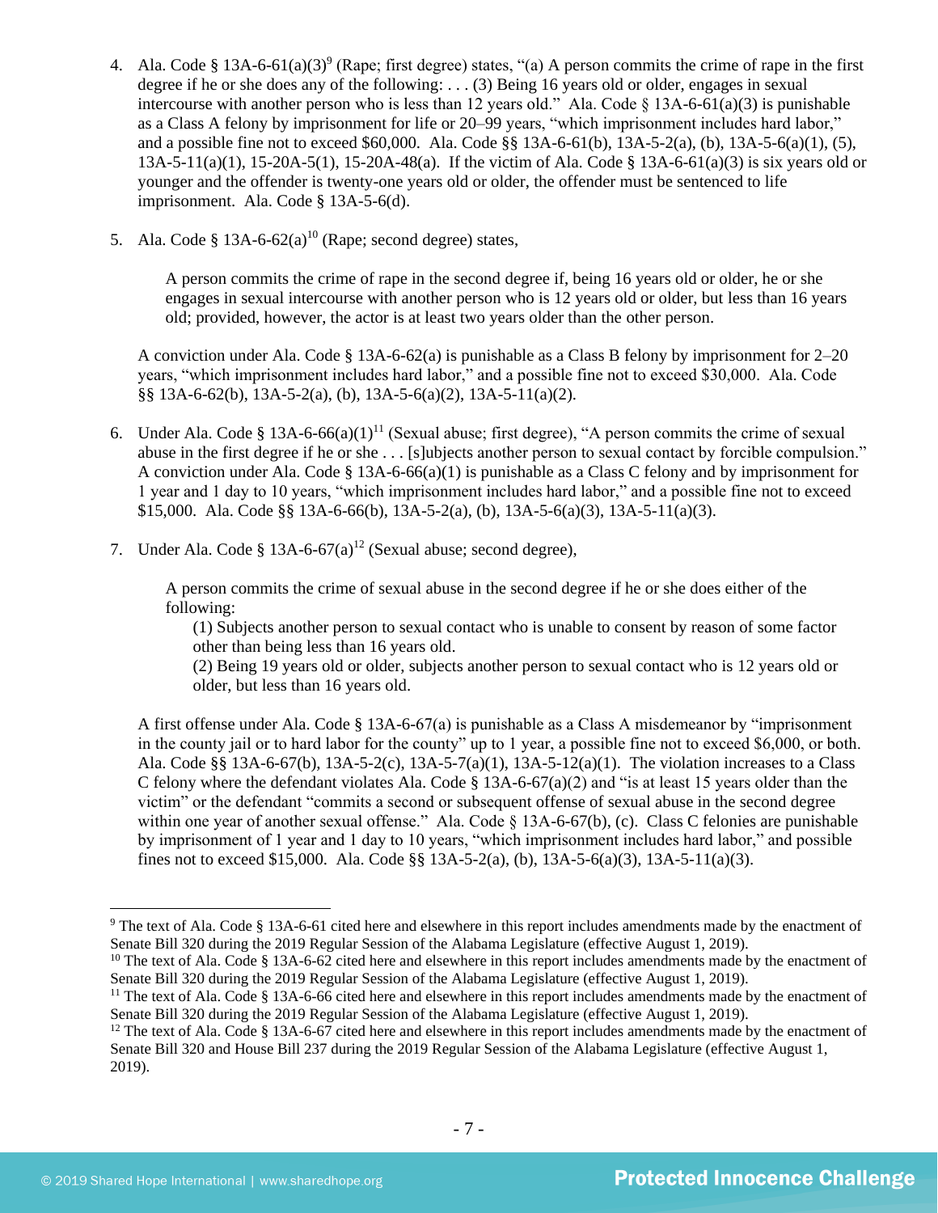4. Ala. Code § 13A-6-61(a)(3)[9] (Rape; first degree) states, "(a) A person commits the crime of rape in the first degree if he or she does any of the following: . . . (3) Being 16 years old or older, engages in sexual intercourse with another person who is less than 12 years old." Ala. Code § 13A-6-61(a)(3) is punishable as a Class A felony by imprisonment for life or 20–99 years, "which imprisonment includes hard labor," and a possible fine not to exceed $60,000. Ala. Code §§ 13A-6-61(b), 13A-5-2(a), (b), 13A-5-6(a)(1), (5), 13A-5-11(a)(1), 15-20A-5(1), 15-20A-48(a). If the victim of Ala. Code § 13A-6-61(a)(3) is six years old or younger and the offender is twenty-one years old or older, the offender must be sentenced to life imprisonment. Ala. Code § 13A-5-6(d).

5. Ala. Code § 13A-6-62(a)[10] (Rape; second degree) states,

   > A person commits the crime of rape in the second degree if, being 16 years old or older, he or she engages in sexual intercourse with another person who is 12 years old or older, but less than 16 years old; provided, however, the actor is at least two years older than the other person.

   A conviction under Ala. Code § 13A-6-62(a) is punishable as a Class B felony by imprisonment for 2–20 years, "which imprisonment includes hard labor," and a possible fine not to exceed $30,000. Ala. Code §§ 13A-6-62(b), 13A-5-2(a), (b), 13A-5-6(a)(2), 13A-5-11(a)(2).

6. Under Ala. Code § 13A-6-66(a)(1)[11] (Sexual abuse; first degree), "A person commits the crime of sexual abuse in the first degree if he or she . . . [s]ubjects another person to sexual contact by forcible compulsion." A conviction under Ala. Code § 13A-6-66(a)(1) is punishable as a Class C felony and by imprisonment for 1 year and 1 day to 10 years, "which imprisonment includes hard labor," and a possible fine not to exceed $15,000. Ala. Code §§ 13A-6-66(b), 13A-5-2(a), (b), 13A-5-6(a)(3), 13A-5-11(a)(3).

7. Under Ala. Code § 13A-6-67(a)[12] (Sexual abuse; second degree),

   > A person commits the crime of sexual abuse in the second degree if he or she does either of the following:
   >
   > (1) Subjects another person to sexual contact who is unable to consent by reason of some factor other than being less than 16 years old.
   >
   > (2) Being 19 years old or older, subjects another person to sexual contact who is 12 years old or older, but less than 16 years old.

   A first offense under Ala. Code § 13A-6-67(a) is punishable as a Class A misdemeanor by "imprisonment in the county jail or to hard labor for the county" up to 1 year, a possible fine not to exceed $6,000, or both. Ala. Code §§ 13A-6-67(b), 13A-5-2(c), 13A-5-7(a)(1), 13A-5-12(a)(1). The violation increases to a Class C felony where the defendant violates Ala. Code § 13A-6-67(a)(2) and "is at least 15 years older than the victim" or the defendant "commits a second or subsequent offense of sexual abuse in the second degree within one year of another sexual offense." Ala. Code § 13A-6-67(b), (c). Class C felonies are punishable by imprisonment of 1 year and 1 day to 10 years, "which imprisonment includes hard labor," and possible fines not to exceed $15,000. Ala. Code §§ 13A-5-2(a), (b), 13A-5-6(a)(3), 13A-5-11(a)(3).

---

[9] The text of Ala. Code § 13A-6-61 cited here and elsewhere in this report includes amendments made by the enactment of Senate Bill 320 during the 2019 Regular Session of the Alabama Legislature (effective August 1, 2019).

[10] The text of Ala. Code § 13A-6-62 cited here and elsewhere in this report includes amendments made by the enactment of Senate Bill 320 during the 2019 Regular Session of the Alabama Legislature (effective August 1, 2019).

[11] The text of Ala. Code § 13A-6-66 cited here and elsewhere in this report includes amendments made by the enactment of Senate Bill 320 during the 2019 Regular Session of the Alabama Legislature (effective August 1, 2019).

[12] The text of Ala. Code § 13A-6-67 cited here and elsewhere in this report includes amendments made by the enactment of Senate Bill 320 and House Bill 237 during the 2019 Regular Session of the Alabama Legislature (effective August 1, 2019).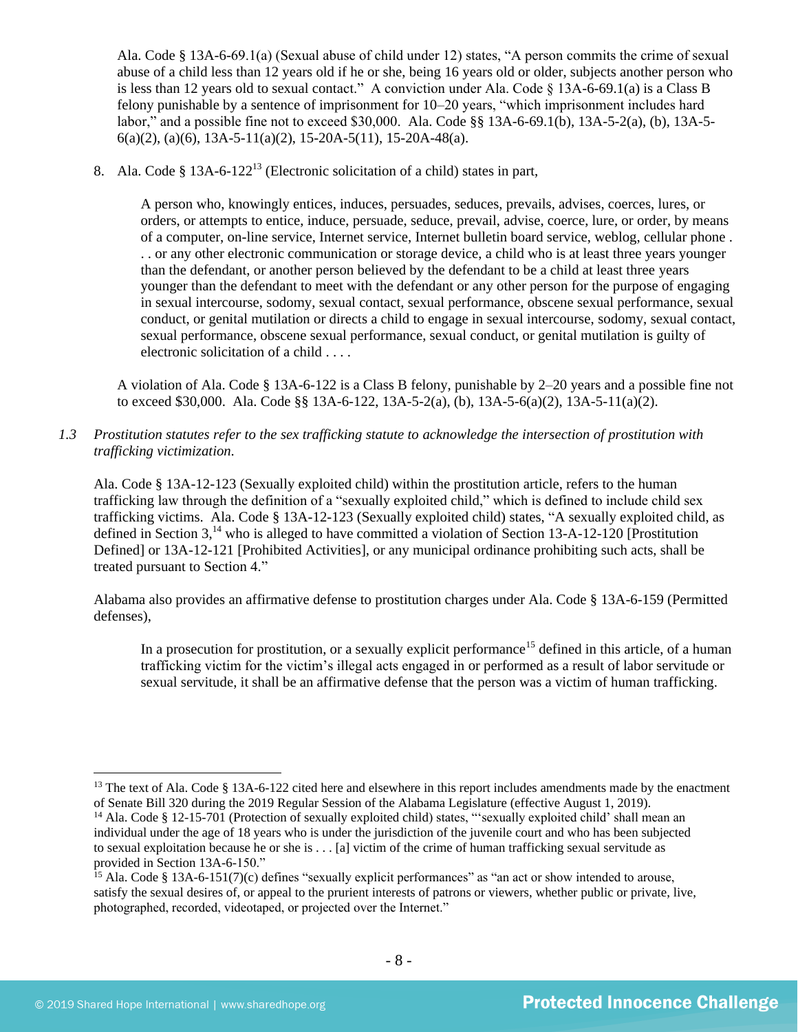Ala. Code § 13A-6-69.1(a) (Sexual abuse of child under 12) states, "A person commits the crime of sexual abuse of a child less than 12 years old if he or she, being 16 years old or older, subjects another person who is less than 12 years old to sexual contact." A conviction under Ala. Code § 13A-6-69.1(a) is a Class B felony punishable by a sentence of imprisonment for 10–20 years, "which imprisonment includes hard labor," and a possible fine not to exceed $30,000. Ala. Code §§ 13A-6-69.1(b), 13A-5-2(a), (b), 13A-5-6(a)(2), (a)(6), 13A-5-11(a)(2), 15-20A-5(11), 15-20A-48(a).

8. Ala. Code § 13A-6-122[13] (Electronic solicitation of a child) states in part,

> A person who, knowingly entices, induces, persuades, seduces, prevails, advises, coerces, lures, or orders, or attempts to entice, induce, persuade, seduce, prevail, advise, coerce, lure, or order, by means of a computer, on-line service, Internet service, Internet bulletin board service, weblog, cellular phone . . . or any other electronic communication or storage device, a child who is at least three years younger than the defendant, or another person believed by the defendant to be a child at least three years younger than the defendant to meet with the defendant or any other person for the purpose of engaging in sexual intercourse, sodomy, sexual contact, sexual performance, obscene sexual performance, sexual conduct, or genital mutilation or directs a child to engage in sexual intercourse, sodomy, sexual contact, sexual performance, obscene sexual performance, sexual conduct, or genital mutilation is guilty of electronic solicitation of a child . . . .

A violation of Ala. Code § 13A-6-122 is a Class B felony, punishable by 2–20 years and a possible fine not to exceed $30,000. Ala. Code §§ 13A-6-122, 13A-5-2(a), (b), 13A-5-6(a)(2), 13A-5-11(a)(2).

*1.3 Prostitution statutes refer to the sex trafficking statute to acknowledge the intersection of prostitution with trafficking victimization.*

Ala. Code § 13A-12-123 (Sexually exploited child) within the prostitution article, refers to the human trafficking law through the definition of a "sexually exploited child," which is defined to include child sex trafficking victims. Ala. Code § 13A-12-123 (Sexually exploited child) states, "A sexually exploited child, as defined in Section 3,[14] who is alleged to have committed a violation of Section 13-A-12-120 [Prostitution Defined] or 13A-12-121 [Prohibited Activities], or any municipal ordinance prohibiting such acts, shall be treated pursuant to Section 4."

Alabama also provides an affirmative defense to prostitution charges under Ala. Code § 13A-6-159 (Permitted defenses),

> In a prosecution for prostitution, or a sexually explicit performance[15] defined in this article, of a human trafficking victim for the victim's illegal acts engaged in or performed as a result of labor servitude or sexual servitude, it shall be an affirmative defense that the person was a victim of human trafficking.

---

[13] The text of Ala. Code § 13A-6-122 cited here and elsewhere in this report includes amendments made by the enactment of Senate Bill 320 during the 2019 Regular Session of the Alabama Legislature (effective August 1, 2019).

[14] Ala. Code § 12-15-701 (Protection of sexually exploited child) states, "'sexually exploited child' shall mean an individual under the age of 18 years who is under the jurisdiction of the juvenile court and who has been subjected to sexual exploitation because he or she is . . . [a] victim of the crime of human trafficking sexual servitude as provided in Section 13A-6-150."

[15] Ala. Code § 13A-6-151(7)(c) defines "sexually explicit performances" as "an act or show intended to arouse, satisfy the sexual desires of, or appeal to the prurient interests of patrons or viewers, whether public or private, live, photographed, recorded, videotaped, or projected over the Internet."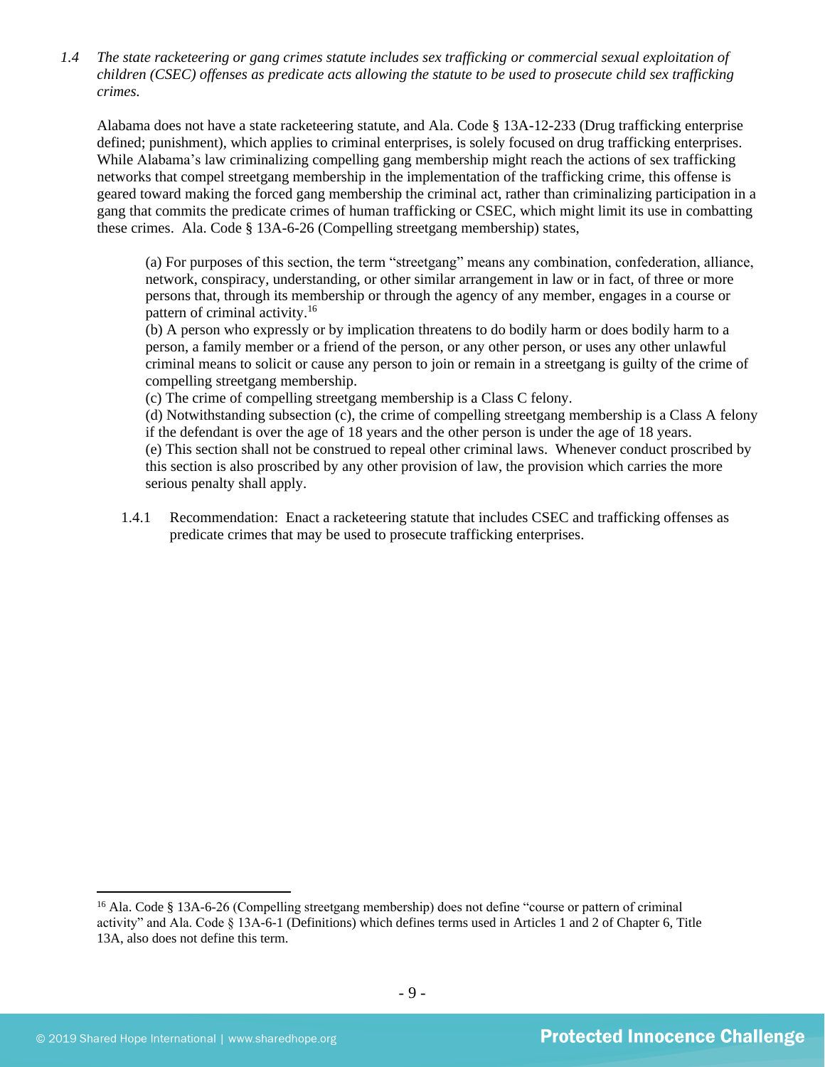*1.4 The state racketeering or gang crimes statute includes sex trafficking or commercial sexual exploitation of children (CSEC) offenses as predicate acts allowing the statute to be used to prosecute child sex trafficking crimes.*

Alabama does not have a state racketeering statute, and Ala. Code § 13A-12-233 (Drug trafficking enterprise defined; punishment), which applies to criminal enterprises, is solely focused on drug trafficking enterprises. While Alabama's law criminalizing compelling gang membership might reach the actions of sex trafficking networks that compel streetgang membership in the implementation of the trafficking crime, this offense is geared toward making the forced gang membership the criminal act, rather than criminalizing participation in a gang that commits the predicate crimes of human trafficking or CSEC, which might limit its use in combatting these crimes. Ala. Code § 13A-6-26 (Compelling streetgang membership) states,

> (a) For purposes of this section, the term "streetgang" means any combination, confederation, alliance, network, conspiracy, understanding, or other similar arrangement in law or in fact, of three or more persons that, through its membership or through the agency of any member, engages in a course or pattern of criminal activity.[16]
> (b) A person who expressly or by implication threatens to do bodily harm or does bodily harm to a person, a family member or a friend of the person, or any other person, or uses any other unlawful criminal means to solicit or cause any person to join or remain in a streetgang is guilty of the crime of compelling streetgang membership.
> (c) The crime of compelling streetgang membership is a Class C felony.
> (d) Notwithstanding subsection (c), the crime of compelling streetgang membership is a Class A felony if the defendant is over the age of 18 years and the other person is under the age of 18 years.
> (e) This section shall not be construed to repeal other criminal laws. Whenever conduct proscribed by this section is also proscribed by any other provision of law, the provision which carries the more serious penalty shall apply.

1.4.1 Recommendation: Enact a racketeering statute that includes CSEC and trafficking offenses as predicate crimes that may be used to prosecute trafficking enterprises.

---

[16] Ala. Code § 13A-6-26 (Compelling streetgang membership) does not define "course or pattern of criminal activity" and Ala. Code § 13A-6-1 (Definitions) which defines terms used in Articles 1 and 2 of Chapter 6, Title 13A, also does not define this term.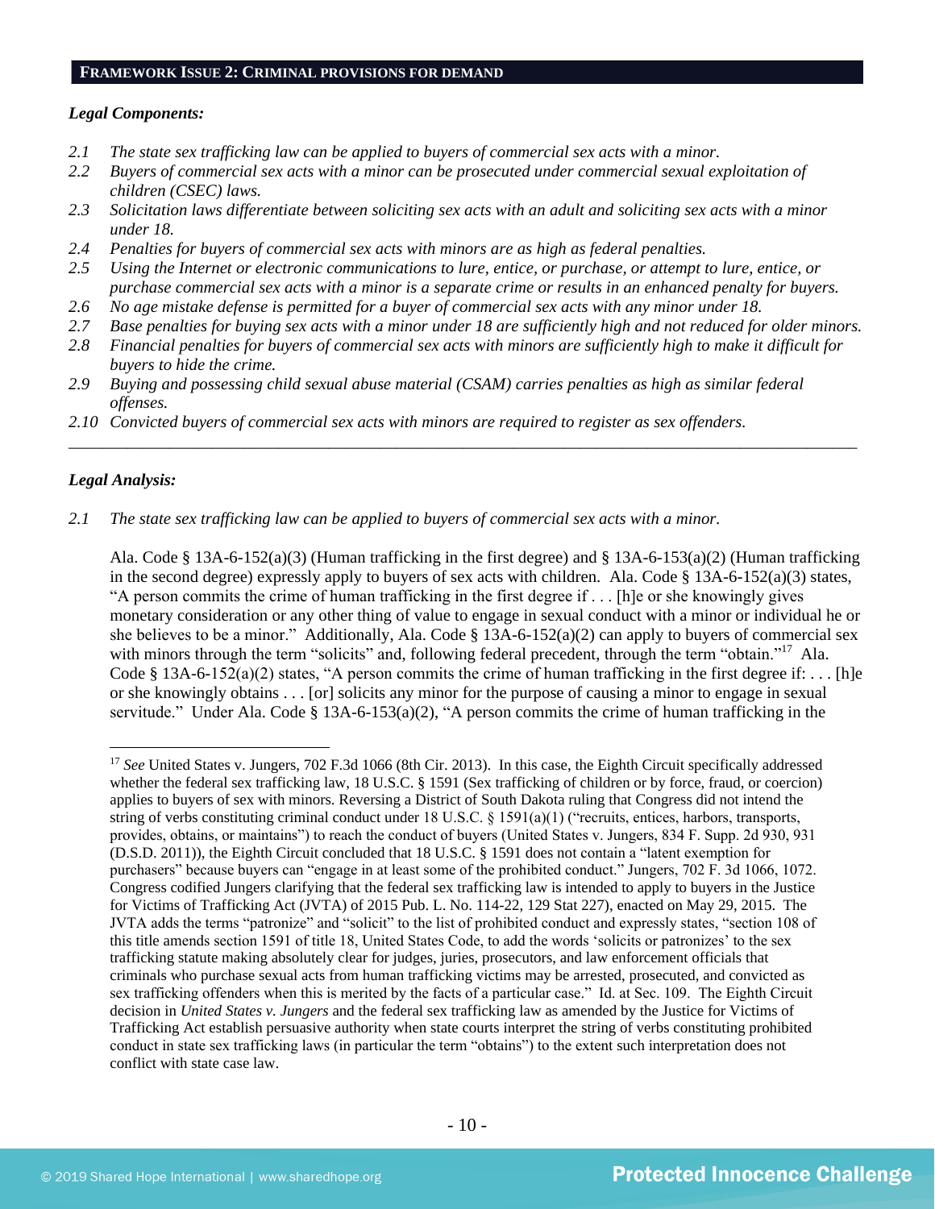## FRAMEWORK ISSUE 2: CRIMINAL PROVISIONS FOR DEMAND

***Legal Components:***

*2.1 The state sex trafficking law can be applied to buyers of commercial sex acts with a minor.*
*2.2 Buyers of commercial sex acts with a minor can be prosecuted under commercial sexual exploitation of children (CSEC) laws.*
*2.3 Solicitation laws differentiate between soliciting sex acts with an adult and soliciting sex acts with a minor under 18.*
*2.4 Penalties for buyers of commercial sex acts with minors are as high as federal penalties.*
*2.5 Using the Internet or electronic communications to lure, entice, or purchase, or attempt to lure, entice, or purchase commercial sex acts with a minor is a separate crime or results in an enhanced penalty for buyers.*
*2.6 No age mistake defense is permitted for a buyer of commercial sex acts with any minor under 18.*
*2.7 Base penalties for buying sex acts with a minor under 18 are sufficiently high and not reduced for older minors.*
*2.8 Financial penalties for buyers of commercial sex acts with minors are sufficiently high to make it difficult for buyers to hide the crime.*
*2.9 Buying and possessing child sexual abuse material (CSAM) carries penalties as high as similar federal offenses.*
*2.10 Convicted buyers of commercial sex acts with minors are required to register as sex offenders.*

---

***Legal Analysis:***

*2.1 The state sex trafficking law can be applied to buyers of commercial sex acts with a minor.*

Ala. Code § 13A-6-152(a)(3) (Human trafficking in the first degree) and § 13A-6-153(a)(2) (Human trafficking in the second degree) expressly apply to buyers of sex acts with children. Ala. Code § 13A-6-152(a)(3) states, "A person commits the crime of human trafficking in the first degree if . . . [h]e or she knowingly gives monetary consideration or any other thing of value to engage in sexual conduct with a minor or individual he or she believes to be a minor." Additionally, Ala. Code § 13A-6-152(a)(2) can apply to buyers of commercial sex with minors through the term "solicits" and, following federal precedent, through the term "obtain."[17] Ala. Code § 13A-6-152(a)(2) states, "A person commits the crime of human trafficking in the first degree if: . . . [h]e or she knowingly obtains . . . [or] solicits any minor for the purpose of causing a minor to engage in sexual servitude." Under Ala. Code § 13A-6-153(a)(2), "A person commits the crime of human trafficking in the

---

[17] *See* United States v. Jungers, 702 F.3d 1066 (8th Cir. 2013). In this case, the Eighth Circuit specifically addressed whether the federal sex trafficking law, 18 U.S.C. § 1591 (Sex trafficking of children or by force, fraud, or coercion) applies to buyers of sex with minors. Reversing a District of South Dakota ruling that Congress did not intend the string of verbs constituting criminal conduct under 18 U.S.C. § 1591(a)(1) ("recruits, entices, harbors, transports, provides, obtains, or maintains") to reach the conduct of buyers (United States v. Jungers, 834 F. Supp. 2d 930, 931 (D.S.D. 2011)), the Eighth Circuit concluded that 18 U.S.C. § 1591 does not contain a "latent exemption for purchasers" because buyers can "engage in at least some of the prohibited conduct." Jungers, 702 F. 3d 1066, 1072. Congress codified Jungers clarifying that the federal sex trafficking law is intended to apply to buyers in the Justice for Victims of Trafficking Act (JVTA) of 2015 Pub. L. No. 114-22, 129 Stat 227), enacted on May 29, 2015. The JVTA adds the terms "patronize" and "solicit" to the list of prohibited conduct and expressly states, "section 108 of this title amends section 1591 of title 18, United States Code, to add the words 'solicits or patronizes' to the sex trafficking statute making absolutely clear for judges, juries, prosecutors, and law enforcement officials that criminals who purchase sexual acts from human trafficking victims may be arrested, prosecuted, and convicted as sex trafficking offenders when this is merited by the facts of a particular case." Id. at Sec. 109. The Eighth Circuit decision in *United States v. Jungers* and the federal sex trafficking law as amended by the Justice for Victims of Trafficking Act establish persuasive authority when state courts interpret the string of verbs constituting prohibited conduct in state sex trafficking laws (in particular the term "obtains") to the extent such interpretation does not conflict with state case law.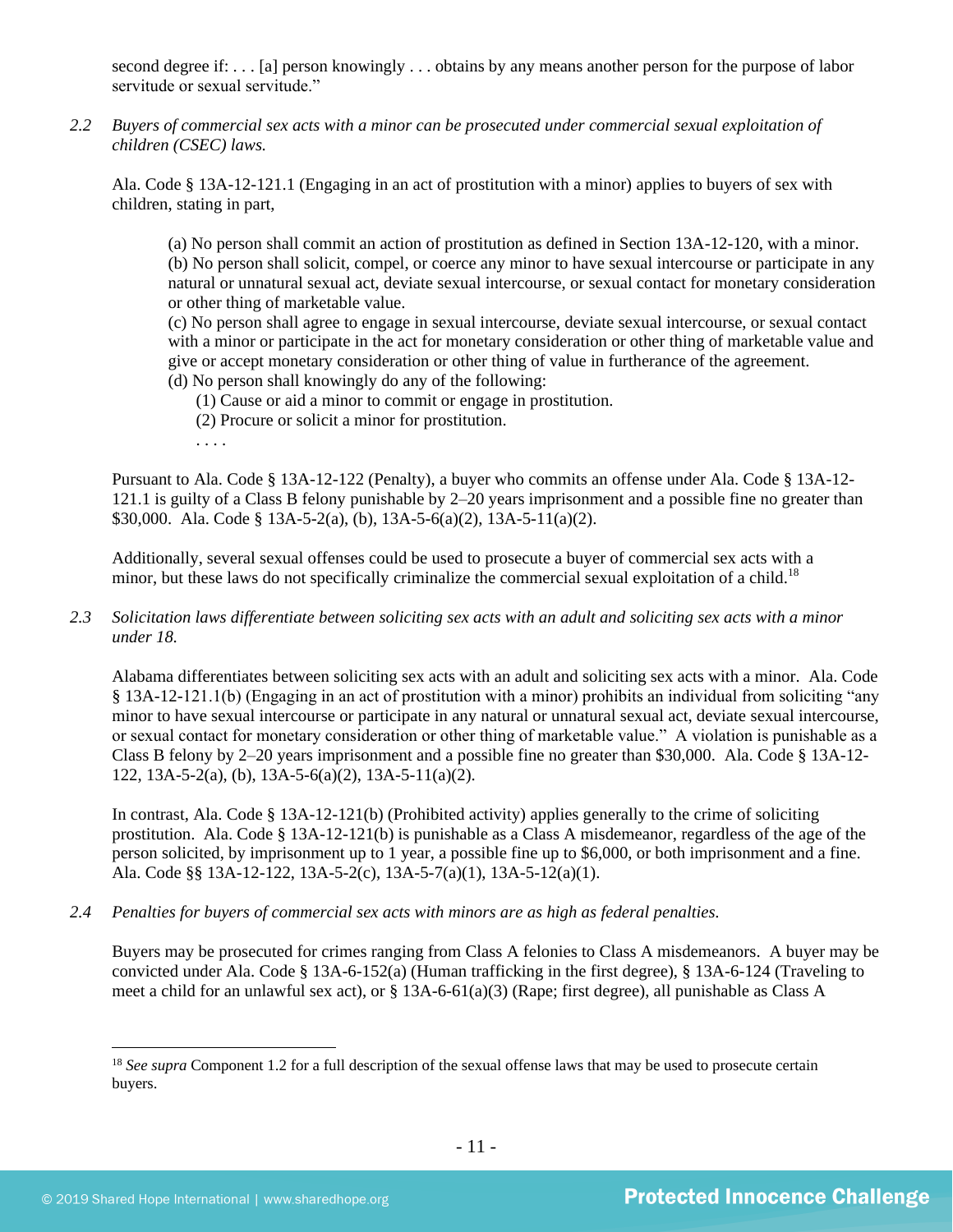second degree if: . . . [a] person knowingly . . . obtains by any means another person for the purpose of labor servitude or sexual servitude."

*2.2 Buyers of commercial sex acts with a minor can be prosecuted under commercial sexual exploitation of children (CSEC) laws.*

Ala. Code § 13A-12-121.1 (Engaging in an act of prostitution with a minor) applies to buyers of sex with children, stating in part,

> (a) No person shall commit an action of prostitution as defined in Section 13A-12-120, with a minor.
> (b) No person shall solicit, compel, or coerce any minor to have sexual intercourse or participate in any natural or unnatural sexual act, deviate sexual intercourse, or sexual contact for monetary consideration or other thing of marketable value.
> (c) No person shall agree to engage in sexual intercourse, deviate sexual intercourse, or sexual contact with a minor or participate in the act for monetary consideration or other thing of marketable value and give or accept monetary consideration or other thing of value in furtherance of the agreement.
> (d) No person shall knowingly do any of the following:
> (1) Cause or aid a minor to commit or engage in prostitution.
> (2) Procure or solicit a minor for prostitution.
> . . . .

Pursuant to Ala. Code § 13A-12-122 (Penalty), a buyer who commits an offense under Ala. Code § 13A-12-121.1 is guilty of a Class B felony punishable by 2–20 years imprisonment and a possible fine no greater than $30,000. Ala. Code § 13A-5-2(a), (b), 13A-5-6(a)(2), 13A-5-11(a)(2).

Additionally, several sexual offenses could be used to prosecute a buyer of commercial sex acts with a minor, but these laws do not specifically criminalize the commercial sexual exploitation of a child.[18]

*2.3 Solicitation laws differentiate between soliciting sex acts with an adult and soliciting sex acts with a minor under 18.*

Alabama differentiates between soliciting sex acts with an adult and soliciting sex acts with a minor. Ala. Code § 13A-12-121.1(b) (Engaging in an act of prostitution with a minor) prohibits an individual from soliciting "any minor to have sexual intercourse or participate in any natural or unnatural sexual act, deviate sexual intercourse, or sexual contact for monetary consideration or other thing of marketable value." A violation is punishable as a Class B felony by 2–20 years imprisonment and a possible fine no greater than $30,000. Ala. Code § 13A-12-122, 13A-5-2(a), (b), 13A-5-6(a)(2), 13A-5-11(a)(2).

In contrast, Ala. Code § 13A-12-121(b) (Prohibited activity) applies generally to the crime of soliciting prostitution. Ala. Code § 13A-12-121(b) is punishable as a Class A misdemeanor, regardless of the age of the person solicited, by imprisonment up to 1 year, a possible fine up to $6,000, or both imprisonment and a fine. Ala. Code §§ 13A-12-122, 13A-5-2(c), 13A-5-7(a)(1), 13A-5-12(a)(1).

*2.4 Penalties for buyers of commercial sex acts with minors are as high as federal penalties.*

Buyers may be prosecuted for crimes ranging from Class A felonies to Class A misdemeanors. A buyer may be convicted under Ala. Code § 13A-6-152(a) (Human trafficking in the first degree), § 13A-6-124 (Traveling to meet a child for an unlawful sex act), or § 13A-6-61(a)(3) (Rape; first degree), all punishable as Class A

[18] *See supra* Component 1.2 for a full description of the sexual offense laws that may be used to prosecute certain buyers.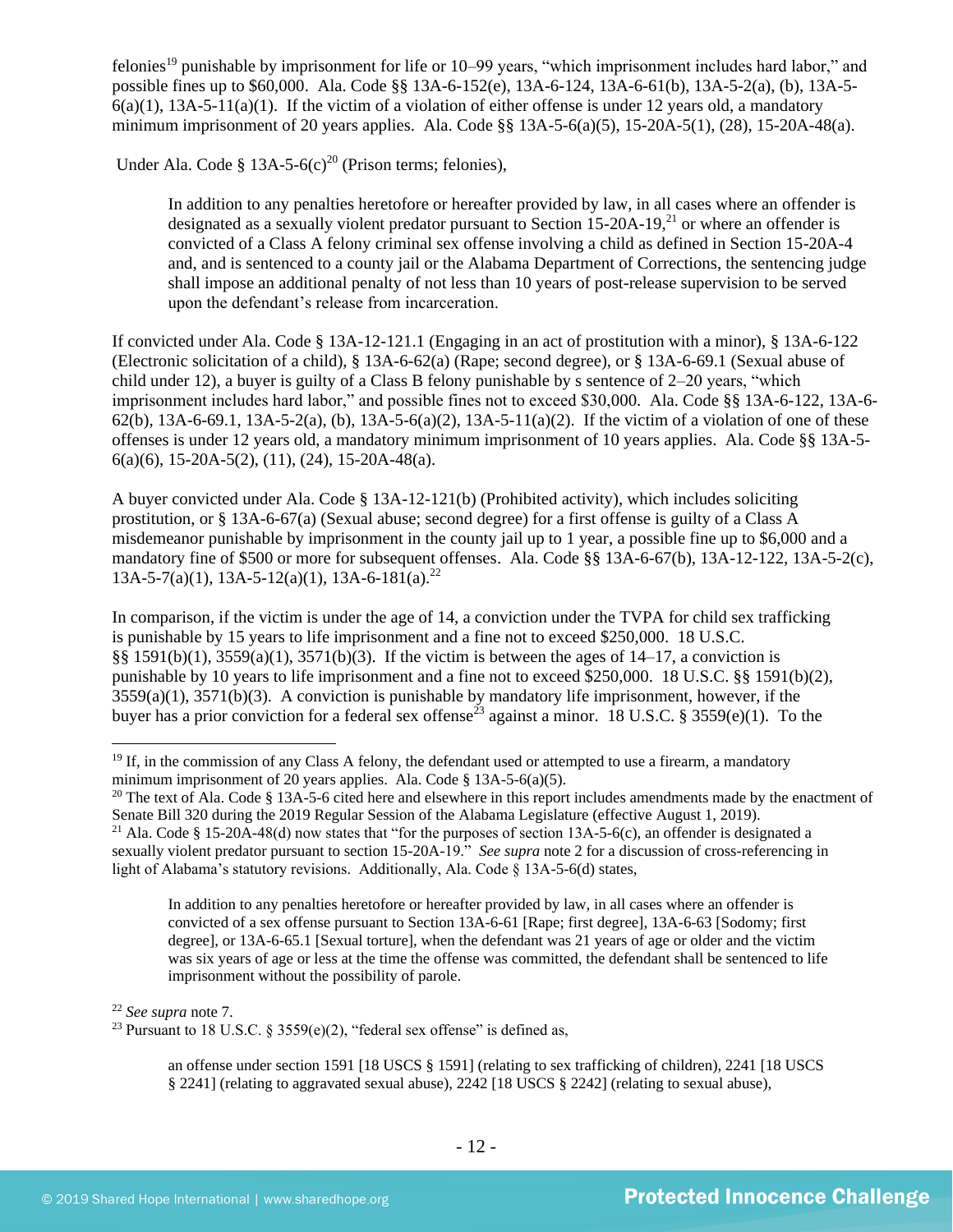felonies[19] punishable by imprisonment for life or 10–99 years, "which imprisonment includes hard labor," and possible fines up to $60,000. Ala. Code §§ 13A-6-152(e), 13A-6-124, 13A-6-61(b), 13A-5-2(a), (b), 13A-5-6(a)(1), 13A-5-11(a)(1). If the victim of a violation of either offense is under 12 years old, a mandatory minimum imprisonment of 20 years applies. Ala. Code §§ 13A-5-6(a)(5), 15-20A-5(1), (28), 15-20A-48(a).

Under Ala. Code § 13A-5-6(c)[20] (Prison terms; felonies),

> In addition to any penalties heretofore or hereafter provided by law, in all cases where an offender is designated as a sexually violent predator pursuant to Section 15-20A-19,[21] or where an offender is convicted of a Class A felony criminal sex offense involving a child as defined in Section 15-20A-4 and, and is sentenced to a county jail or the Alabama Department of Corrections, the sentencing judge shall impose an additional penalty of not less than 10 years of post-release supervision to be served upon the defendant's release from incarceration.

If convicted under Ala. Code § 13A-12-121.1 (Engaging in an act of prostitution with a minor), § 13A-6-122 (Electronic solicitation of a child), § 13A-6-62(a) (Rape; second degree), or § 13A-6-69.1 (Sexual abuse of child under 12), a buyer is guilty of a Class B felony punishable by s sentence of 2–20 years, "which imprisonment includes hard labor," and possible fines not to exceed $30,000. Ala. Code §§ 13A-6-122, 13A-6-62(b), 13A-6-69.1, 13A-5-2(a), (b), 13A-5-6(a)(2), 13A-5-11(a)(2). If the victim of a violation of one of these offenses is under 12 years old, a mandatory minimum imprisonment of 10 years applies. Ala. Code §§ 13A-5-6(a)(6), 15-20A-5(2), (11), (24), 15-20A-48(a).

A buyer convicted under Ala. Code § 13A-12-121(b) (Prohibited activity), which includes soliciting prostitution, or § 13A-6-67(a) (Sexual abuse; second degree) for a first offense is guilty of a Class A misdemeanor punishable by imprisonment in the county jail up to 1 year, a possible fine up to $6,000 and a mandatory fine of $500 or more for subsequent offenses. Ala. Code §§ 13A-6-67(b), 13A-12-122, 13A-5-2(c), 13A-5-7(a)(1), 13A-5-12(a)(1), 13A-6-181(a).[22]

In comparison, if the victim is under the age of 14, a conviction under the TVPA for child sex trafficking is punishable by 15 years to life imprisonment and a fine not to exceed $250,000. 18 U.S.C. §§ 1591(b)(1), 3559(a)(1), 3571(b)(3). If the victim is between the ages of 14–17, a conviction is punishable by 10 years to life imprisonment and a fine not to exceed $250,000. 18 U.S.C. §§ 1591(b)(2), 3559(a)(1), 3571(b)(3). A conviction is punishable by mandatory life imprisonment, however, if the buyer has a prior conviction for a federal sex offense[23] against a minor. 18 U.S.C. § 3559(e)(1). To the

---

[19] If, in the commission of any Class A felony, the defendant used or attempted to use a firearm, a mandatory minimum imprisonment of 20 years applies. Ala. Code § 13A-5-6(a)(5).

[20] The text of Ala. Code § 13A-5-6 cited here and elsewhere in this report includes amendments made by the enactment of Senate Bill 320 during the 2019 Regular Session of the Alabama Legislature (effective August 1, 2019).

[21] Ala. Code § 15-20A-48(d) now states that "for the purposes of section 13A-5-6(c), an offender is designated a sexually violent predator pursuant to section 15-20A-19." *See supra* note 2 for a discussion of cross-referencing in light of Alabama's statutory revisions. Additionally, Ala. Code § 13A-5-6(d) states,

> In addition to any penalties heretofore or hereafter provided by law, in all cases where an offender is convicted of a sex offense pursuant to Section 13A-6-61 [Rape; first degree], 13A-6-63 [Sodomy; first degree], or 13A-6-65.1 [Sexual torture], when the defendant was 21 years of age or older and the victim was six years of age or less at the time the offense was committed, the defendant shall be sentenced to life imprisonment without the possibility of parole.

[22] *See supra* note 7.

[23] Pursuant to 18 U.S.C. § 3559(e)(2), "federal sex offense" is defined as,

> an offense under section 1591 [18 USCS § 1591] (relating to sex trafficking of children), 2241 [18 USCS § 2241] (relating to aggravated sexual abuse), 2242 [18 USCS § 2242] (relating to sexual abuse),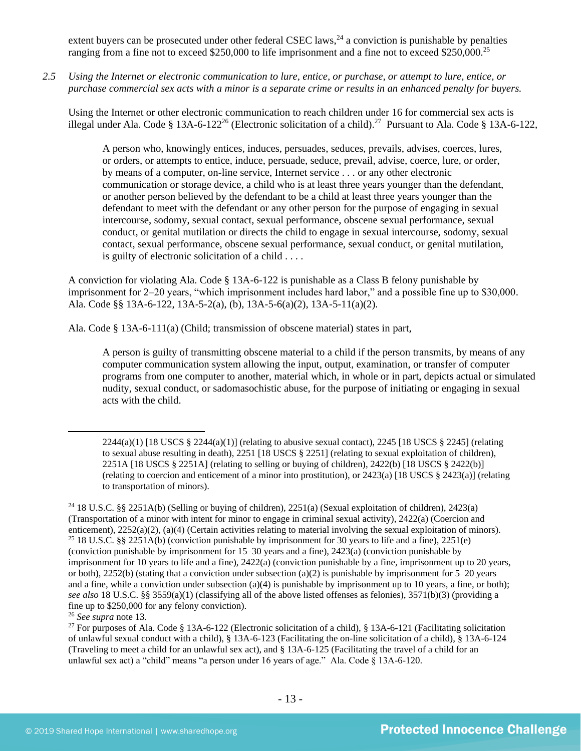extent buyers can be prosecuted under other federal CSEC laws,[24] a conviction is punishable by penalties ranging from a fine not to exceed $250,000 to life imprisonment and a fine not to exceed $250,000.[25]

*2.5 Using the Internet or electronic communication to lure, entice, or purchase, or attempt to lure, entice, or purchase commercial sex acts with a minor is a separate crime or results in an enhanced penalty for buyers.*

Using the Internet or other electronic communication to reach children under 16 for commercial sex acts is illegal under Ala. Code § 13A-6-122[26] (Electronic solicitation of a child).[27] Pursuant to Ala. Code § 13A-6-122,

> A person who, knowingly entices, induces, persuades, seduces, prevails, advises, coerces, lures, or orders, or attempts to entice, induce, persuade, seduce, prevail, advise, coerce, lure, or order, by means of a computer, on-line service, Internet service . . . or any other electronic communication or storage device, a child who is at least three years younger than the defendant, or another person believed by the defendant to be a child at least three years younger than the defendant to meet with the defendant or any other person for the purpose of engaging in sexual intercourse, sodomy, sexual contact, sexual performance, obscene sexual performance, sexual conduct, or genital mutilation or directs the child to engage in sexual intercourse, sodomy, sexual contact, sexual performance, obscene sexual performance, sexual conduct, or genital mutilation, is guilty of electronic solicitation of a child . . . .

A conviction for violating Ala. Code § 13A-6-122 is punishable as a Class B felony punishable by imprisonment for 2–20 years, "which imprisonment includes hard labor," and a possible fine up to $30,000. Ala. Code §§ 13A-6-122, 13A-5-2(a), (b), 13A-5-6(a)(2), 13A-5-11(a)(2).

Ala. Code § 13A-6-111(a) (Child; transmission of obscene material) states in part,

> A person is guilty of transmitting obscene material to a child if the person transmits, by means of any computer communication system allowing the input, output, examination, or transfer of computer programs from one computer to another, material which, in whole or in part, depicts actual or simulated nudity, sexual conduct, or sadomasochistic abuse, for the purpose of initiating or engaging in sexual acts with the child.

---

2244(a)(1) [18 USCS § 2244(a)(1)] (relating to abusive sexual contact), 2245 [18 USCS § 2245] (relating to sexual abuse resulting in death), 2251 [18 USCS § 2251] (relating to sexual exploitation of children), 2251A [18 USCS § 2251A] (relating to selling or buying of children), 2422(b) [18 USCS § 2422(b)] (relating to coercion and enticement of a minor into prostitution), or 2423(a) [18 USCS § 2423(a)] (relating to transportation of minors).

[24] 18 U.S.C. §§ 2251A(b) (Selling or buying of children), 2251(a) (Sexual exploitation of children), 2423(a) (Transportation of a minor with intent for minor to engage in criminal sexual activity), 2422(a) (Coercion and enticement), 2252(a)(2), (a)(4) (Certain activities relating to material involving the sexual exploitation of minors).

[25] 18 U.S.C. §§ 2251A(b) (conviction punishable by imprisonment for 30 years to life and a fine), 2251(e) (conviction punishable by imprisonment for 15–30 years and a fine), 2423(a) (conviction punishable by imprisonment for 10 years to life and a fine), 2422(a) (conviction punishable by a fine, imprisonment up to 20 years, or both), 2252(b) (stating that a conviction under subsection (a)(2) is punishable by imprisonment for 5–20 years and a fine, while a conviction under subsection (a)(4) is punishable by imprisonment up to 10 years, a fine, or both); *see also* 18 U.S.C. §§ 3559(a)(1) (classifying all of the above listed offenses as felonies), 3571(b)(3) (providing a fine up to $250,000 for any felony conviction).

[26] *See supra* note 13.

[27] For purposes of Ala. Code § 13A-6-122 (Electronic solicitation of a child), § 13A-6-121 (Facilitating solicitation of unlawful sexual conduct with a child), § 13A-6-123 (Facilitating the on-line solicitation of a child), § 13A-6-124 (Traveling to meet a child for an unlawful sex act), and § 13A-6-125 (Facilitating the travel of a child for an unlawful sex act) a "child" means "a person under 16 years of age." Ala. Code § 13A-6-120.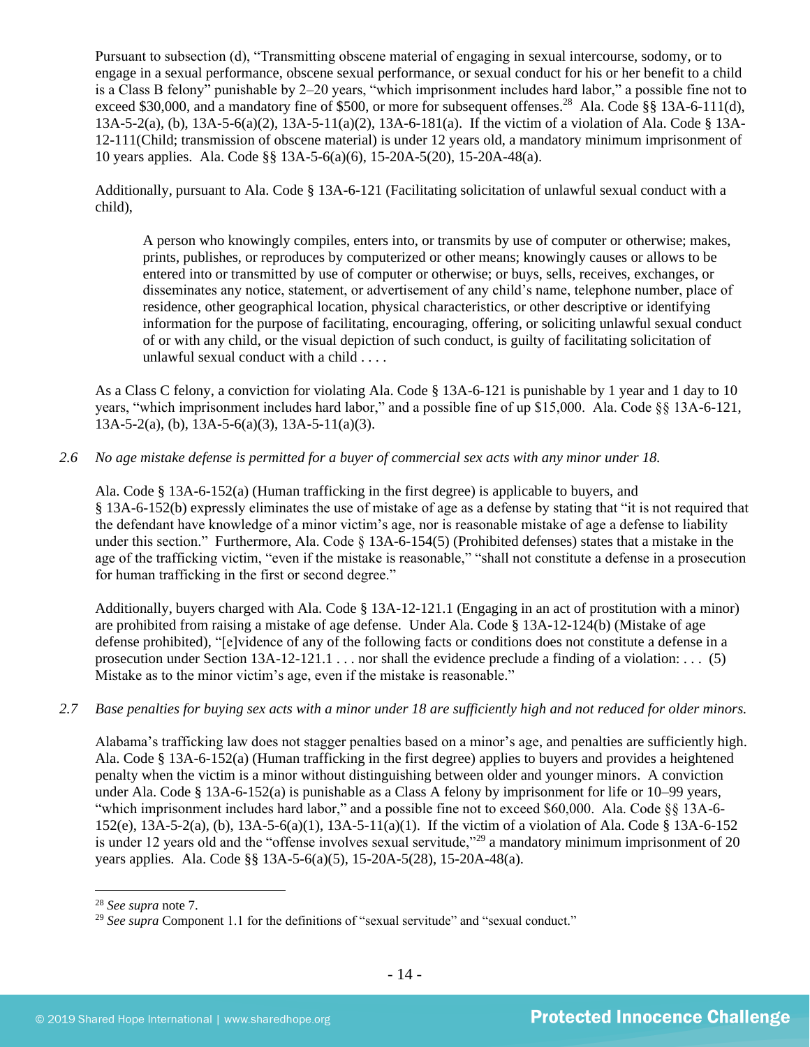Pursuant to subsection (d), "Transmitting obscene material of engaging in sexual intercourse, sodomy, or to engage in a sexual performance, obscene sexual performance, or sexual conduct for his or her benefit to a child is a Class B felony" punishable by 2–20 years, "which imprisonment includes hard labor," a possible fine not to exceed $30,000, and a mandatory fine of $500, or more for subsequent offenses.[28] Ala. Code §§ 13A-6-111(d), 13A-5-2(a), (b), 13A-5-6(a)(2), 13A-5-11(a)(2), 13A-6-181(a). If the victim of a violation of Ala. Code § 13A-12-111(Child; transmission of obscene material) is under 12 years old, a mandatory minimum imprisonment of 10 years applies. Ala. Code §§ 13A-5-6(a)(6), 15-20A-5(20), 15-20A-48(a).

Additionally, pursuant to Ala. Code § 13A-6-121 (Facilitating solicitation of unlawful sexual conduct with a child),

> A person who knowingly compiles, enters into, or transmits by use of computer or otherwise; makes, prints, publishes, or reproduces by computerized or other means; knowingly causes or allows to be entered into or transmitted by use of computer or otherwise; or buys, sells, receives, exchanges, or disseminates any notice, statement, or advertisement of any child's name, telephone number, place of residence, other geographical location, physical characteristics, or other descriptive or identifying information for the purpose of facilitating, encouraging, offering, or soliciting unlawful sexual conduct of or with any child, or the visual depiction of such conduct, is guilty of facilitating solicitation of unlawful sexual conduct with a child . . . .

As a Class C felony, a conviction for violating Ala. Code § 13A-6-121 is punishable by 1 year and 1 day to 10 years, "which imprisonment includes hard labor," and a possible fine of up $15,000. Ala. Code §§ 13A-6-121, 13A-5-2(a), (b), 13A-5-6(a)(3), 13A-5-11(a)(3).

*2.6 No age mistake defense is permitted for a buyer of commercial sex acts with any minor under 18.*

Ala. Code § 13A-6-152(a) (Human trafficking in the first degree) is applicable to buyers, and § 13A-6-152(b) expressly eliminates the use of mistake of age as a defense by stating that "it is not required that the defendant have knowledge of a minor victim's age, nor is reasonable mistake of age a defense to liability under this section." Furthermore, Ala. Code § 13A-6-154(5) (Prohibited defenses) states that a mistake in the age of the trafficking victim, "even if the mistake is reasonable," "shall not constitute a defense in a prosecution for human trafficking in the first or second degree."

Additionally, buyers charged with Ala. Code § 13A-12-121.1 (Engaging in an act of prostitution with a minor) are prohibited from raising a mistake of age defense. Under Ala. Code § 13A-12-124(b) (Mistake of age defense prohibited), "[e]vidence of any of the following facts or conditions does not constitute a defense in a prosecution under Section 13A-12-121.1 . . . nor shall the evidence preclude a finding of a violation: . . . (5) Mistake as to the minor victim's age, even if the mistake is reasonable."

*2.7 Base penalties for buying sex acts with a minor under 18 are sufficiently high and not reduced for older minors.*

Alabama's trafficking law does not stagger penalties based on a minor's age, and penalties are sufficiently high. Ala. Code § 13A-6-152(a) (Human trafficking in the first degree) applies to buyers and provides a heightened penalty when the victim is a minor without distinguishing between older and younger minors. A conviction under Ala. Code § 13A-6-152(a) is punishable as a Class A felony by imprisonment for life or 10–99 years, "which imprisonment includes hard labor," and a possible fine not to exceed $60,000. Ala. Code §§ 13A-6-152(e), 13A-5-2(a), (b), 13A-5-6(a)(1), 13A-5-11(a)(1). If the victim of a violation of Ala. Code § 13A-6-152 is under 12 years old and the "offense involves sexual servitude,"[29] a mandatory minimum imprisonment of 20 years applies. Ala. Code §§ 13A-5-6(a)(5), 15-20A-5(28), 15-20A-48(a).

---

[28] *See supra* note 7.

[29] *See supra* Component 1.1 for the definitions of "sexual servitude" and "sexual conduct."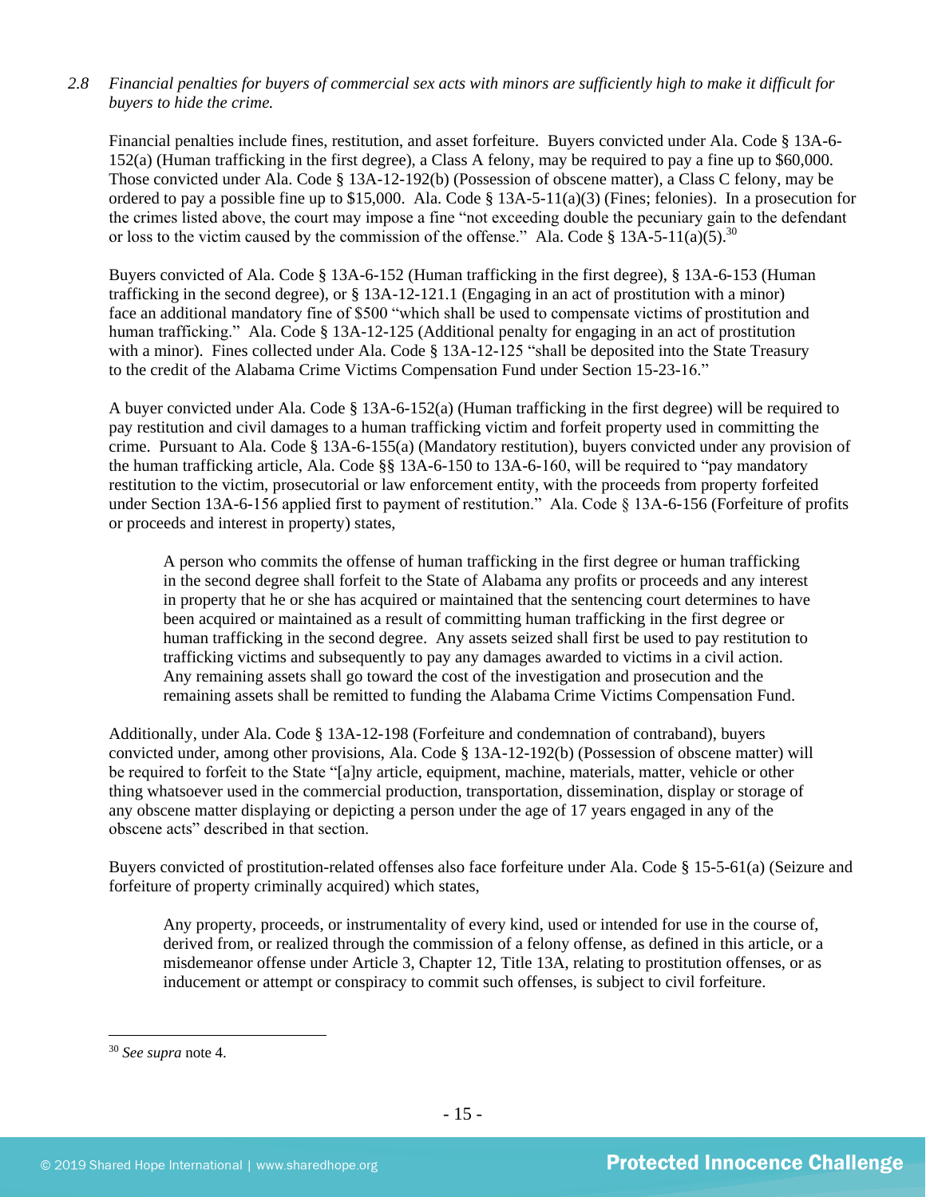*2.8 Financial penalties for buyers of commercial sex acts with minors are sufficiently high to make it difficult for buyers to hide the crime.*

Financial penalties include fines, restitution, and asset forfeiture. Buyers convicted under Ala. Code § 13A-6-152(a) (Human trafficking in the first degree), a Class A felony, may be required to pay a fine up to $60,000. Those convicted under Ala. Code § 13A-12-192(b) (Possession of obscene matter), a Class C felony, may be ordered to pay a possible fine up to $15,000. Ala. Code § 13A-5-11(a)(3) (Fines; felonies). In a prosecution for the crimes listed above, the court may impose a fine "not exceeding double the pecuniary gain to the defendant or loss to the victim caused by the commission of the offense." Ala. Code § 13A-5-11(a)(5).[30]

Buyers convicted of Ala. Code § 13A-6-152 (Human trafficking in the first degree), § 13A-6-153 (Human trafficking in the second degree), or § 13A-12-121.1 (Engaging in an act of prostitution with a minor) face an additional mandatory fine of $500 "which shall be used to compensate victims of prostitution and human trafficking." Ala. Code § 13A-12-125 (Additional penalty for engaging in an act of prostitution with a minor). Fines collected under Ala. Code § 13A-12-125 "shall be deposited into the State Treasury to the credit of the Alabama Crime Victims Compensation Fund under Section 15-23-16."

A buyer convicted under Ala. Code § 13A-6-152(a) (Human trafficking in the first degree) will be required to pay restitution and civil damages to a human trafficking victim and forfeit property used in committing the crime. Pursuant to Ala. Code § 13A-6-155(a) (Mandatory restitution), buyers convicted under any provision of the human trafficking article, Ala. Code §§ 13A-6-150 to 13A-6-160, will be required to "pay mandatory restitution to the victim, prosecutorial or law enforcement entity, with the proceeds from property forfeited under Section 13A-6-156 applied first to payment of restitution." Ala. Code § 13A-6-156 (Forfeiture of profits or proceeds and interest in property) states,

> A person who commits the offense of human trafficking in the first degree or human trafficking in the second degree shall forfeit to the State of Alabama any profits or proceeds and any interest in property that he or she has acquired or maintained that the sentencing court determines to have been acquired or maintained as a result of committing human trafficking in the first degree or human trafficking in the second degree. Any assets seized shall first be used to pay restitution to trafficking victims and subsequently to pay any damages awarded to victims in a civil action. Any remaining assets shall go toward the cost of the investigation and prosecution and the remaining assets shall be remitted to funding the Alabama Crime Victims Compensation Fund.

Additionally, under Ala. Code § 13A-12-198 (Forfeiture and condemnation of contraband), buyers convicted under, among other provisions, Ala. Code § 13A-12-192(b) (Possession of obscene matter) will be required to forfeit to the State "[a]ny article, equipment, machine, materials, matter, vehicle or other thing whatsoever used in the commercial production, transportation, dissemination, display or storage of any obscene matter displaying or depicting a person under the age of 17 years engaged in any of the obscene acts" described in that section.

Buyers convicted of prostitution-related offenses also face forfeiture under Ala. Code § 15-5-61(a) (Seizure and forfeiture of property criminally acquired) which states,

> Any property, proceeds, or instrumentality of every kind, used or intended for use in the course of, derived from, or realized through the commission of a felony offense, as defined in this article, or a misdemeanor offense under Article 3, Chapter 12, Title 13A, relating to prostitution offenses, or as inducement or attempt or conspiracy to commit such offenses, is subject to civil forfeiture.

---

[30] *See supra* note 4.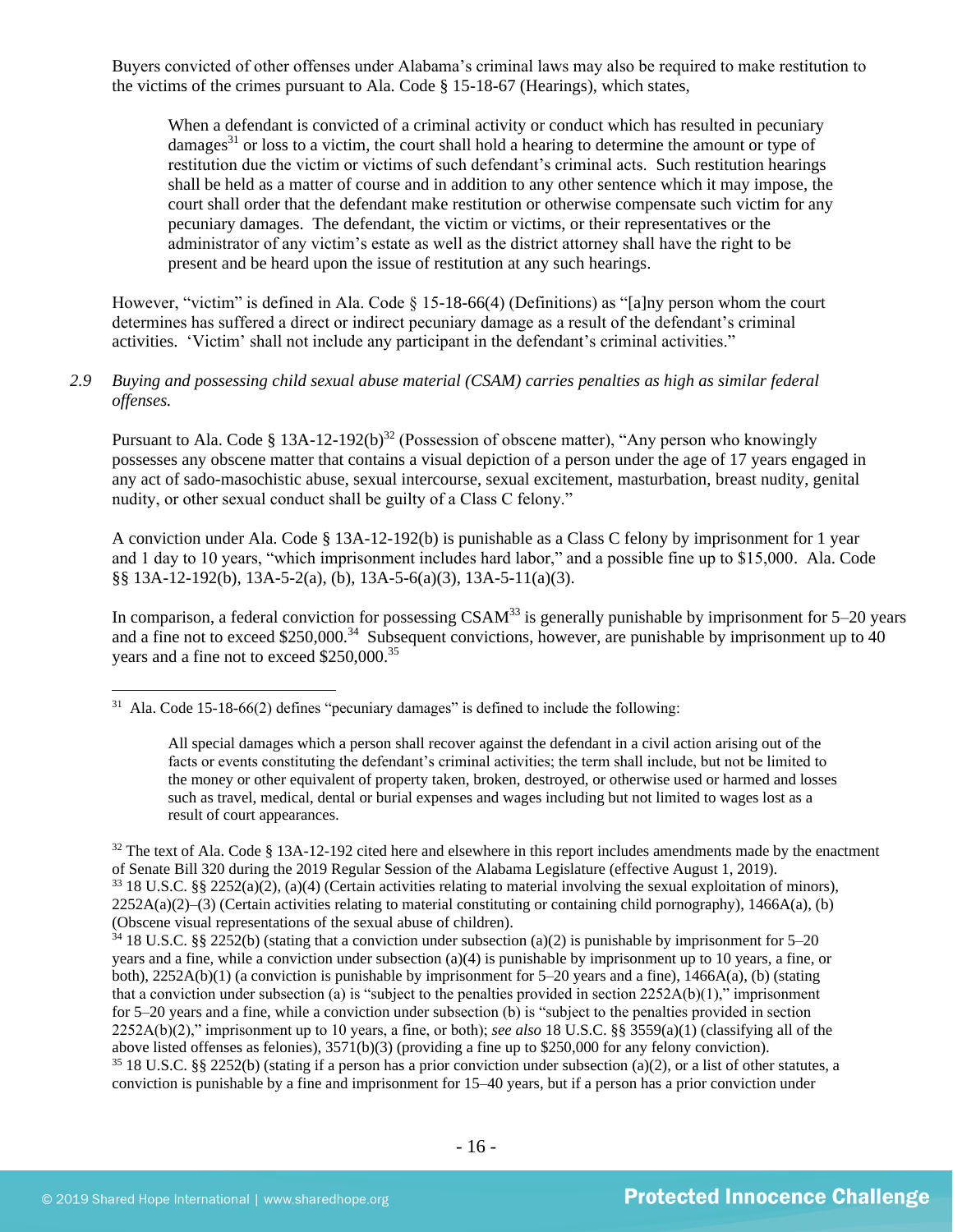Buyers convicted of other offenses under Alabama's criminal laws may also be required to make restitution to the victims of the crimes pursuant to Ala. Code § 15-18-67 (Hearings), which states,

> When a defendant is convicted of a criminal activity or conduct which has resulted in pecuniary damages[31] or loss to a victim, the court shall hold a hearing to determine the amount or type of restitution due the victim or victims of such defendant's criminal acts. Such restitution hearings shall be held as a matter of course and in addition to any other sentence which it may impose, the court shall order that the defendant make restitution or otherwise compensate such victim for any pecuniary damages. The defendant, the victim or victims, or their representatives or the administrator of any victim's estate as well as the district attorney shall have the right to be present and be heard upon the issue of restitution at any such hearings.

However, "victim" is defined in Ala. Code § 15-18-66(4) (Definitions) as "[a]ny person whom the court determines has suffered a direct or indirect pecuniary damage as a result of the defendant's criminal activities. 'Victim' shall not include any participant in the defendant's criminal activities."

*2.9 Buying and possessing child sexual abuse material (CSAM) carries penalties as high as similar federal offenses.*

Pursuant to Ala. Code § 13A-12-192(b)[32] (Possession of obscene matter), "Any person who knowingly possesses any obscene matter that contains a visual depiction of a person under the age of 17 years engaged in any act of sado-masochistic abuse, sexual intercourse, sexual excitement, masturbation, breast nudity, genital nudity, or other sexual conduct shall be guilty of a Class C felony."

A conviction under Ala. Code § 13A-12-192(b) is punishable as a Class C felony by imprisonment for 1 year and 1 day to 10 years, "which imprisonment includes hard labor," and a possible fine up to $15,000. Ala. Code §§ 13A-12-192(b), 13A-5-2(a), (b), 13A-5-6(a)(3), 13A-5-11(a)(3).

In comparison, a federal conviction for possessing CSAM[33] is generally punishable by imprisonment for 5–20 years and a fine not to exceed $250,000.[34] Subsequent convictions, however, are punishable by imprisonment up to 40 years and a fine not to exceed $250,000.[35]

---

[31] Ala. Code 15-18-66(2) defines "pecuniary damages" is defined to include the following:

> All special damages which a person shall recover against the defendant in a civil action arising out of the facts or events constituting the defendant's criminal activities; the term shall include, but not be limited to the money or other equivalent of property taken, broken, destroyed, or otherwise used or harmed and losses such as travel, medical, dental or burial expenses and wages including but not limited to wages lost as a result of court appearances.

[32] The text of Ala. Code § 13A-12-192 cited here and elsewhere in this report includes amendments made by the enactment of Senate Bill 320 during the 2019 Regular Session of the Alabama Legislature (effective August 1, 2019).

[33] 18 U.S.C. §§ 2252(a)(2), (a)(4) (Certain activities relating to material involving the sexual exploitation of minors), 2252A(a)(2)–(3) (Certain activities relating to material constituting or containing child pornography), 1466A(a), (b) (Obscene visual representations of the sexual abuse of children).

[34] 18 U.S.C. §§ 2252(b) (stating that a conviction under subsection (a)(2) is punishable by imprisonment for 5–20 years and a fine, while a conviction under subsection (a)(4) is punishable by imprisonment up to 10 years, a fine, or both), 2252A(b)(1) (a conviction is punishable by imprisonment for 5–20 years and a fine), 1466A(a), (b) (stating that a conviction under subsection (a) is "subject to the penalties provided in section 2252A(b)(1)," imprisonment for 5–20 years and a fine, while a conviction under subsection (b) is "subject to the penalties provided in section 2252A(b)(2)," imprisonment up to 10 years, a fine, or both); *see also* 18 U.S.C. §§ 3559(a)(1) (classifying all of the above listed offenses as felonies), 3571(b)(3) (providing a fine up to $250,000 for any felony conviction).

[35] 18 U.S.C. §§ 2252(b) (stating if a person has a prior conviction under subsection (a)(2), or a list of other statutes, a conviction is punishable by a fine and imprisonment for 15–40 years, but if a person has a prior conviction under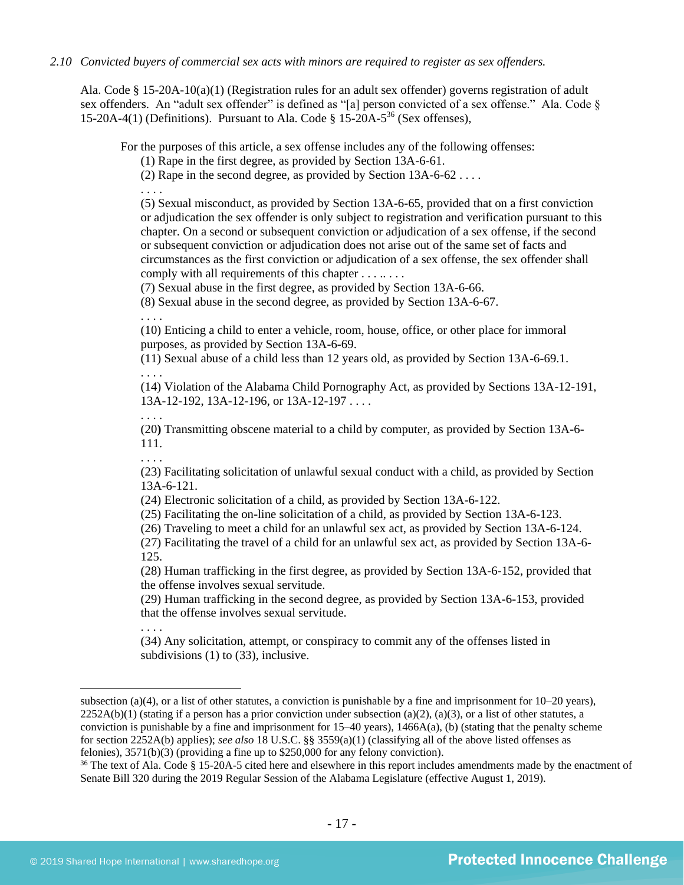*2.10 Convicted buyers of commercial sex acts with minors are required to register as sex offenders.*

Ala. Code § 15-20A-10(a)(1) (Registration rules for an adult sex offender) governs registration of adult sex offenders. An "adult sex offender" is defined as "[a] person convicted of a sex offense." Ala. Code § 15-20A-4(1) (Definitions). Pursuant to Ala. Code § 15-20A-5[36] (Sex offenses),

> For the purposes of this article, a sex offense includes any of the following offenses:
>
> (1) Rape in the first degree, as provided by Section 13A-6-61.
>
> (2) Rape in the second degree, as provided by Section 13A-6-62 . . . .
>
> . . . .
>
> (5) Sexual misconduct, as provided by Section 13A-6-65, provided that on a first conviction or adjudication the sex offender is only subject to registration and verification pursuant to this chapter. On a second or subsequent conviction or adjudication of a sex offense, if the second or subsequent conviction or adjudication does not arise out of the same set of facts and circumstances as the first conviction or adjudication of a sex offense, the sex offender shall comply with all requirements of this chapter . . . .. . . .
>
> (7) Sexual abuse in the first degree, as provided by Section 13A-6-66.
>
> (8) Sexual abuse in the second degree, as provided by Section 13A-6-67.
>
> . . . .
>
> (10) Enticing a child to enter a vehicle, room, house, office, or other place for immoral purposes, as provided by Section 13A-6-69.
>
> (11) Sexual abuse of a child less than 12 years old, as provided by Section 13A-6-69.1.
>
> . . . .
>
> (14) Violation of the Alabama Child Pornography Act, as provided by Sections 13A-12-191, 13A-12-192, 13A-12-196, or 13A-12-197 . . . .
>
> . . . .
>
> (20) Transmitting obscene material to a child by computer, as provided by Section 13A-6-111.
>
> . . . .
>
> (23) Facilitating solicitation of unlawful sexual conduct with a child, as provided by Section 13A-6-121.
>
> (24) Electronic solicitation of a child, as provided by Section 13A-6-122.
>
> (25) Facilitating the on-line solicitation of a child, as provided by Section 13A-6-123.
>
> (26) Traveling to meet a child for an unlawful sex act, as provided by Section 13A-6-124.
>
> (27) Facilitating the travel of a child for an unlawful sex act, as provided by Section 13A-6-125.
>
> (28) Human trafficking in the first degree, as provided by Section 13A-6-152, provided that the offense involves sexual servitude.
>
> (29) Human trafficking in the second degree, as provided by Section 13A-6-153, provided that the offense involves sexual servitude.
>
> . . . .
>
> (34) Any solicitation, attempt, or conspiracy to commit any of the offenses listed in subdivisions (1) to (33), inclusive.

---

subsection (a)(4), or a list of other statutes, a conviction is punishable by a fine and imprisonment for 10–20 years), 2252A(b)(1) (stating if a person has a prior conviction under subsection (a)(2), (a)(3), or a list of other statutes, a conviction is punishable by a fine and imprisonment for 15–40 years), 1466A(a), (b) (stating that the penalty scheme for section 2252A(b) applies); *see also* 18 U.S.C. §§ 3559(a)(1) (classifying all of the above listed offenses as felonies), 3571(b)(3) (providing a fine up to $250,000 for any felony conviction).

[36] The text of Ala. Code § 15-20A-5 cited here and elsewhere in this report includes amendments made by the enactment of Senate Bill 320 during the 2019 Regular Session of the Alabama Legislature (effective August 1, 2019).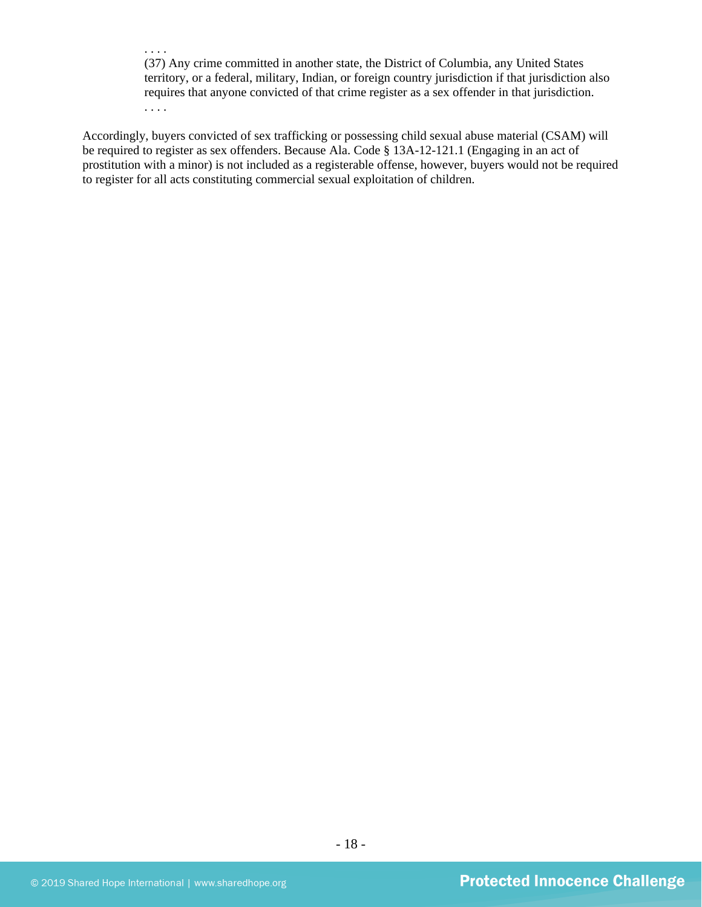> . . . .
> (37) Any crime committed in another state, the District of Columbia, any United States territory, or a federal, military, Indian, or foreign country jurisdiction if that jurisdiction also requires that anyone convicted of that crime register as a sex offender in that jurisdiction.
> . . . .

Accordingly, buyers convicted of sex trafficking or possessing child sexual abuse material (CSAM) will be required to register as sex offenders. Because Ala. Code § 13A-12-121.1 (Engaging in an act of prostitution with a minor) is not included as a registerable offense, however, buyers would not be required to register for all acts constituting commercial sexual exploitation of children.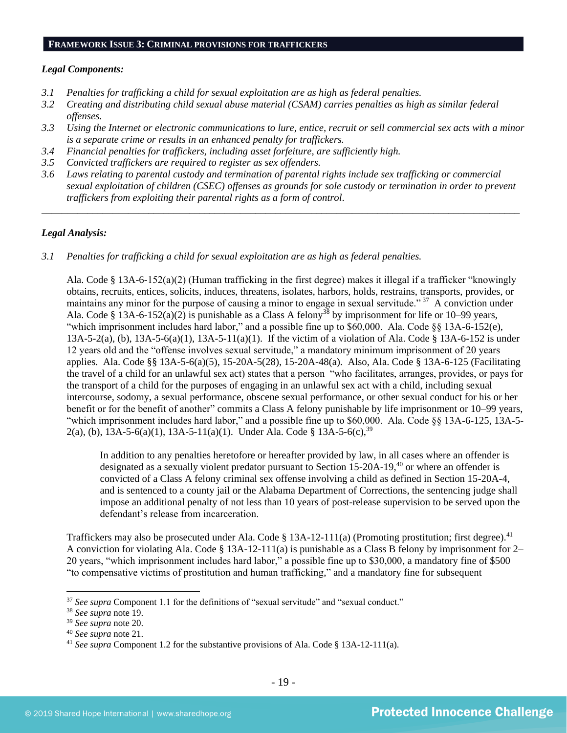## FRAMEWORK ISSUE 3: CRIMINAL PROVISIONS FOR TRAFFICKERS

***Legal Components:***

*3.1 Penalties for trafficking a child for sexual exploitation are as high as federal penalties.*
*3.2 Creating and distributing child sexual abuse material (CSAM) carries penalties as high as similar federal offenses.*
*3.3 Using the Internet or electronic communications to lure, entice, recruit or sell commercial sex acts with a minor is a separate crime or results in an enhanced penalty for traffickers.*
*3.4 Financial penalties for traffickers, including asset forfeiture, are sufficiently high.*
*3.5 Convicted traffickers are required to register as sex offenders.*
*3.6 Laws relating to parental custody and termination of parental rights include sex trafficking or commercial sexual exploitation of children (CSEC) offenses as grounds for sole custody or termination in order to prevent traffickers from exploiting their parental rights as a form of control.*

---

***Legal Analysis:***

*3.1 Penalties for trafficking a child for sexual exploitation are as high as federal penalties.*

Ala. Code § 13A-6-152(a)(2) (Human trafficking in the first degree) makes it illegal if a trafficker "knowingly obtains, recruits, entices, solicits, induces, threatens, isolates, harbors, holds, restrains, transports, provides, or maintains any minor for the purpose of causing a minor to engage in sexual servitude."[37] A conviction under Ala. Code § 13A-6-152(a)(2) is punishable as a Class A felony[38] by imprisonment for life or 10–99 years, "which imprisonment includes hard labor," and a possible fine up to $60,000. Ala. Code §§ 13A-6-152(e), 13A-5-2(a), (b), 13A-5-6(a)(1), 13A-5-11(a)(1). If the victim of a violation of Ala. Code § 13A-6-152 is under 12 years old and the "offense involves sexual servitude," a mandatory minimum imprisonment of 20 years applies. Ala. Code §§ 13A-5-6(a)(5), 15-20A-5(28), 15-20A-48(a). Also, Ala. Code § 13A-6-125 (Facilitating the travel of a child for an unlawful sex act) states that a person "who facilitates, arranges, provides, or pays for the transport of a child for the purposes of engaging in an unlawful sex act with a child, including sexual intercourse, sodomy, a sexual performance, obscene sexual performance, or other sexual conduct for his or her benefit or for the benefit of another" commits a Class A felony punishable by life imprisonment or 10–99 years, "which imprisonment includes hard labor," and a possible fine up to $60,000. Ala. Code §§ 13A-6-125, 13A-5-2(a), (b), 13A-5-6(a)(1), 13A-5-11(a)(1). Under Ala. Code § 13A-5-6(c),[39]

> In addition to any penalties heretofore or hereafter provided by law, in all cases where an offender is designated as a sexually violent predator pursuant to Section 15-20A-19,[40] or where an offender is convicted of a Class A felony criminal sex offense involving a child as defined in Section 15-20A-4, and is sentenced to a county jail or the Alabama Department of Corrections, the sentencing judge shall impose an additional penalty of not less than 10 years of post-release supervision to be served upon the defendant's release from incarceration.

Traffickers may also be prosecuted under Ala. Code § 13A-12-111(a) (Promoting prostitution; first degree).[41] A conviction for violating Ala. Code § 13A-12-111(a) is punishable as a Class B felony by imprisonment for 2–20 years, "which imprisonment includes hard labor," a possible fine up to $30,000, a mandatory fine of $500 "to compensative victims of prostitution and human trafficking," and a mandatory fine for subsequent

---

[37] *See supra* Component 1.1 for the definitions of "sexual servitude" and "sexual conduct."
[38] *See supra* note 19.
[39] *See supra* note 20.
[40] *See supra* note 21.
[41] *See supra* Component 1.2 for the substantive provisions of Ala. Code § 13A-12-111(a).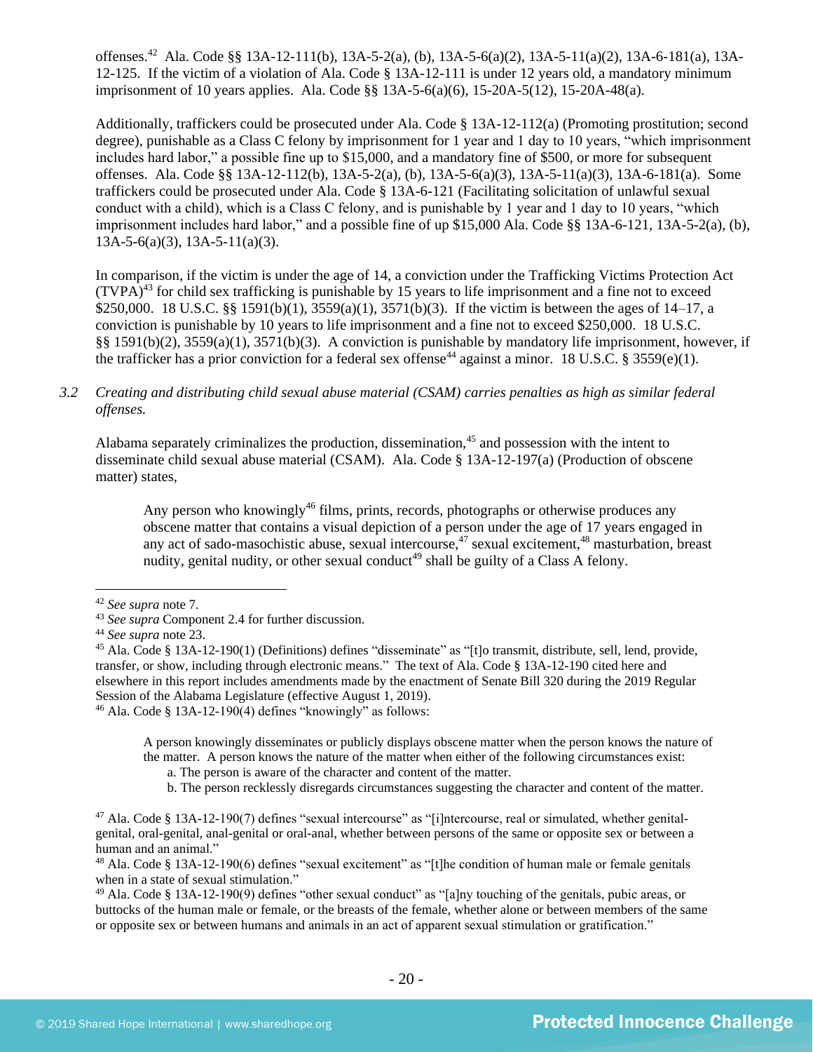offenses.[42] Ala. Code §§ 13A-12-111(b), 13A-5-2(a), (b), 13A-5-6(a)(2), 13A-5-11(a)(2), 13A-6-181(a), 13A-12-125. If the victim of a violation of Ala. Code § 13A-12-111 is under 12 years old, a mandatory minimum imprisonment of 10 years applies. Ala. Code §§ 13A-5-6(a)(6), 15-20A-5(12), 15-20A-48(a).

Additionally, traffickers could be prosecuted under Ala. Code § 13A-12-112(a) (Promoting prostitution; second degree), punishable as a Class C felony by imprisonment for 1 year and 1 day to 10 years, "which imprisonment includes hard labor," a possible fine up to $15,000, and a mandatory fine of $500, or more for subsequent offenses. Ala. Code §§ 13A-12-112(b), 13A-5-2(a), (b), 13A-5-6(a)(3), 13A-5-11(a)(3), 13A-6-181(a). Some traffickers could be prosecuted under Ala. Code § 13A-6-121 (Facilitating solicitation of unlawful sexual conduct with a child), which is a Class C felony, and is punishable by 1 year and 1 day to 10 years, "which imprisonment includes hard labor," and a possible fine of up $15,000 Ala. Code §§ 13A-6-121, 13A-5-2(a), (b), 13A-5-6(a)(3), 13A-5-11(a)(3).

In comparison, if the victim is under the age of 14, a conviction under the Trafficking Victims Protection Act (TVPA)[43] for child sex trafficking is punishable by 15 years to life imprisonment and a fine not to exceed $250,000. 18 U.S.C. §§ 1591(b)(1), 3559(a)(1), 3571(b)(3). If the victim is between the ages of 14–17, a conviction is punishable by 10 years to life imprisonment and a fine not to exceed $250,000. 18 U.S.C. §§ 1591(b)(2), 3559(a)(1), 3571(b)(3). A conviction is punishable by mandatory life imprisonment, however, if the trafficker has a prior conviction for a federal sex offense[44] against a minor. 18 U.S.C. § 3559(e)(1).

*3.2 Creating and distributing child sexual abuse material (CSAM) carries penalties as high as similar federal offenses.*

Alabama separately criminalizes the production, dissemination,[45] and possession with the intent to disseminate child sexual abuse material (CSAM). Ala. Code § 13A-12-197(a) (Production of obscene matter) states,

> Any person who knowingly[46] films, prints, records, photographs or otherwise produces any obscene matter that contains a visual depiction of a person under the age of 17 years engaged in any act of sado-masochistic abuse, sexual intercourse,[47] sexual excitement,[48] masturbation, breast nudity, genital nudity, or other sexual conduct[49] shall be guilty of a Class A felony.

---

[42] *See supra* note 7.

[43] *See supra* Component 2.4 for further discussion.

[44] *See supra* note 23.

[45] Ala. Code § 13A-12-190(1) (Definitions) defines "disseminate" as "[t]o transmit, distribute, sell, lend, provide, transfer, or show, including through electronic means." The text of Ala. Code § 13A-12-190 cited here and elsewhere in this report includes amendments made by the enactment of Senate Bill 320 during the 2019 Regular Session of the Alabama Legislature (effective August 1, 2019).

[46] Ala. Code § 13A-12-190(4) defines "knowingly" as follows:

> A person knowingly disseminates or publicly displays obscene matter when the person knows the nature of the matter. A person knows the nature of the matter when either of the following circumstances exist:
> a. The person is aware of the character and content of the matter.
> b. The person recklessly disregards circumstances suggesting the character and content of the matter.

[47] Ala. Code § 13A-12-190(7) defines "sexual intercourse" as "[i]ntercourse, real or simulated, whether genital-genital, oral-genital, anal-genital or oral-anal, whether between persons of the same or opposite sex or between a human and an animal."

[48] Ala. Code § 13A-12-190(6) defines "sexual excitement" as "[t]he condition of human male or female genitals when in a state of sexual stimulation."

[49] Ala. Code § 13A-12-190(9) defines "other sexual conduct" as "[a]ny touching of the genitals, pubic areas, or buttocks of the human male or female, or the breasts of the female, whether alone or between members of the same or opposite sex or between humans and animals in an act of apparent sexual stimulation or gratification."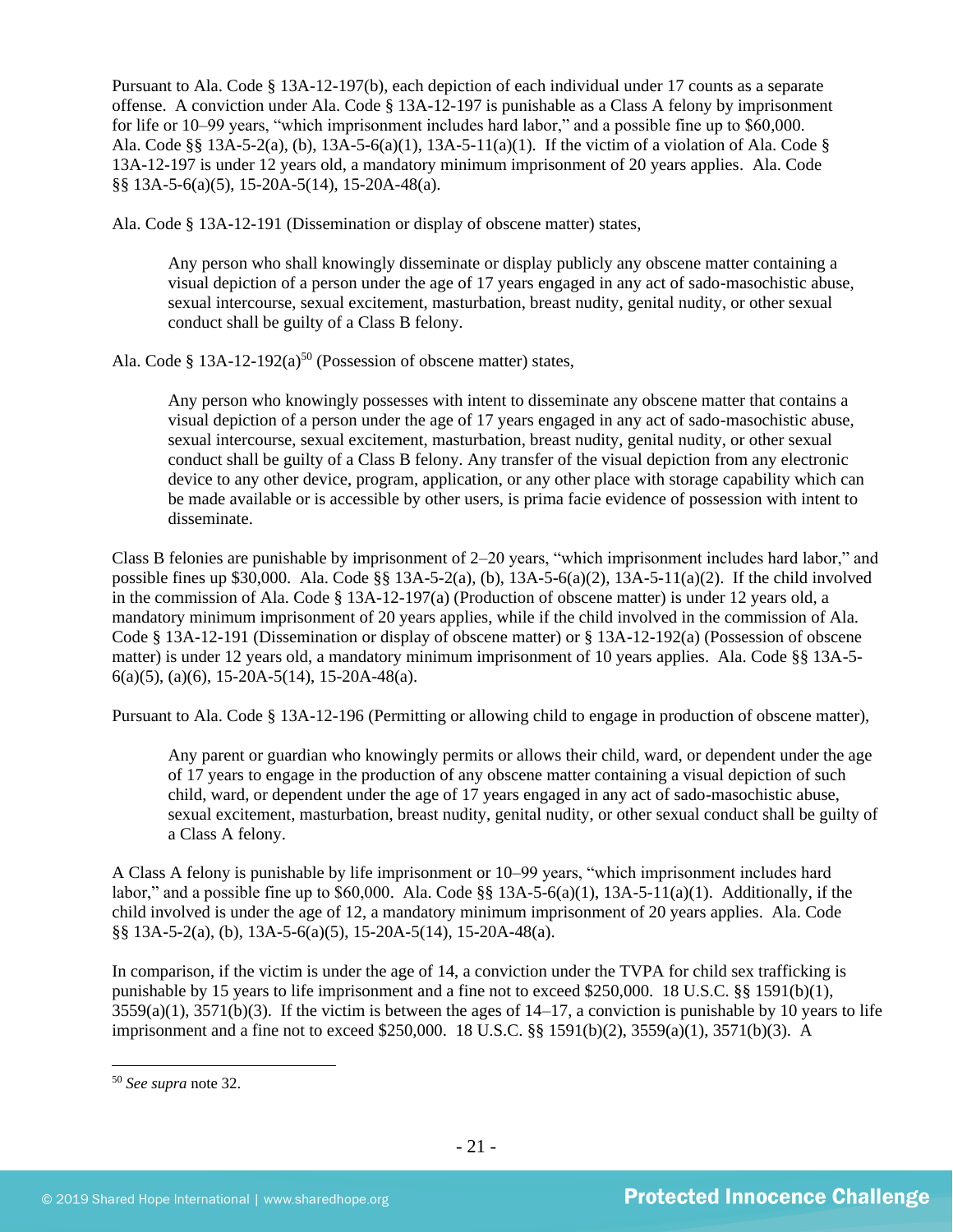Pursuant to Ala. Code § 13A-12-197(b), each depiction of each individual under 17 counts as a separate offense. A conviction under Ala. Code § 13A-12-197 is punishable as a Class A felony by imprisonment for life or 10–99 years, "which imprisonment includes hard labor," and a possible fine up to $60,000. Ala. Code §§ 13A-5-2(a), (b), 13A-5-6(a)(1), 13A-5-11(a)(1). If the victim of a violation of Ala. Code § 13A-12-197 is under 12 years old, a mandatory minimum imprisonment of 20 years applies. Ala. Code §§ 13A-5-6(a)(5), 15-20A-5(14), 15-20A-48(a).

Ala. Code § 13A-12-191 (Dissemination or display of obscene matter) states,

> Any person who shall knowingly disseminate or display publicly any obscene matter containing a visual depiction of a person under the age of 17 years engaged in any act of sado-masochistic abuse, sexual intercourse, sexual excitement, masturbation, breast nudity, genital nudity, or other sexual conduct shall be guilty of a Class B felony.

Ala. Code § 13A-12-192(a)[50] (Possession of obscene matter) states,

> Any person who knowingly possesses with intent to disseminate any obscene matter that contains a visual depiction of a person under the age of 17 years engaged in any act of sado-masochistic abuse, sexual intercourse, sexual excitement, masturbation, breast nudity, genital nudity, or other sexual conduct shall be guilty of a Class B felony. Any transfer of the visual depiction from any electronic device to any other device, program, application, or any other place with storage capability which can be made available or is accessible by other users, is prima facie evidence of possession with intent to disseminate.

Class B felonies are punishable by imprisonment of 2–20 years, "which imprisonment includes hard labor," and possible fines up $30,000. Ala. Code §§ 13A-5-2(a), (b), 13A-5-6(a)(2), 13A-5-11(a)(2). If the child involved in the commission of Ala. Code § 13A-12-197(a) (Production of obscene matter) is under 12 years old, a mandatory minimum imprisonment of 20 years applies, while if the child involved in the commission of Ala. Code § 13A-12-191 (Dissemination or display of obscene matter) or § 13A-12-192(a) (Possession of obscene matter) is under 12 years old, a mandatory minimum imprisonment of 10 years applies. Ala. Code §§ 13A-5-6(a)(5), (a)(6), 15-20A-5(14), 15-20A-48(a).

Pursuant to Ala. Code § 13A-12-196 (Permitting or allowing child to engage in production of obscene matter),

> Any parent or guardian who knowingly permits or allows their child, ward, or dependent under the age of 17 years to engage in the production of any obscene matter containing a visual depiction of such child, ward, or dependent under the age of 17 years engaged in any act of sado-masochistic abuse, sexual excitement, masturbation, breast nudity, genital nudity, or other sexual conduct shall be guilty of a Class A felony.

A Class A felony is punishable by life imprisonment or 10–99 years, "which imprisonment includes hard labor," and a possible fine up to $60,000. Ala. Code §§ 13A-5-6(a)(1), 13A-5-11(a)(1). Additionally, if the child involved is under the age of 12, a mandatory minimum imprisonment of 20 years applies. Ala. Code §§ 13A-5-2(a), (b), 13A-5-6(a)(5), 15-20A-5(14), 15-20A-48(a).

In comparison, if the victim is under the age of 14, a conviction under the TVPA for child sex trafficking is punishable by 15 years to life imprisonment and a fine not to exceed $250,000. 18 U.S.C. §§ 1591(b)(1), 3559(a)(1), 3571(b)(3). If the victim is between the ages of 14–17, a conviction is punishable by 10 years to life imprisonment and a fine not to exceed $250,000. 18 U.S.C. §§ 1591(b)(2), 3559(a)(1), 3571(b)(3). A

---

[50] *See supra* note 32.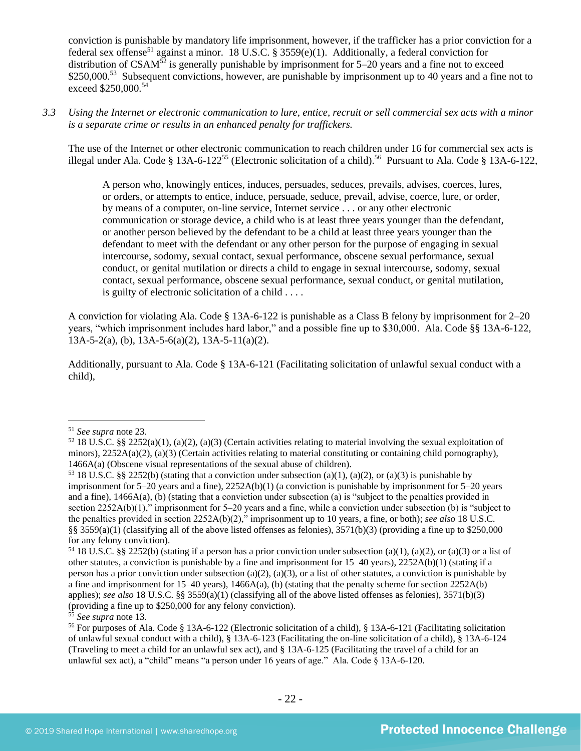conviction is punishable by mandatory life imprisonment, however, if the trafficker has a prior conviction for a federal sex offense[51] against a minor. 18 U.S.C. § 3559(e)(1). Additionally, a federal conviction for distribution of CSAM[52] is generally punishable by imprisonment for 5–20 years and a fine not to exceed $250,000.[53] Subsequent convictions, however, are punishable by imprisonment up to 40 years and a fine not to exceed $250,000.[54]

*3.3 Using the Internet or electronic communication to lure, entice, recruit or sell commercial sex acts with a minor is a separate crime or results in an enhanced penalty for traffickers.*

The use of the Internet or other electronic communication to reach children under 16 for commercial sex acts is illegal under Ala. Code § 13A-6-122[55] (Electronic solicitation of a child).[56] Pursuant to Ala. Code § 13A-6-122,

> A person who, knowingly entices, induces, persuades, seduces, prevails, advises, coerces, lures, or orders, or attempts to entice, induce, persuade, seduce, prevail, advise, coerce, lure, or order, by means of a computer, on-line service, Internet service . . . or any other electronic communication or storage device, a child who is at least three years younger than the defendant, or another person believed by the defendant to be a child at least three years younger than the defendant to meet with the defendant or any other person for the purpose of engaging in sexual intercourse, sodomy, sexual contact, sexual performance, obscene sexual performance, sexual conduct, or genital mutilation or directs a child to engage in sexual intercourse, sodomy, sexual contact, sexual performance, obscene sexual performance, sexual conduct, or genital mutilation, is guilty of electronic solicitation of a child . . . .

A conviction for violating Ala. Code § 13A-6-122 is punishable as a Class B felony by imprisonment for 2–20 years, "which imprisonment includes hard labor," and a possible fine up to $30,000. Ala. Code §§ 13A-6-122, 13A-5-2(a), (b), 13A-5-6(a)(2), 13A-5-11(a)(2).

Additionally, pursuant to Ala. Code § 13A-6-121 (Facilitating solicitation of unlawful sexual conduct with a child),

---

[51] *See supra* note 23.

[52] 18 U.S.C. §§ 2252(a)(1), (a)(2), (a)(3) (Certain activities relating to material involving the sexual exploitation of minors), 2252A(a)(2), (a)(3) (Certain activities relating to material constituting or containing child pornography), 1466A(a) (Obscene visual representations of the sexual abuse of children).

[53] 18 U.S.C. §§ 2252(b) (stating that a conviction under subsection (a)(1), (a)(2), or (a)(3) is punishable by imprisonment for 5–20 years and a fine), 2252A(b)(1) (a conviction is punishable by imprisonment for 5–20 years and a fine), 1466A(a), (b) (stating that a conviction under subsection (a) is "subject to the penalties provided in section 2252A(b)(1)," imprisonment for 5–20 years and a fine, while a conviction under subsection (b) is "subject to the penalties provided in section 2252A(b)(2)," imprisonment up to 10 years, a fine, or both); *see also* 18 U.S.C. §§ 3559(a)(1) (classifying all of the above listed offenses as felonies), 3571(b)(3) (providing a fine up to $250,000 for any felony conviction).

[54] 18 U.S.C. §§ 2252(b) (stating if a person has a prior conviction under subsection (a)(1), (a)(2), or (a)(3) or a list of other statutes, a conviction is punishable by a fine and imprisonment for 15–40 years), 2252A(b)(1) (stating if a person has a prior conviction under subsection (a)(2), (a)(3), or a list of other statutes, a conviction is punishable by a fine and imprisonment for 15–40 years), 1466A(a), (b) (stating that the penalty scheme for section 2252A(b) applies); *see also* 18 U.S.C. §§ 3559(a)(1) (classifying all of the above listed offenses as felonies), 3571(b)(3) (providing a fine up to $250,000 for any felony conviction).

[55] *See supra* note 13.

[56] For purposes of Ala. Code § 13A-6-122 (Electronic solicitation of a child), § 13A-6-121 (Facilitating solicitation of unlawful sexual conduct with a child), § 13A-6-123 (Facilitating the on-line solicitation of a child), § 13A-6-124 (Traveling to meet a child for an unlawful sex act), and § 13A-6-125 (Facilitating the travel of a child for an unlawful sex act), a "child" means "a person under 16 years of age." Ala. Code § 13A-6-120.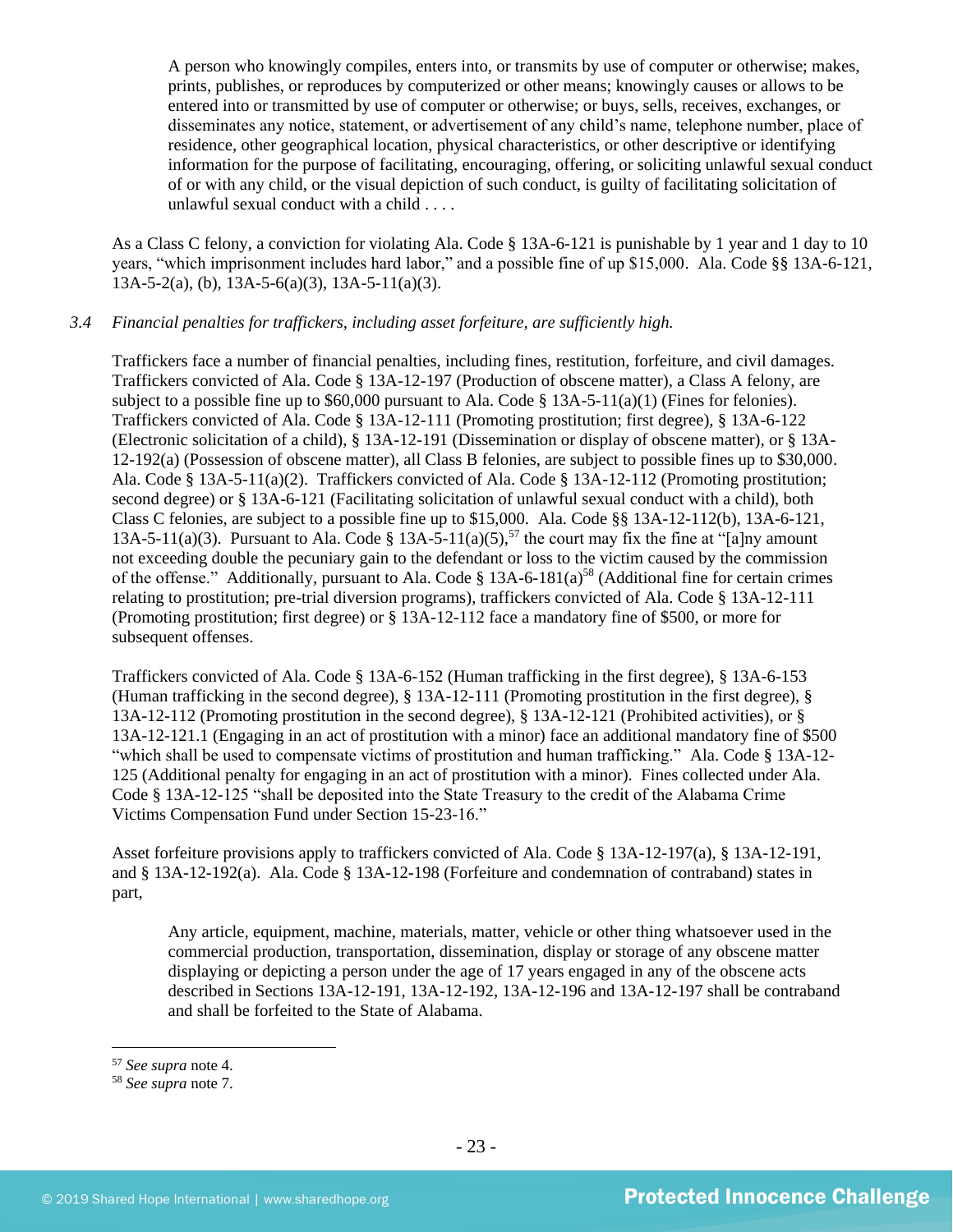> A person who knowingly compiles, enters into, or transmits by use of computer or otherwise; makes, prints, publishes, or reproduces by computerized or other means; knowingly causes or allows to be entered into or transmitted by use of computer or otherwise; or buys, sells, receives, exchanges, or disseminates any notice, statement, or advertisement of any child's name, telephone number, place of residence, other geographical location, physical characteristics, or other descriptive or identifying information for the purpose of facilitating, encouraging, offering, or soliciting unlawful sexual conduct of or with any child, or the visual depiction of such conduct, is guilty of facilitating solicitation of unlawful sexual conduct with a child . . . .

As a Class C felony, a conviction for violating Ala. Code § 13A-6-121 is punishable by 1 year and 1 day to 10 years, "which imprisonment includes hard labor," and a possible fine of up $15,000. Ala. Code §§ 13A-6-121, 13A-5-2(a), (b), 13A-5-6(a)(3), 13A-5-11(a)(3).

*3.4 Financial penalties for traffickers, including asset forfeiture, are sufficiently high.*

Traffickers face a number of financial penalties, including fines, restitution, forfeiture, and civil damages. Traffickers convicted of Ala. Code § 13A-12-197 (Production of obscene matter), a Class A felony, are subject to a possible fine up to $60,000 pursuant to Ala. Code § 13A-5-11(a)(1) (Fines for felonies). Traffickers convicted of Ala. Code § 13A-12-111 (Promoting prostitution; first degree), § 13A-6-122 (Electronic solicitation of a child), § 13A-12-191 (Dissemination or display of obscene matter), or § 13A-12-192(a) (Possession of obscene matter), all Class B felonies, are subject to possible fines up to $30,000. Ala. Code § 13A-5-11(a)(2). Traffickers convicted of Ala. Code § 13A-12-112 (Promoting prostitution; second degree) or § 13A-6-121 (Facilitating solicitation of unlawful sexual conduct with a child), both Class C felonies, are subject to a possible fine up to $15,000. Ala. Code §§ 13A-12-112(b), 13A-6-121, 13A-5-11(a)(3). Pursuant to Ala. Code § 13A-5-11(a)(5),[57] the court may fix the fine at "[a]ny amount not exceeding double the pecuniary gain to the defendant or loss to the victim caused by the commission of the offense." Additionally, pursuant to Ala. Code § 13A-6-181(a)[58] (Additional fine for certain crimes relating to prostitution; pre-trial diversion programs), traffickers convicted of Ala. Code § 13A-12-111 (Promoting prostitution; first degree) or § 13A-12-112 face a mandatory fine of $500, or more for subsequent offenses.

Traffickers convicted of Ala. Code § 13A-6-152 (Human trafficking in the first degree), § 13A-6-153 (Human trafficking in the second degree), § 13A-12-111 (Promoting prostitution in the first degree), § 13A-12-112 (Promoting prostitution in the second degree), § 13A-12-121 (Prohibited activities), or § 13A-12-121.1 (Engaging in an act of prostitution with a minor) face an additional mandatory fine of $500 "which shall be used to compensate victims of prostitution and human trafficking." Ala. Code § 13A-12-125 (Additional penalty for engaging in an act of prostitution with a minor). Fines collected under Ala. Code § 13A-12-125 "shall be deposited into the State Treasury to the credit of the Alabama Crime Victims Compensation Fund under Section 15-23-16."

Asset forfeiture provisions apply to traffickers convicted of Ala. Code § 13A-12-197(a), § 13A-12-191, and § 13A-12-192(a). Ala. Code § 13A-12-198 (Forfeiture and condemnation of contraband) states in part,

> Any article, equipment, machine, materials, matter, vehicle or other thing whatsoever used in the commercial production, transportation, dissemination, display or storage of any obscene matter displaying or depicting a person under the age of 17 years engaged in any of the obscene acts described in Sections 13A-12-191, 13A-12-192, 13A-12-196 and 13A-12-197 shall be contraband and shall be forfeited to the State of Alabama.

---

[57] *See supra* note 4.

[58] *See supra* note 7.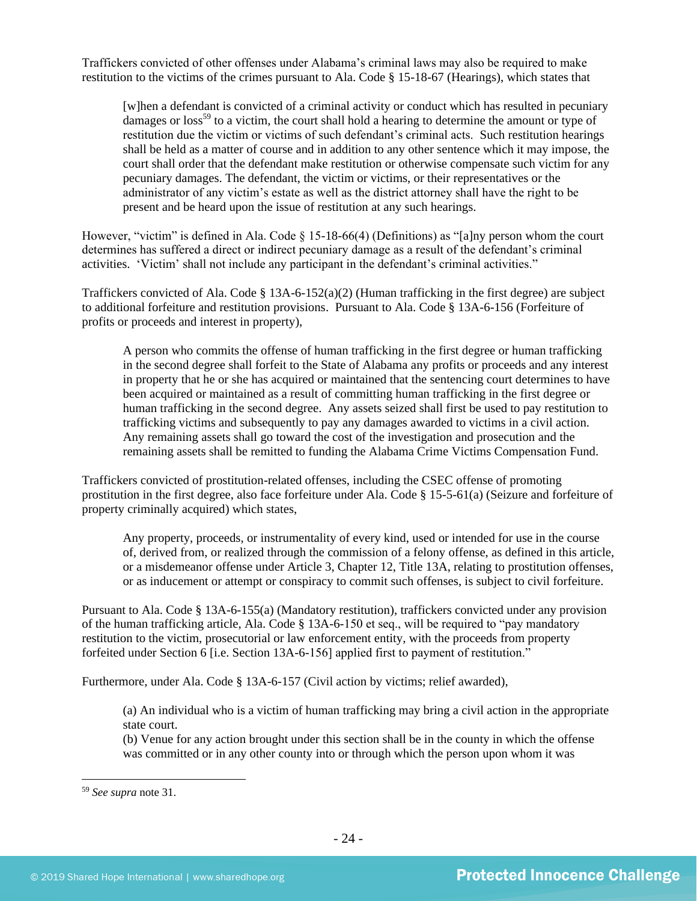Traffickers convicted of other offenses under Alabama's criminal laws may also be required to make restitution to the victims of the crimes pursuant to Ala. Code § 15-18-67 (Hearings), which states that

> [w]hen a defendant is convicted of a criminal activity or conduct which has resulted in pecuniary damages or loss[59] to a victim, the court shall hold a hearing to determine the amount or type of restitution due the victim or victims of such defendant's criminal acts. Such restitution hearings shall be held as a matter of course and in addition to any other sentence which it may impose, the court shall order that the defendant make restitution or otherwise compensate such victim for any pecuniary damages. The defendant, the victim or victims, or their representatives or the administrator of any victim's estate as well as the district attorney shall have the right to be present and be heard upon the issue of restitution at any such hearings.

However, "victim" is defined in Ala. Code § 15-18-66(4) (Definitions) as "[a]ny person whom the court determines has suffered a direct or indirect pecuniary damage as a result of the defendant's criminal activities. 'Victim' shall not include any participant in the defendant's criminal activities."

Traffickers convicted of Ala. Code § 13A-6-152(a)(2) (Human trafficking in the first degree) are subject to additional forfeiture and restitution provisions. Pursuant to Ala. Code § 13A-6-156 (Forfeiture of profits or proceeds and interest in property),

> A person who commits the offense of human trafficking in the first degree or human trafficking in the second degree shall forfeit to the State of Alabama any profits or proceeds and any interest in property that he or she has acquired or maintained that the sentencing court determines to have been acquired or maintained as a result of committing human trafficking in the first degree or human trafficking in the second degree. Any assets seized shall first be used to pay restitution to trafficking victims and subsequently to pay any damages awarded to victims in a civil action. Any remaining assets shall go toward the cost of the investigation and prosecution and the remaining assets shall be remitted to funding the Alabama Crime Victims Compensation Fund.

Traffickers convicted of prostitution-related offenses, including the CSEC offense of promoting prostitution in the first degree, also face forfeiture under Ala. Code § 15-5-61(a) (Seizure and forfeiture of property criminally acquired) which states,

> Any property, proceeds, or instrumentality of every kind, used or intended for use in the course of, derived from, or realized through the commission of a felony offense, as defined in this article, or a misdemeanor offense under Article 3, Chapter 12, Title 13A, relating to prostitution offenses, or as inducement or attempt or conspiracy to commit such offenses, is subject to civil forfeiture.

Pursuant to Ala. Code § 13A-6-155(a) (Mandatory restitution), traffickers convicted under any provision of the human trafficking article, Ala. Code § 13A-6-150 et seq., will be required to "pay mandatory restitution to the victim, prosecutorial or law enforcement entity, with the proceeds from property forfeited under Section 6 [i.e. Section 13A-6-156] applied first to payment of restitution."

Furthermore, under Ala. Code § 13A-6-157 (Civil action by victims; relief awarded),

> (a) An individual who is a victim of human trafficking may bring a civil action in the appropriate state court.
> (b) Venue for any action brought under this section shall be in the county in which the offense was committed or in any other county into or through which the person upon whom it was

---

[59] *See supra* note 31.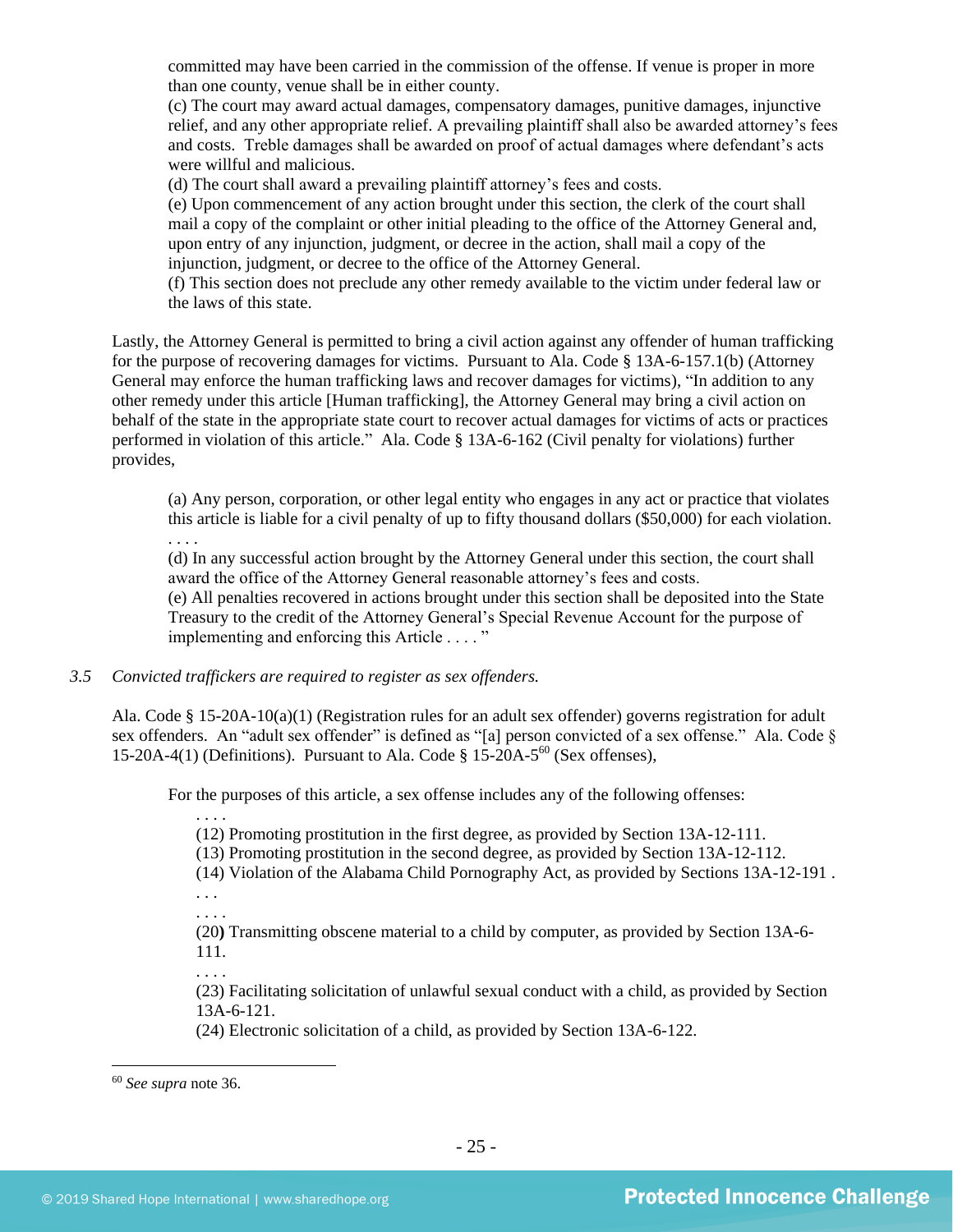committed may have been carried in the commission of the offense. If venue is proper in more than one county, venue shall be in either county.

(c) The court may award actual damages, compensatory damages, punitive damages, injunctive relief, and any other appropriate relief. A prevailing plaintiff shall also be awarded attorney's fees and costs. Treble damages shall be awarded on proof of actual damages where defendant's acts were willful and malicious.

(d) The court shall award a prevailing plaintiff attorney's fees and costs.

(e) Upon commencement of any action brought under this section, the clerk of the court shall mail a copy of the complaint or other initial pleading to the office of the Attorney General and, upon entry of any injunction, judgment, or decree in the action, shall mail a copy of the injunction, judgment, or decree to the office of the Attorney General.

(f) This section does not preclude any other remedy available to the victim under federal law or the laws of this state.

Lastly, the Attorney General is permitted to bring a civil action against any offender of human trafficking for the purpose of recovering damages for victims. Pursuant to Ala. Code § 13A-6-157.1(b) (Attorney General may enforce the human trafficking laws and recover damages for victims), "In addition to any other remedy under this article [Human trafficking], the Attorney General may bring a civil action on behalf of the state in the appropriate state court to recover actual damages for victims of acts or practices performed in violation of this article." Ala. Code § 13A-6-162 (Civil penalty for violations) further provides,

> (a) Any person, corporation, or other legal entity who engages in any act or practice that violates this article is liable for a civil penalty of up to fifty thousand dollars ($50,000) for each violation.
> . . . .
> (d) In any successful action brought by the Attorney General under this section, the court shall award the office of the Attorney General reasonable attorney's fees and costs.
> (e) All penalties recovered in actions brought under this section shall be deposited into the State Treasury to the credit of the Attorney General's Special Revenue Account for the purpose of implementing and enforcing this Article . . . . "

*3.5 Convicted traffickers are required to register as sex offenders.*

Ala. Code § 15-20A-10(a)(1) (Registration rules for an adult sex offender) governs registration for adult sex offenders. An "adult sex offender" is defined as "[a] person convicted of a sex offense." Ala. Code § 15-20A-4(1) (Definitions). Pursuant to Ala. Code § 15-20A-5[60] (Sex offenses),

> For the purposes of this article, a sex offense includes any of the following offenses:
>
> . . . .
> (12) Promoting prostitution in the first degree, as provided by Section 13A-12-111.
> (13) Promoting prostitution in the second degree, as provided by Section 13A-12-112.
> (14) Violation of the Alabama Child Pornography Act, as provided by Sections 13A-12-191 . . . .
> . . . .
> (20**)** Transmitting obscene material to a child by computer, as provided by Section 13A-6-111.
> . . . .
> (23) Facilitating solicitation of unlawful sexual conduct with a child, as provided by Section 13A-6-121.
> (24) Electronic solicitation of a child, as provided by Section 13A-6-122.

---

[60] *See supra* note 36.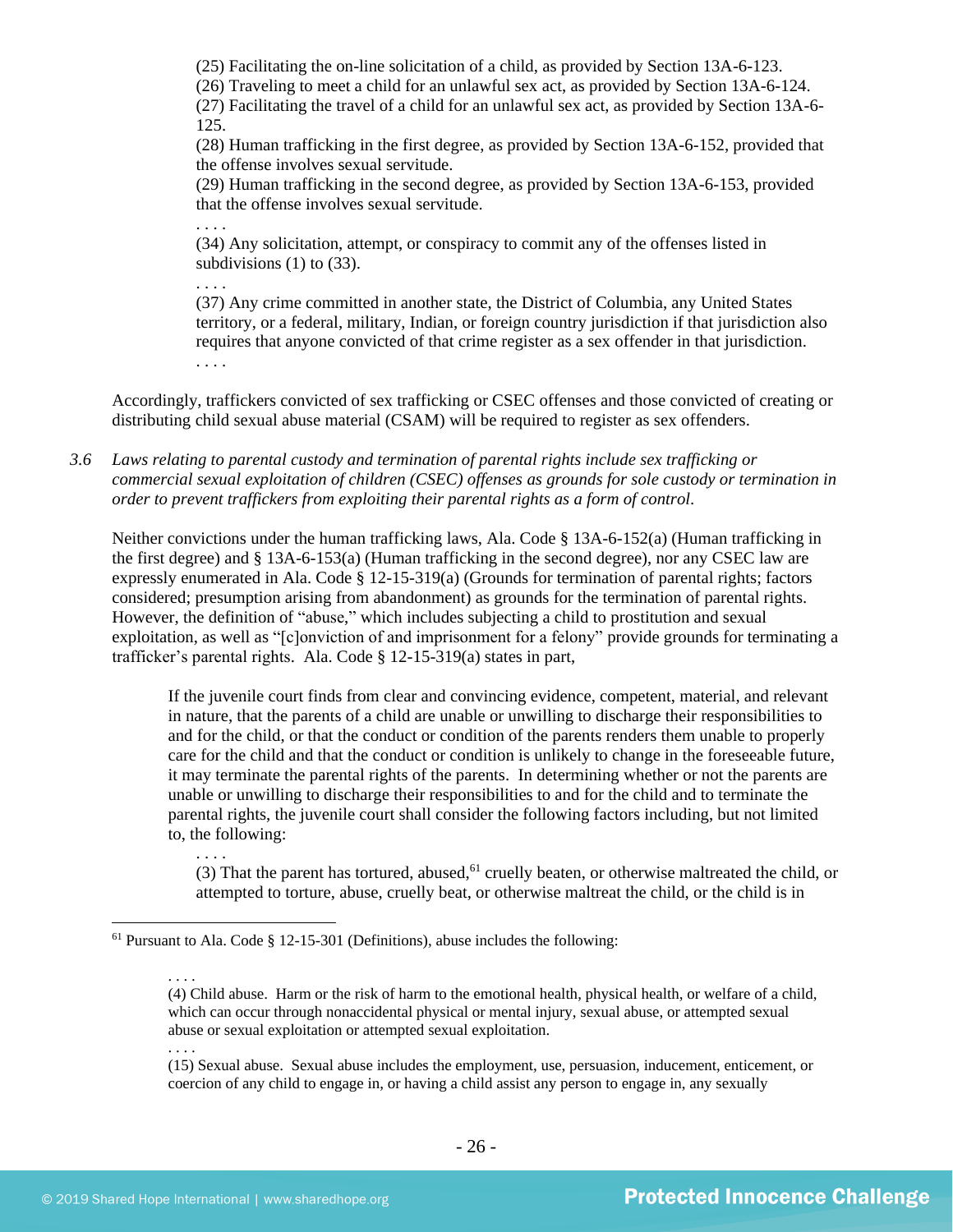(25) Facilitating the on-line solicitation of a child, as provided by Section 13A-6-123.
(26) Traveling to meet a child for an unlawful sex act, as provided by Section 13A-6-124.
(27) Facilitating the travel of a child for an unlawful sex act, as provided by Section 13A-6-125.
(28) Human trafficking in the first degree, as provided by Section 13A-6-152, provided that the offense involves sexual servitude.
(29) Human trafficking in the second degree, as provided by Section 13A-6-153, provided that the offense involves sexual servitude.
. . . .
(34) Any solicitation, attempt, or conspiracy to commit any of the offenses listed in subdivisions (1) to (33).
. . . .
(37) Any crime committed in another state, the District of Columbia, any United States territory, or a federal, military, Indian, or foreign country jurisdiction if that jurisdiction also requires that anyone convicted of that crime register as a sex offender in that jurisdiction.
. . . .

Accordingly, traffickers convicted of sex trafficking or CSEC offenses and those convicted of creating or distributing child sexual abuse material (CSAM) will be required to register as sex offenders.

*3.6 Laws relating to parental custody and termination of parental rights include sex trafficking or commercial sexual exploitation of children (CSEC) offenses as grounds for sole custody or termination in order to prevent traffickers from exploiting their parental rights as a form of control.*

Neither convictions under the human trafficking laws, Ala. Code § 13A-6-152(a) (Human trafficking in the first degree) and § 13A-6-153(a) (Human trafficking in the second degree), nor any CSEC law are expressly enumerated in Ala. Code § 12-15-319(a) (Grounds for termination of parental rights; factors considered; presumption arising from abandonment) as grounds for the termination of parental rights. However, the definition of "abuse," which includes subjecting a child to prostitution and sexual exploitation, as well as "[c]onviction of and imprisonment for a felony" provide grounds for terminating a trafficker's parental rights. Ala. Code § 12-15-319(a) states in part,

> If the juvenile court finds from clear and convincing evidence, competent, material, and relevant in nature, that the parents of a child are unable or unwilling to discharge their responsibilities to and for the child, or that the conduct or condition of the parents renders them unable to properly care for the child and that the conduct or condition is unlikely to change in the foreseeable future, it may terminate the parental rights of the parents. In determining whether or not the parents are unable or unwilling to discharge their responsibilities to and for the child and to terminate the parental rights, the juvenile court shall consider the following factors including, but not limited to, the following:
>
> . . . .
> (3) That the parent has tortured, abused,[61] cruelly beaten, or otherwise maltreated the child, or attempted to torture, abuse, cruelly beat, or otherwise maltreat the child, or the child is in

[61] Pursuant to Ala. Code § 12-15-301 (Definitions), abuse includes the following:

> . . . .
> (4) Child abuse. Harm or the risk of harm to the emotional health, physical health, or welfare of a child, which can occur through nonaccidental physical or mental injury, sexual abuse, or attempted sexual abuse or sexual exploitation or attempted sexual exploitation.
> . . . .
> (15) Sexual abuse. Sexual abuse includes the employment, use, persuasion, inducement, enticement, or coercion of any child to engage in, or having a child assist any person to engage in, any sexually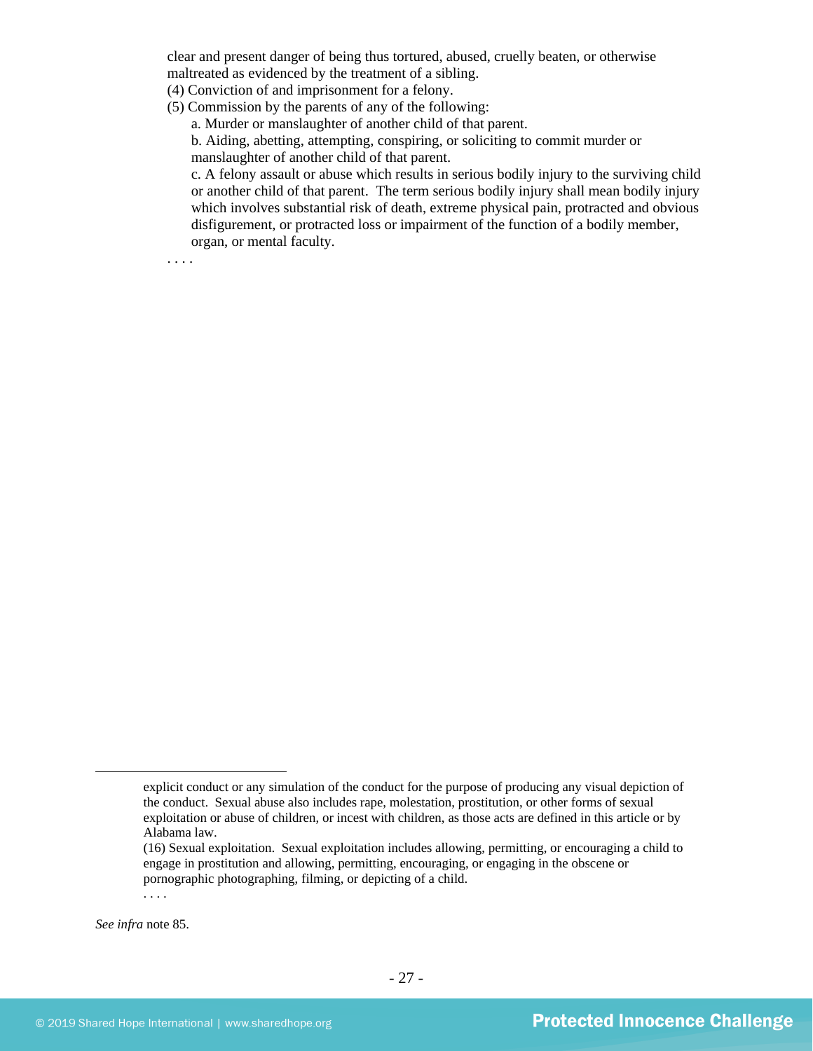clear and present danger of being thus tortured, abused, cruelly beaten, or otherwise maltreated as evidenced by the treatment of a sibling.

(4) Conviction of and imprisonment for a felony.

(5) Commission by the parents of any of the following:

a. Murder or manslaughter of another child of that parent.

b. Aiding, abetting, attempting, conspiring, or soliciting to commit murder or manslaughter of another child of that parent.

c. A felony assault or abuse which results in serious bodily injury to the surviving child or another child of that parent. The term serious bodily injury shall mean bodily injury which involves substantial risk of death, extreme physical pain, protracted and obvious disfigurement, or protracted loss or impairment of the function of a bodily member, organ, or mental faculty.

. . . .

---

explicit conduct or any simulation of the conduct for the purpose of producing any visual depiction of the conduct. Sexual abuse also includes rape, molestation, prostitution, or other forms of sexual exploitation or abuse of children, or incest with children, as those acts are defined in this article or by Alabama law.

(16) Sexual exploitation. Sexual exploitation includes allowing, permitting, or encouraging a child to engage in prostitution and allowing, permitting, encouraging, or engaging in the obscene or pornographic photographing, filming, or depicting of a child.

. . . .

*See infra* note 85.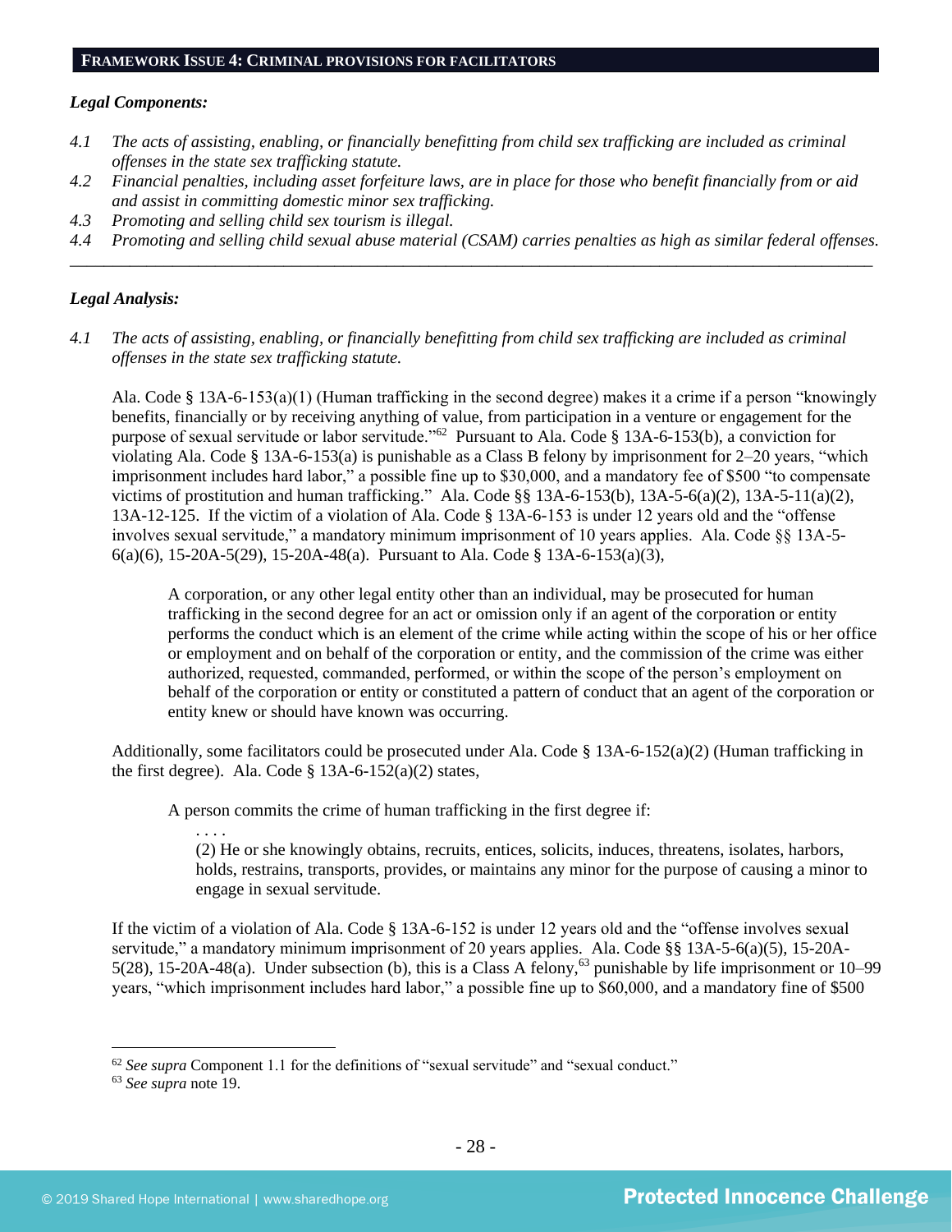## FRAMEWORK ISSUE 4: CRIMINAL PROVISIONS FOR FACILITATORS

***Legal Components:***

*4.1 The acts of assisting, enabling, or financially benefitting from child sex trafficking are included as criminal offenses in the state sex trafficking statute.*

*4.2 Financial penalties, including asset forfeiture laws, are in place for those who benefit financially from or aid and assist in committing domestic minor sex trafficking.*

*4.3 Promoting and selling child sex tourism is illegal.*

*4.4 Promoting and selling child sexual abuse material (CSAM) carries penalties as high as similar federal offenses.*

---

***Legal Analysis:***

*4.1 The acts of assisting, enabling, or financially benefitting from child sex trafficking are included as criminal offenses in the state sex trafficking statute.*

Ala. Code § 13A-6-153(a)(1) (Human trafficking in the second degree) makes it a crime if a person "knowingly benefits, financially or by receiving anything of value, from participation in a venture or engagement for the purpose of sexual servitude or labor servitude."[62] Pursuant to Ala. Code § 13A-6-153(b), a conviction for violating Ala. Code § 13A-6-153(a) is punishable as a Class B felony by imprisonment for 2–20 years, "which imprisonment includes hard labor," a possible fine up to $30,000, and a mandatory fee of $500 "to compensate victims of prostitution and human trafficking." Ala. Code §§ 13A-6-153(b), 13A-5-6(a)(2), 13A-5-11(a)(2), 13A-12-125. If the victim of a violation of Ala. Code § 13A-6-153 is under 12 years old and the "offense involves sexual servitude," a mandatory minimum imprisonment of 10 years applies. Ala. Code §§ 13A-5-6(a)(6), 15-20A-5(29), 15-20A-48(a). Pursuant to Ala. Code § 13A-6-153(a)(3),

> A corporation, or any other legal entity other than an individual, may be prosecuted for human trafficking in the second degree for an act or omission only if an agent of the corporation or entity performs the conduct which is an element of the crime while acting within the scope of his or her office or employment and on behalf of the corporation or entity, and the commission of the crime was either authorized, requested, commanded, performed, or within the scope of the person's employment on behalf of the corporation or entity or constituted a pattern of conduct that an agent of the corporation or entity knew or should have known was occurring.

Additionally, some facilitators could be prosecuted under Ala. Code § 13A-6-152(a)(2) (Human trafficking in the first degree). Ala. Code § 13A-6-152(a)(2) states,

> A person commits the crime of human trafficking in the first degree if:
>
> . . . .
>
> (2) He or she knowingly obtains, recruits, entices, solicits, induces, threatens, isolates, harbors, holds, restrains, transports, provides, or maintains any minor for the purpose of causing a minor to engage in sexual servitude.

If the victim of a violation of Ala. Code § 13A-6-152 is under 12 years old and the "offense involves sexual servitude," a mandatory minimum imprisonment of 20 years applies. Ala. Code §§ 13A-5-6(a)(5), 15-20A-5(28), 15-20A-48(a). Under subsection (b), this is a Class A felony,[63] punishable by life imprisonment or 10–99 years, "which imprisonment includes hard labor," a possible fine up to $60,000, and a mandatory fine of $500

---

[62] *See supra* Component 1.1 for the definitions of "sexual servitude" and "sexual conduct."

[63] *See supra* note 19.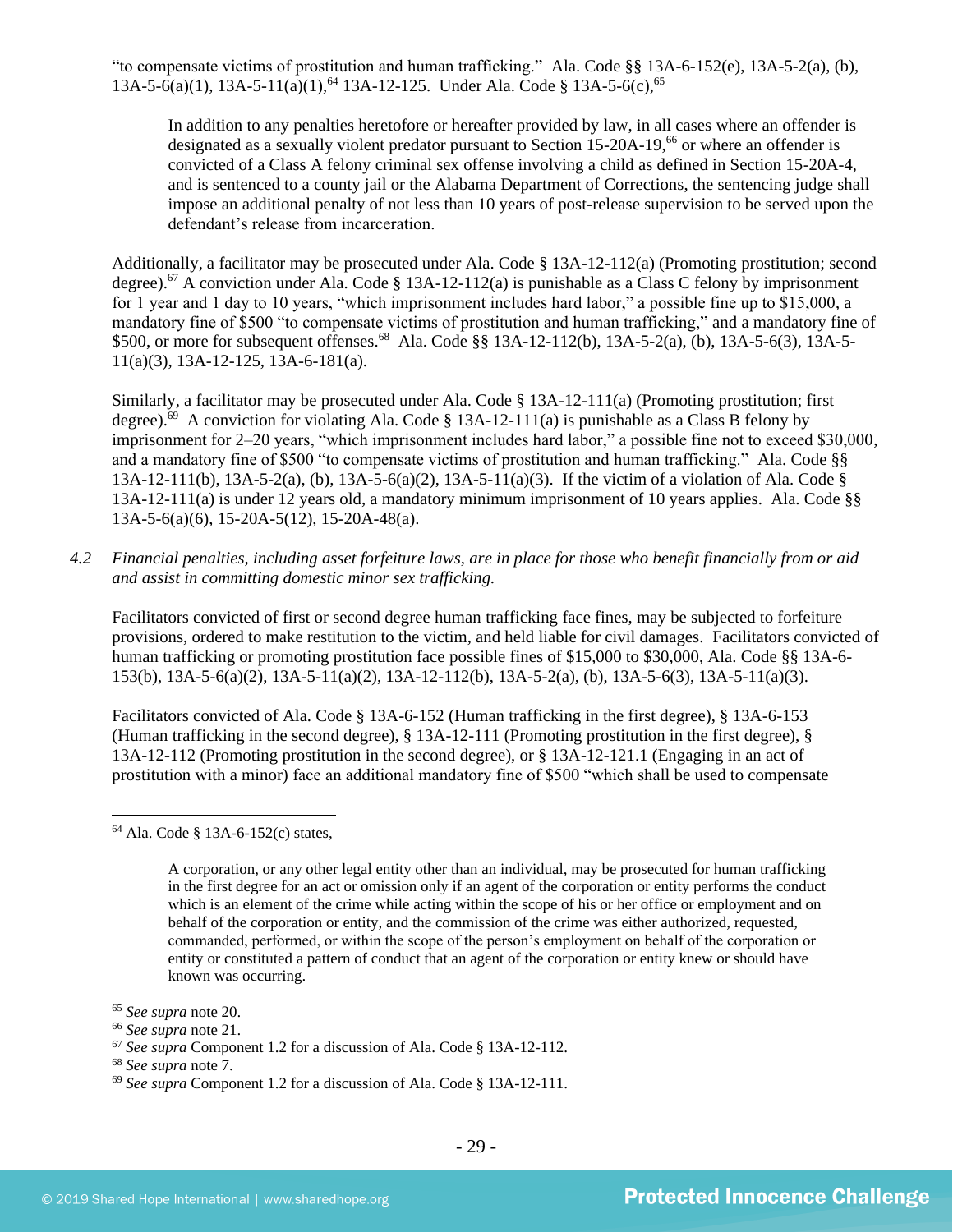"to compensate victims of prostitution and human trafficking." Ala. Code §§ 13A-6-152(e), 13A-5-2(a), (b), 13A-5-6(a)(1), 13A-5-11(a)(1),[64] 13A-12-125. Under Ala. Code § 13A-5-6(c),[65]

> In addition to any penalties heretofore or hereafter provided by law, in all cases where an offender is designated as a sexually violent predator pursuant to Section 15-20A-19,[66] or where an offender is convicted of a Class A felony criminal sex offense involving a child as defined in Section 15-20A-4, and is sentenced to a county jail or the Alabama Department of Corrections, the sentencing judge shall impose an additional penalty of not less than 10 years of post-release supervision to be served upon the defendant's release from incarceration.

Additionally, a facilitator may be prosecuted under Ala. Code § 13A-12-112(a) (Promoting prostitution; second degree).[67] A conviction under Ala. Code § 13A-12-112(a) is punishable as a Class C felony by imprisonment for 1 year and 1 day to 10 years, "which imprisonment includes hard labor," a possible fine up to $15,000, a mandatory fine of $500 "to compensate victims of prostitution and human trafficking," and a mandatory fine of $500, or more for subsequent offenses.[68] Ala. Code §§ 13A-12-112(b), 13A-5-2(a), (b), 13A-5-6(3), 13A-5-11(a)(3), 13A-12-125, 13A-6-181(a).

Similarly, a facilitator may be prosecuted under Ala. Code § 13A-12-111(a) (Promoting prostitution; first degree).[69] A conviction for violating Ala. Code § 13A-12-111(a) is punishable as a Class B felony by imprisonment for 2–20 years, "which imprisonment includes hard labor," a possible fine not to exceed $30,000, and a mandatory fine of $500 "to compensate victims of prostitution and human trafficking." Ala. Code §§ 13A-12-111(b), 13A-5-2(a), (b), 13A-5-6(a)(2), 13A-5-11(a)(3). If the victim of a violation of Ala. Code § 13A-12-111(a) is under 12 years old, a mandatory minimum imprisonment of 10 years applies. Ala. Code §§ 13A-5-6(a)(6), 15-20A-5(12), 15-20A-48(a).

*4.2 Financial penalties, including asset forfeiture laws, are in place for those who benefit financially from or aid and assist in committing domestic minor sex trafficking.*

Facilitators convicted of first or second degree human trafficking face fines, may be subjected to forfeiture provisions, ordered to make restitution to the victim, and held liable for civil damages. Facilitators convicted of human trafficking or promoting prostitution face possible fines of $15,000 to $30,000, Ala. Code §§ 13A-6-153(b), 13A-5-6(a)(2), 13A-5-11(a)(2), 13A-12-112(b), 13A-5-2(a), (b), 13A-5-6(3), 13A-5-11(a)(3).

Facilitators convicted of Ala. Code § 13A-6-152 (Human trafficking in the first degree), § 13A-6-153 (Human trafficking in the second degree), § 13A-12-111 (Promoting prostitution in the first degree), § 13A-12-112 (Promoting prostitution in the second degree), or § 13A-12-121.1 (Engaging in an act of prostitution with a minor) face an additional mandatory fine of $500 "which shall be used to compensate

---

[64] Ala. Code § 13A-6-152(c) states,

> A corporation, or any other legal entity other than an individual, may be prosecuted for human trafficking in the first degree for an act or omission only if an agent of the corporation or entity performs the conduct which is an element of the crime while acting within the scope of his or her office or employment and on behalf of the corporation or entity, and the commission of the crime was either authorized, requested, commanded, performed, or within the scope of the person's employment on behalf of the corporation or entity or constituted a pattern of conduct that an agent of the corporation or entity knew or should have known was occurring.

[65] *See supra* note 20.

[66] *See supra* note 21.

[67] *See supra* Component 1.2 for a discussion of Ala. Code § 13A-12-112.

[68] *See supra* note 7.

[69] *See supra* Component 1.2 for a discussion of Ala. Code § 13A-12-111.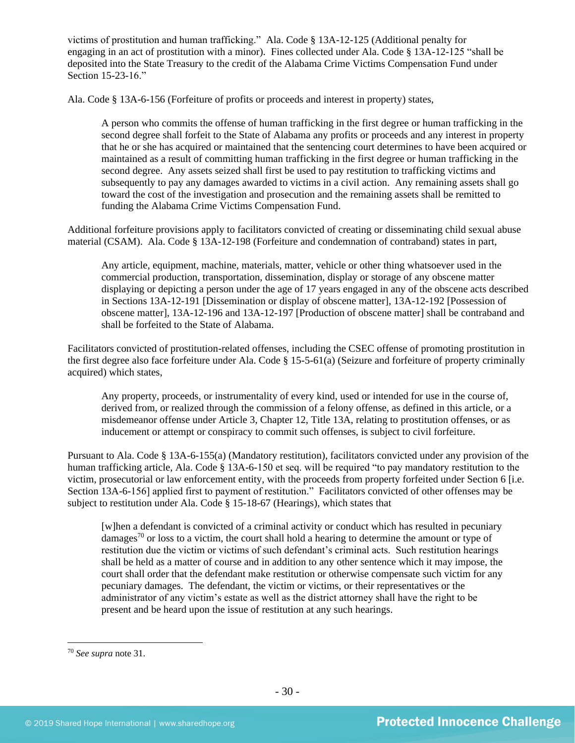victims of prostitution and human trafficking." Ala. Code § 13A-12-125 (Additional penalty for engaging in an act of prostitution with a minor). Fines collected under Ala. Code § 13A-12-125 "shall be deposited into the State Treasury to the credit of the Alabama Crime Victims Compensation Fund under Section 15-23-16."

Ala. Code § 13A-6-156 (Forfeiture of profits or proceeds and interest in property) states,

> A person who commits the offense of human trafficking in the first degree or human trafficking in the second degree shall forfeit to the State of Alabama any profits or proceeds and any interest in property that he or she has acquired or maintained that the sentencing court determines to have been acquired or maintained as a result of committing human trafficking in the first degree or human trafficking in the second degree. Any assets seized shall first be used to pay restitution to trafficking victims and subsequently to pay any damages awarded to victims in a civil action. Any remaining assets shall go toward the cost of the investigation and prosecution and the remaining assets shall be remitted to funding the Alabama Crime Victims Compensation Fund.

Additional forfeiture provisions apply to facilitators convicted of creating or disseminating child sexual abuse material (CSAM). Ala. Code § 13A-12-198 (Forfeiture and condemnation of contraband) states in part,

> Any article, equipment, machine, materials, matter, vehicle or other thing whatsoever used in the commercial production, transportation, dissemination, display or storage of any obscene matter displaying or depicting a person under the age of 17 years engaged in any of the obscene acts described in Sections 13A-12-191 [Dissemination or display of obscene matter], 13A-12-192 [Possession of obscene matter], 13A-12-196 and 13A-12-197 [Production of obscene matter] shall be contraband and shall be forfeited to the State of Alabama.

Facilitators convicted of prostitution-related offenses, including the CSEC offense of promoting prostitution in the first degree also face forfeiture under Ala. Code § 15-5-61(a) (Seizure and forfeiture of property criminally acquired) which states,

> Any property, proceeds, or instrumentality of every kind, used or intended for use in the course of, derived from, or realized through the commission of a felony offense, as defined in this article, or a misdemeanor offense under Article 3, Chapter 12, Title 13A, relating to prostitution offenses, or as inducement or attempt or conspiracy to commit such offenses, is subject to civil forfeiture.

Pursuant to Ala. Code § 13A-6-155(a) (Mandatory restitution), facilitators convicted under any provision of the human trafficking article, Ala. Code § 13A-6-150 et seq. will be required "to pay mandatory restitution to the victim, prosecutorial or law enforcement entity, with the proceeds from property forfeited under Section 6 [i.e. Section 13A-6-156] applied first to payment of restitution." Facilitators convicted of other offenses may be subject to restitution under Ala. Code § 15-18-67 (Hearings), which states that

> [w]hen a defendant is convicted of a criminal activity or conduct which has resulted in pecuniary damages[70] or loss to a victim, the court shall hold a hearing to determine the amount or type of restitution due the victim or victims of such defendant's criminal acts. Such restitution hearings shall be held as a matter of course and in addition to any other sentence which it may impose, the court shall order that the defendant make restitution or otherwise compensate such victim for any pecuniary damages. The defendant, the victim or victims, or their representatives or the administrator of any victim's estate as well as the district attorney shall have the right to be present and be heard upon the issue of restitution at any such hearings.

---

[70] *See supra* note 31.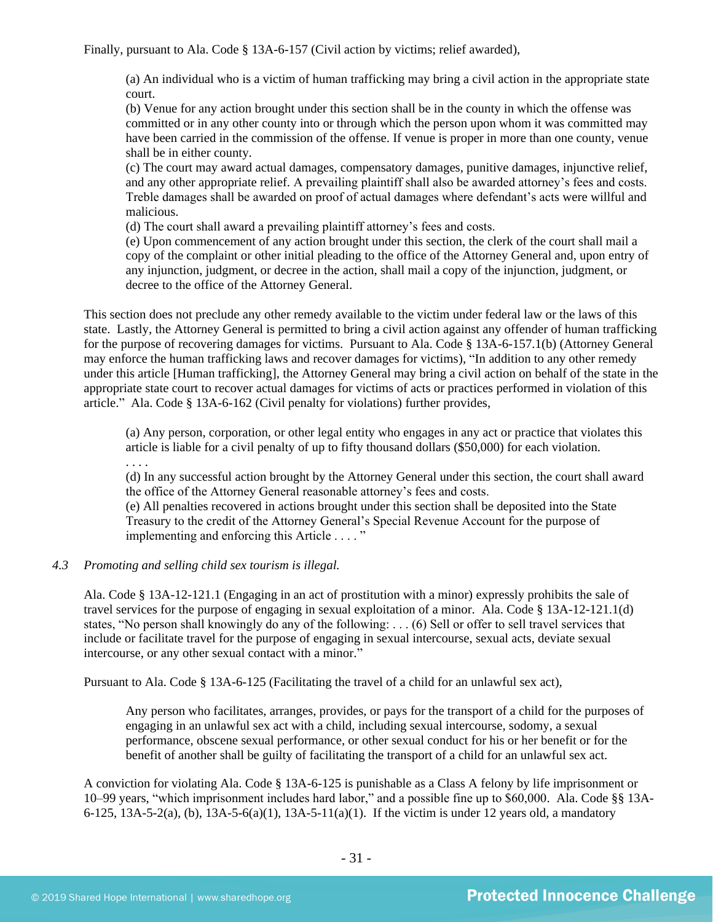Finally, pursuant to Ala. Code § 13A-6-157 (Civil action by victims; relief awarded),

> (a) An individual who is a victim of human trafficking may bring a civil action in the appropriate state court.
> (b) Venue for any action brought under this section shall be in the county in which the offense was committed or in any other county into or through which the person upon whom it was committed may have been carried in the commission of the offense. If venue is proper in more than one county, venue shall be in either county.
> (c) The court may award actual damages, compensatory damages, punitive damages, injunctive relief, and any other appropriate relief. A prevailing plaintiff shall also be awarded attorney's fees and costs. Treble damages shall be awarded on proof of actual damages where defendant's acts were willful and malicious.
> (d) The court shall award a prevailing plaintiff attorney's fees and costs.
> (e) Upon commencement of any action brought under this section, the clerk of the court shall mail a copy of the complaint or other initial pleading to the office of the Attorney General and, upon entry of any injunction, judgment, or decree in the action, shall mail a copy of the injunction, judgment, or decree to the office of the Attorney General.

This section does not preclude any other remedy available to the victim under federal law or the laws of this state. Lastly, the Attorney General is permitted to bring a civil action against any offender of human trafficking for the purpose of recovering damages for victims. Pursuant to Ala. Code § 13A-6-157.1(b) (Attorney General may enforce the human trafficking laws and recover damages for victims), "In addition to any other remedy under this article [Human trafficking], the Attorney General may bring a civil action on behalf of the state in the appropriate state court to recover actual damages for victims of acts or practices performed in violation of this article." Ala. Code § 13A-6-162 (Civil penalty for violations) further provides,

> (a) Any person, corporation, or other legal entity who engages in any act or practice that violates this article is liable for a civil penalty of up to fifty thousand dollars ($50,000) for each violation.
> . . . .
> (d) In any successful action brought by the Attorney General under this section, the court shall award the office of the Attorney General reasonable attorney's fees and costs.
> (e) All penalties recovered in actions brought under this section shall be deposited into the State Treasury to the credit of the Attorney General's Special Revenue Account for the purpose of implementing and enforcing this Article . . . . "

*4.3 Promoting and selling child sex tourism is illegal.*

Ala. Code § 13A-12-121.1 (Engaging in an act of prostitution with a minor) expressly prohibits the sale of travel services for the purpose of engaging in sexual exploitation of a minor. Ala. Code § 13A-12-121.1(d) states, "No person shall knowingly do any of the following: . . . (6) Sell or offer to sell travel services that include or facilitate travel for the purpose of engaging in sexual intercourse, sexual acts, deviate sexual intercourse, or any other sexual contact with a minor."

Pursuant to Ala. Code § 13A-6-125 (Facilitating the travel of a child for an unlawful sex act),

> Any person who facilitates, arranges, provides, or pays for the transport of a child for the purposes of engaging in an unlawful sex act with a child, including sexual intercourse, sodomy, a sexual performance, obscene sexual performance, or other sexual conduct for his or her benefit or for the benefit of another shall be guilty of facilitating the transport of a child for an unlawful sex act.

A conviction for violating Ala. Code § 13A-6-125 is punishable as a Class A felony by life imprisonment or 10–99 years, "which imprisonment includes hard labor," and a possible fine up to $60,000. Ala. Code §§ 13A-6-125, 13A-5-2(a), (b), 13A-5-6(a)(1), 13A-5-11(a)(1). If the victim is under 12 years old, a mandatory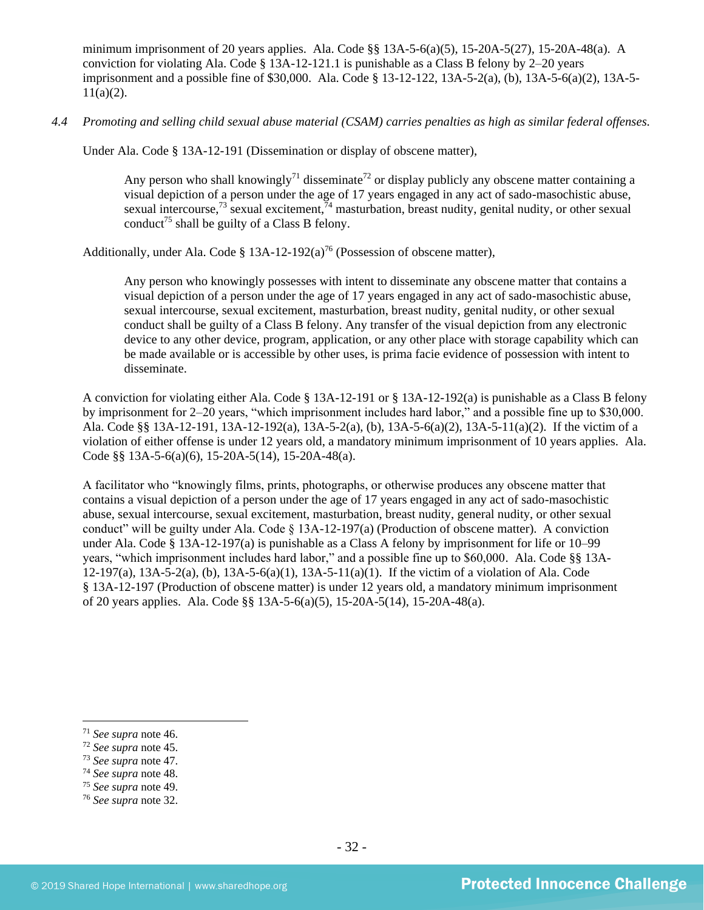minimum imprisonment of 20 years applies. Ala. Code §§ 13A-5-6(a)(5), 15-20A-5(27), 15-20A-48(a). A conviction for violating Ala. Code § 13A-12-121.1 is punishable as a Class B felony by 2–20 years imprisonment and a possible fine of $30,000. Ala. Code § 13-12-122, 13A-5-2(a), (b), 13A-5-6(a)(2), 13A-5-11(a)(2).

*4.4 Promoting and selling child sexual abuse material (CSAM) carries penalties as high as similar federal offenses.*

Under Ala. Code § 13A-12-191 (Dissemination or display of obscene matter),

> Any person who shall knowingly[71] disseminate[72] or display publicly any obscene matter containing a visual depiction of a person under the age of 17 years engaged in any act of sado-masochistic abuse, sexual intercourse,[73] sexual excitement,[74] masturbation, breast nudity, genital nudity, or other sexual conduct[75] shall be guilty of a Class B felony.

Additionally, under Ala. Code § 13A-12-192(a)[76] (Possession of obscene matter),

> Any person who knowingly possesses with intent to disseminate any obscene matter that contains a visual depiction of a person under the age of 17 years engaged in any act of sado-masochistic abuse, sexual intercourse, sexual excitement, masturbation, breast nudity, genital nudity, or other sexual conduct shall be guilty of a Class B felony. Any transfer of the visual depiction from any electronic device to any other device, program, application, or any other place with storage capability which can be made available or is accessible by other uses, is prima facie evidence of possession with intent to disseminate.

A conviction for violating either Ala. Code § 13A-12-191 or § 13A-12-192(a) is punishable as a Class B felony by imprisonment for 2–20 years, "which imprisonment includes hard labor," and a possible fine up to $30,000. Ala. Code §§ 13A-12-191, 13A-12-192(a), 13A-5-2(a), (b), 13A-5-6(a)(2), 13A-5-11(a)(2). If the victim of a violation of either offense is under 12 years old, a mandatory minimum imprisonment of 10 years applies. Ala. Code §§ 13A-5-6(a)(6), 15-20A-5(14), 15-20A-48(a).

A facilitator who "knowingly films, prints, photographs, or otherwise produces any obscene matter that contains a visual depiction of a person under the age of 17 years engaged in any act of sado-masochistic abuse, sexual intercourse, sexual excitement, masturbation, breast nudity, general nudity, or other sexual conduct" will be guilty under Ala. Code § 13A-12-197(a) (Production of obscene matter). A conviction under Ala. Code § 13A-12-197(a) is punishable as a Class A felony by imprisonment for life or 10–99 years, "which imprisonment includes hard labor," and a possible fine up to $60,000. Ala. Code §§ 13A-12-197(a), 13A-5-2(a), (b), 13A-5-6(a)(1), 13A-5-11(a)(1). If the victim of a violation of Ala. Code § 13A-12-197 (Production of obscene matter) is under 12 years old, a mandatory minimum imprisonment of 20 years applies. Ala. Code §§ 13A-5-6(a)(5), 15-20A-5(14), 15-20A-48(a).

---

[71] *See supra* note 46.
[72] *See supra* note 45.
[73] *See supra* note 47.
[74] *See supra* note 48.
[75] *See supra* note 49.
[76] *See supra* note 32.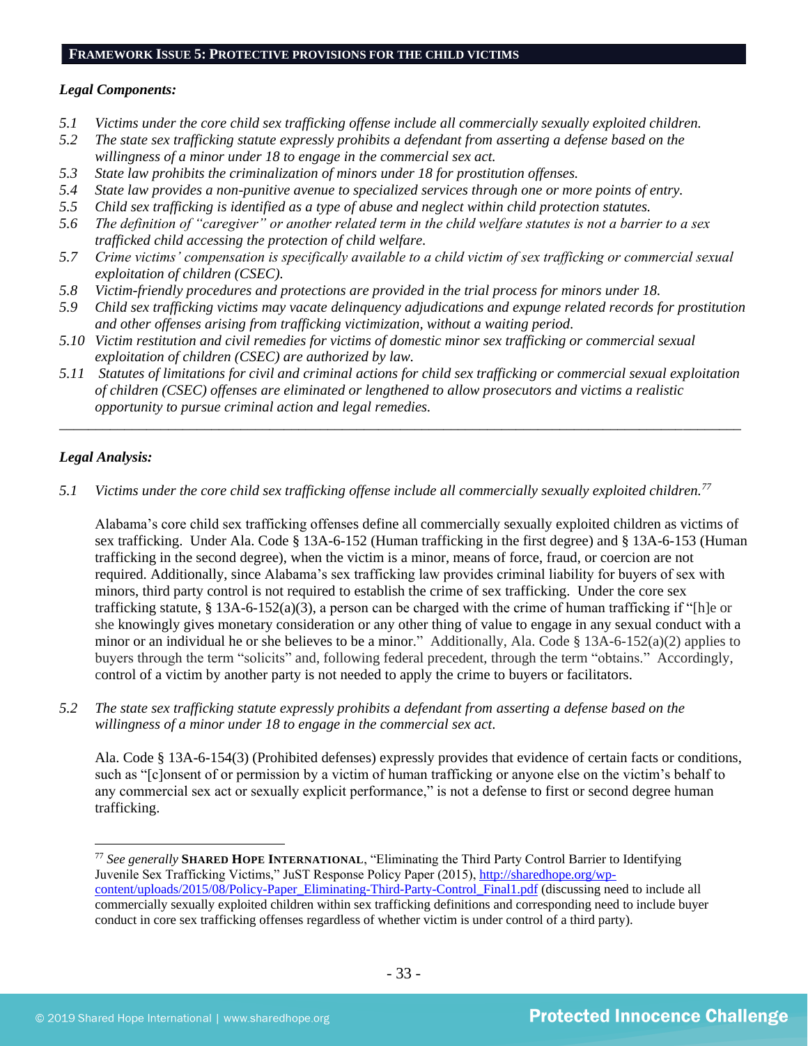## FRAMEWORK ISSUE 5: PROTECTIVE PROVISIONS FOR THE CHILD VICTIMS

***Legal Components:***

*5.1 Victims under the core child sex trafficking offense include all commercially sexually exploited children.*

*5.2 The state sex trafficking statute expressly prohibits a defendant from asserting a defense based on the willingness of a minor under 18 to engage in the commercial sex act.*

*5.3 State law prohibits the criminalization of minors under 18 for prostitution offenses.*

*5.4 State law provides a non-punitive avenue to specialized services through one or more points of entry.*

*5.5 Child sex trafficking is identified as a type of abuse and neglect within child protection statutes.*

*5.6 The definition of "caregiver" or another related term in the child welfare statutes is not a barrier to a sex trafficked child accessing the protection of child welfare.*

*5.7 Crime victims' compensation is specifically available to a child victim of sex trafficking or commercial sexual exploitation of children (CSEC).*

*5.8 Victim-friendly procedures and protections are provided in the trial process for minors under 18.*

*5.9 Child sex trafficking victims may vacate delinquency adjudications and expunge related records for prostitution and other offenses arising from trafficking victimization, without a waiting period.*

*5.10 Victim restitution and civil remedies for victims of domestic minor sex trafficking or commercial sexual exploitation of children (CSEC) are authorized by law.*

*5.11 Statutes of limitations for civil and criminal actions for child sex trafficking or commercial sexual exploitation of children (CSEC) offenses are eliminated or lengthened to allow prosecutors and victims a realistic opportunity to pursue criminal action and legal remedies.*

---

***Legal Analysis:***

*5.1 Victims under the core child sex trafficking offense include all commercially sexually exploited children.*[77]

Alabama's core child sex trafficking offenses define all commercially sexually exploited children as victims of sex trafficking. Under Ala. Code § 13A-6-152 (Human trafficking in the first degree) and § 13A-6-153 (Human trafficking in the second degree), when the victim is a minor, means of force, fraud, or coercion are not required. Additionally, since Alabama's sex trafficking law provides criminal liability for buyers of sex with minors, third party control is not required to establish the crime of sex trafficking. Under the core sex trafficking statute, § 13A-6-152(a)(3), a person can be charged with the crime of human trafficking if "[h]e or she knowingly gives monetary consideration or any other thing of value to engage in any sexual conduct with a minor or an individual he or she believes to be a minor." Additionally, Ala. Code § 13A-6-152(a)(2) applies to buyers through the term "solicits" and, following federal precedent, through the term "obtains." Accordingly, control of a victim by another party is not needed to apply the crime to buyers or facilitators.

*5.2 The state sex trafficking statute expressly prohibits a defendant from asserting a defense based on the willingness of a minor under 18 to engage in the commercial sex act.*

Ala. Code § 13A-6-154(3) (Prohibited defenses) expressly provides that evidence of certain facts or conditions, such as "[c]onsent of or permission by a victim of human trafficking or anyone else on the victim's behalf to any commercial sex act or sexually explicit performance," is not a defense to first or second degree human trafficking.

---

[77] *See generally* **SHARED HOPE INTERNATIONAL**, "Eliminating the Third Party Control Barrier to Identifying Juvenile Sex Trafficking Victims," JuST Response Policy Paper (2015), http://sharedhope.org/wp-content/uploads/2015/08/Policy-Paper_Eliminating-Third-Party-Control_Final1.pdf (discussing need to include all commercially sexually exploited children within sex trafficking definitions and corresponding need to include buyer conduct in core sex trafficking offenses regardless of whether victim is under control of a third party).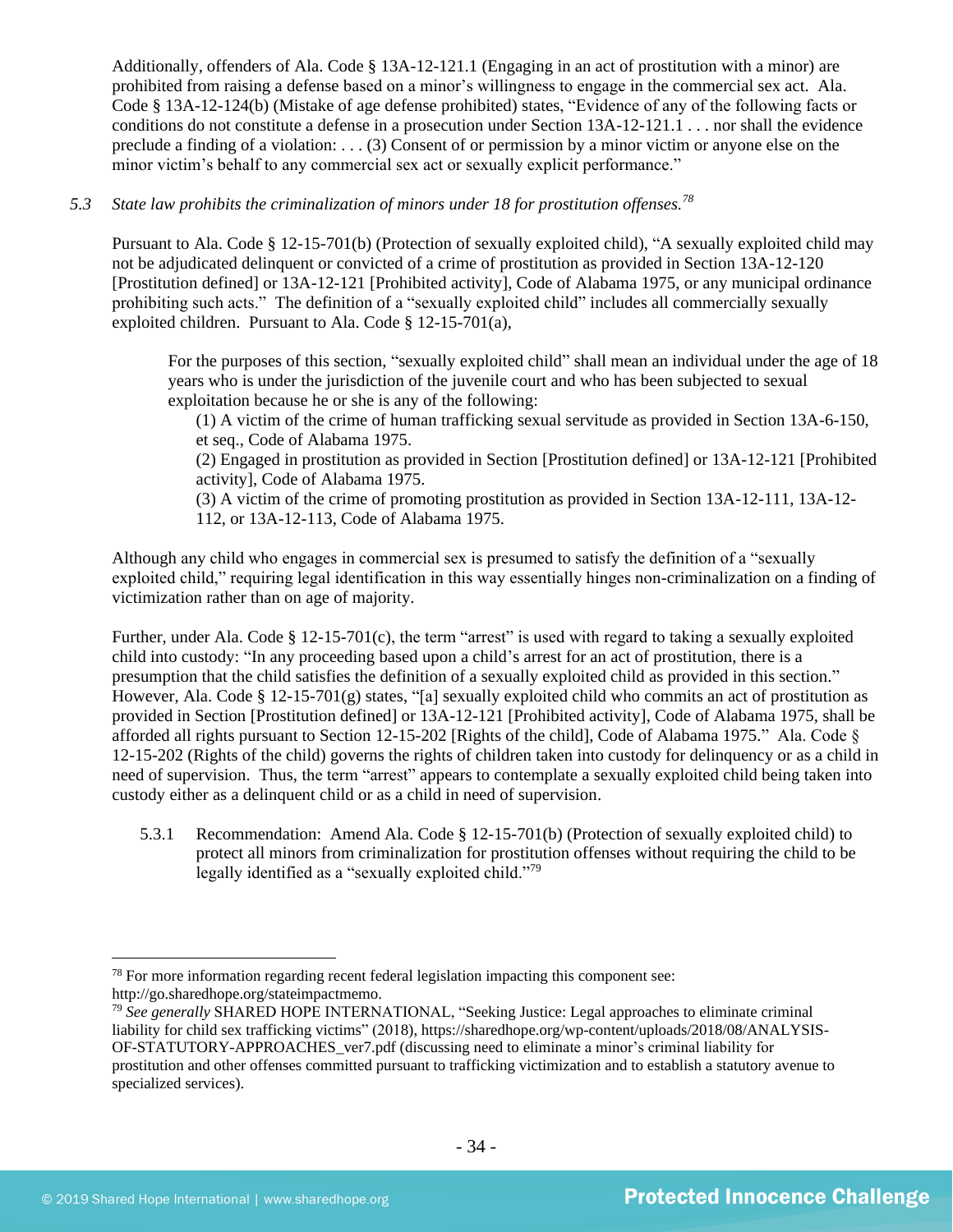Additionally, offenders of Ala. Code § 13A-12-121.1 (Engaging in an act of prostitution with a minor) are prohibited from raising a defense based on a minor's willingness to engage in the commercial sex act. Ala. Code § 13A-12-124(b) (Mistake of age defense prohibited) states, "Evidence of any of the following facts or conditions do not constitute a defense in a prosecution under Section 13A-12-121.1 . . . nor shall the evidence preclude a finding of a violation: . . . (3) Consent of or permission by a minor victim or anyone else on the minor victim's behalf to any commercial sex act or sexually explicit performance."

*5.3 State law prohibits the criminalization of minors under 18 for prostitution offenses.*[78]

Pursuant to Ala. Code § 12-15-701(b) (Protection of sexually exploited child), "A sexually exploited child may not be adjudicated delinquent or convicted of a crime of prostitution as provided in Section 13A-12-120 [Prostitution defined] or 13A-12-121 [Prohibited activity], Code of Alabama 1975, or any municipal ordinance prohibiting such acts." The definition of a "sexually exploited child" includes all commercially sexually exploited children. Pursuant to Ala. Code § 12-15-701(a),

> For the purposes of this section, "sexually exploited child" shall mean an individual under the age of 18 years who is under the jurisdiction of the juvenile court and who has been subjected to sexual exploitation because he or she is any of the following:
>
> (1) A victim of the crime of human trafficking sexual servitude as provided in Section 13A-6-150, et seq., Code of Alabama 1975.
>
> (2) Engaged in prostitution as provided in Section [Prostitution defined] or 13A-12-121 [Prohibited activity], Code of Alabama 1975.
>
> (3) A victim of the crime of promoting prostitution as provided in Section 13A-12-111, 13A-12-112, or 13A-12-113, Code of Alabama 1975.

Although any child who engages in commercial sex is presumed to satisfy the definition of a "sexually exploited child," requiring legal identification in this way essentially hinges non-criminalization on a finding of victimization rather than on age of majority.

Further, under Ala. Code § 12-15-701(c), the term "arrest" is used with regard to taking a sexually exploited child into custody: "In any proceeding based upon a child's arrest for an act of prostitution, there is a presumption that the child satisfies the definition of a sexually exploited child as provided in this section." However, Ala. Code § 12-15-701(g) states, "[a] sexually exploited child who commits an act of prostitution as provided in Section [Prostitution defined] or 13A-12-121 [Prohibited activity], Code of Alabama 1975, shall be afforded all rights pursuant to Section 12-15-202 [Rights of the child], Code of Alabama 1975." Ala. Code § 12-15-202 (Rights of the child) governs the rights of children taken into custody for delinquency or as a child in need of supervision. Thus, the term "arrest" appears to contemplate a sexually exploited child being taken into custody either as a delinquent child or as a child in need of supervision.

5.3.1 Recommendation: Amend Ala. Code § 12-15-701(b) (Protection of sexually exploited child) to protect all minors from criminalization for prostitution offenses without requiring the child to be legally identified as a "sexually exploited child."[79]

---

[78] For more information regarding recent federal legislation impacting this component see: http://go.sharedhope.org/stateimpactmemo.

[79] *See generally* SHARED HOPE INTERNATIONAL, "Seeking Justice: Legal approaches to eliminate criminal liability for child sex trafficking victims" (2018), https://sharedhope.org/wp-content/uploads/2018/08/ANALYSIS-OF-STATUTORY-APPROACHES_ver7.pdf (discussing need to eliminate a minor's criminal liability for prostitution and other offenses committed pursuant to trafficking victimization and to establish a statutory avenue to specialized services).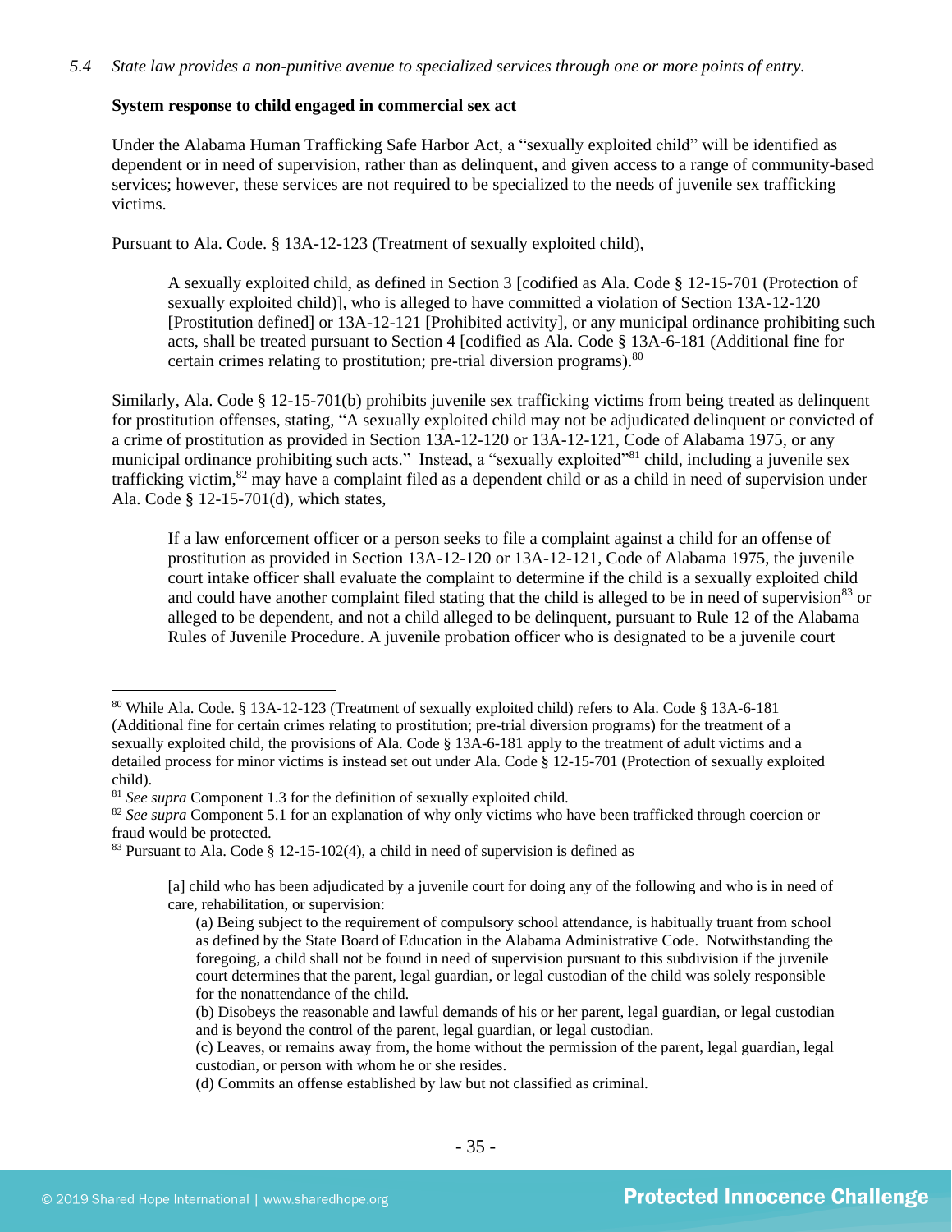*5.4 State law provides a non-punitive avenue to specialized services through one or more points of entry.*

**System response to child engaged in commercial sex act**

Under the Alabama Human Trafficking Safe Harbor Act, a "sexually exploited child" will be identified as dependent or in need of supervision, rather than as delinquent, and given access to a range of community-based services; however, these services are not required to be specialized to the needs of juvenile sex trafficking victims.

Pursuant to Ala. Code. § 13A-12-123 (Treatment of sexually exploited child),

> A sexually exploited child, as defined in Section 3 [codified as Ala. Code § 12-15-701 (Protection of sexually exploited child)], who is alleged to have committed a violation of Section 13A-12-120 [Prostitution defined] or 13A-12-121 [Prohibited activity], or any municipal ordinance prohibiting such acts, shall be treated pursuant to Section 4 [codified as Ala. Code § 13A-6-181 (Additional fine for certain crimes relating to prostitution; pre-trial diversion programs).[80]

Similarly, Ala. Code § 12-15-701(b) prohibits juvenile sex trafficking victims from being treated as delinquent for prostitution offenses, stating, "A sexually exploited child may not be adjudicated delinquent or convicted of a crime of prostitution as provided in Section 13A-12-120 or 13A-12-121, Code of Alabama 1975, or any municipal ordinance prohibiting such acts." Instead, a "sexually exploited"[81] child, including a juvenile sex trafficking victim,[82] may have a complaint filed as a dependent child or as a child in need of supervision under Ala. Code § 12-15-701(d), which states,

> If a law enforcement officer or a person seeks to file a complaint against a child for an offense of prostitution as provided in Section 13A-12-120 or 13A-12-121, Code of Alabama 1975, the juvenile court intake officer shall evaluate the complaint to determine if the child is a sexually exploited child and could have another complaint filed stating that the child is alleged to be in need of supervision[83] or alleged to be dependent, and not a child alleged to be delinquent, pursuant to Rule 12 of the Alabama Rules of Juvenile Procedure. A juvenile probation officer who is designated to be a juvenile court

---

[80] While Ala. Code. § 13A-12-123 (Treatment of sexually exploited child) refers to Ala. Code § 13A-6-181 (Additional fine for certain crimes relating to prostitution; pre-trial diversion programs) for the treatment of a sexually exploited child, the provisions of Ala. Code § 13A-6-181 apply to the treatment of adult victims and a detailed process for minor victims is instead set out under Ala. Code § 12-15-701 (Protection of sexually exploited child).

[81] *See supra* Component 1.3 for the definition of sexually exploited child.

[82] *See supra* Component 5.1 for an explanation of why only victims who have been trafficked through coercion or fraud would be protected.

[83] Pursuant to Ala. Code § 12-15-102(4), a child in need of supervision is defined as

> [a] child who has been adjudicated by a juvenile court for doing any of the following and who is in need of care, rehabilitation, or supervision:
>
> (a) Being subject to the requirement of compulsory school attendance, is habitually truant from school as defined by the State Board of Education in the Alabama Administrative Code. Notwithstanding the foregoing, a child shall not be found in need of supervision pursuant to this subdivision if the juvenile court determines that the parent, legal guardian, or legal custodian of the child was solely responsible for the nonattendance of the child.
>
> (b) Disobeys the reasonable and lawful demands of his or her parent, legal guardian, or legal custodian and is beyond the control of the parent, legal guardian, or legal custodian.
>
> (c) Leaves, or remains away from, the home without the permission of the parent, legal guardian, legal custodian, or person with whom he or she resides.
>
> (d) Commits an offense established by law but not classified as criminal.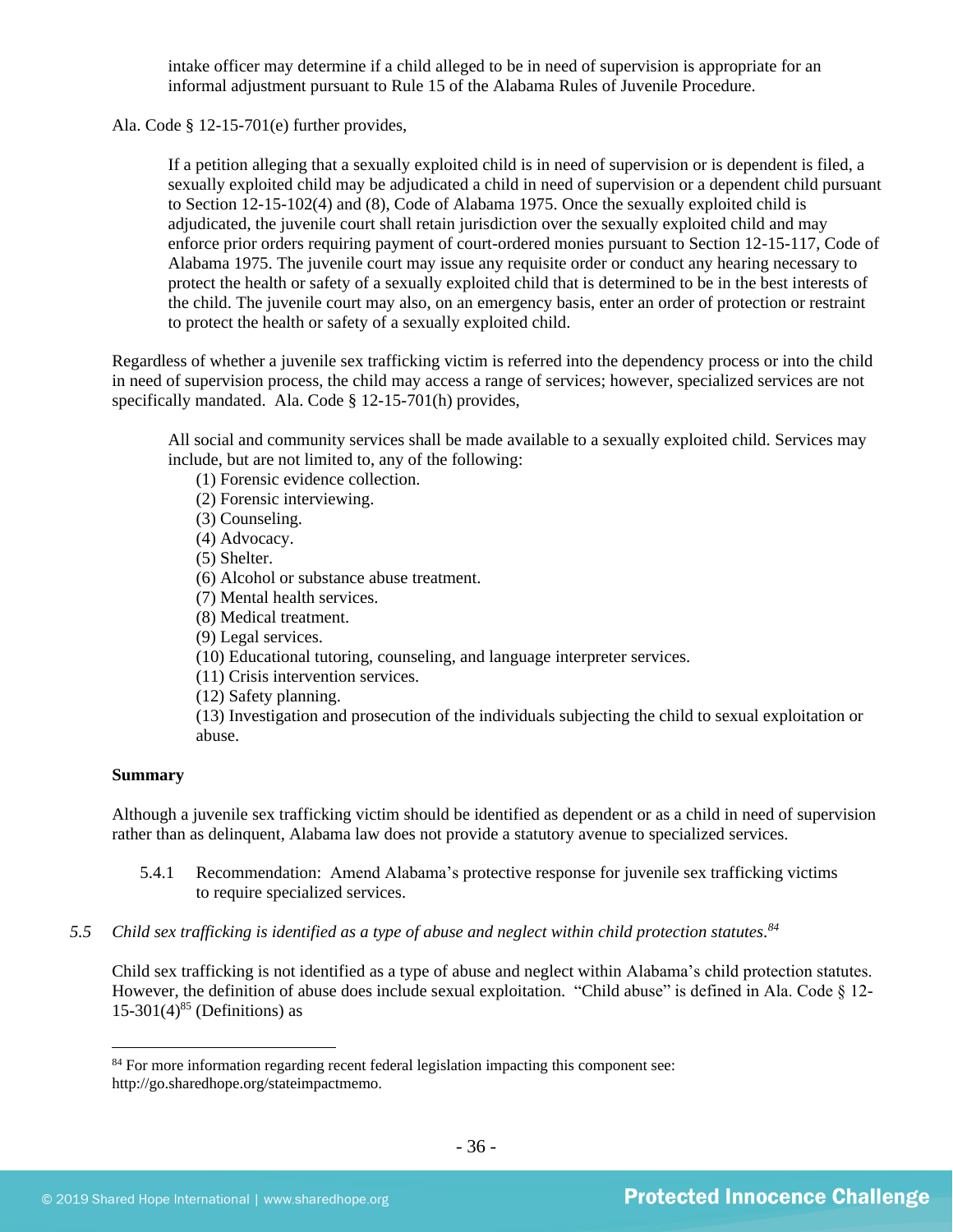> intake officer may determine if a child alleged to be in need of supervision is appropriate for an informal adjustment pursuant to Rule 15 of the Alabama Rules of Juvenile Procedure.

Ala. Code § 12-15-701(e) further provides,

> If a petition alleging that a sexually exploited child is in need of supervision or is dependent is filed, a sexually exploited child may be adjudicated a child in need of supervision or a dependent child pursuant to Section 12-15-102(4) and (8), Code of Alabama 1975. Once the sexually exploited child is adjudicated, the juvenile court shall retain jurisdiction over the sexually exploited child and may enforce prior orders requiring payment of court-ordered monies pursuant to Section 12-15-117, Code of Alabama 1975. The juvenile court may issue any requisite order or conduct any hearing necessary to protect the health or safety of a sexually exploited child that is determined to be in the best interests of the child. The juvenile court may also, on an emergency basis, enter an order of protection or restraint to protect the health or safety of a sexually exploited child.

Regardless of whether a juvenile sex trafficking victim is referred into the dependency process or into the child in need of supervision process, the child may access a range of services; however, specialized services are not specifically mandated. Ala. Code § 12-15-701(h) provides,

> All social and community services shall be made available to a sexually exploited child. Services may include, but are not limited to, any of the following:
>
> (1) Forensic evidence collection.
> (2) Forensic interviewing.
> (3) Counseling.
> (4) Advocacy.
> (5) Shelter.
> (6) Alcohol or substance abuse treatment.
> (7) Mental health services.
> (8) Medical treatment.
> (9) Legal services.
> (10) Educational tutoring, counseling, and language interpreter services.
> (11) Crisis intervention services.
> (12) Safety planning.
> (13) Investigation and prosecution of the individuals subjecting the child to sexual exploitation or abuse.

**Summary**

Although a juvenile sex trafficking victim should be identified as dependent or as a child in need of supervision rather than as delinquent, Alabama law does not provide a statutory avenue to specialized services.

5.4.1 Recommendation: Amend Alabama's protective response for juvenile sex trafficking victims to require specialized services.

*5.5 Child sex trafficking is identified as a type of abuse and neglect within child protection statutes.*[84]

Child sex trafficking is not identified as a type of abuse and neglect within Alabama's child protection statutes. However, the definition of abuse does include sexual exploitation. "Child abuse" is defined in Ala. Code § 12-15-301(4)[85] (Definitions) as

---

[84] For more information regarding recent federal legislation impacting this component see: http://go.sharedhope.org/stateimpactmemo.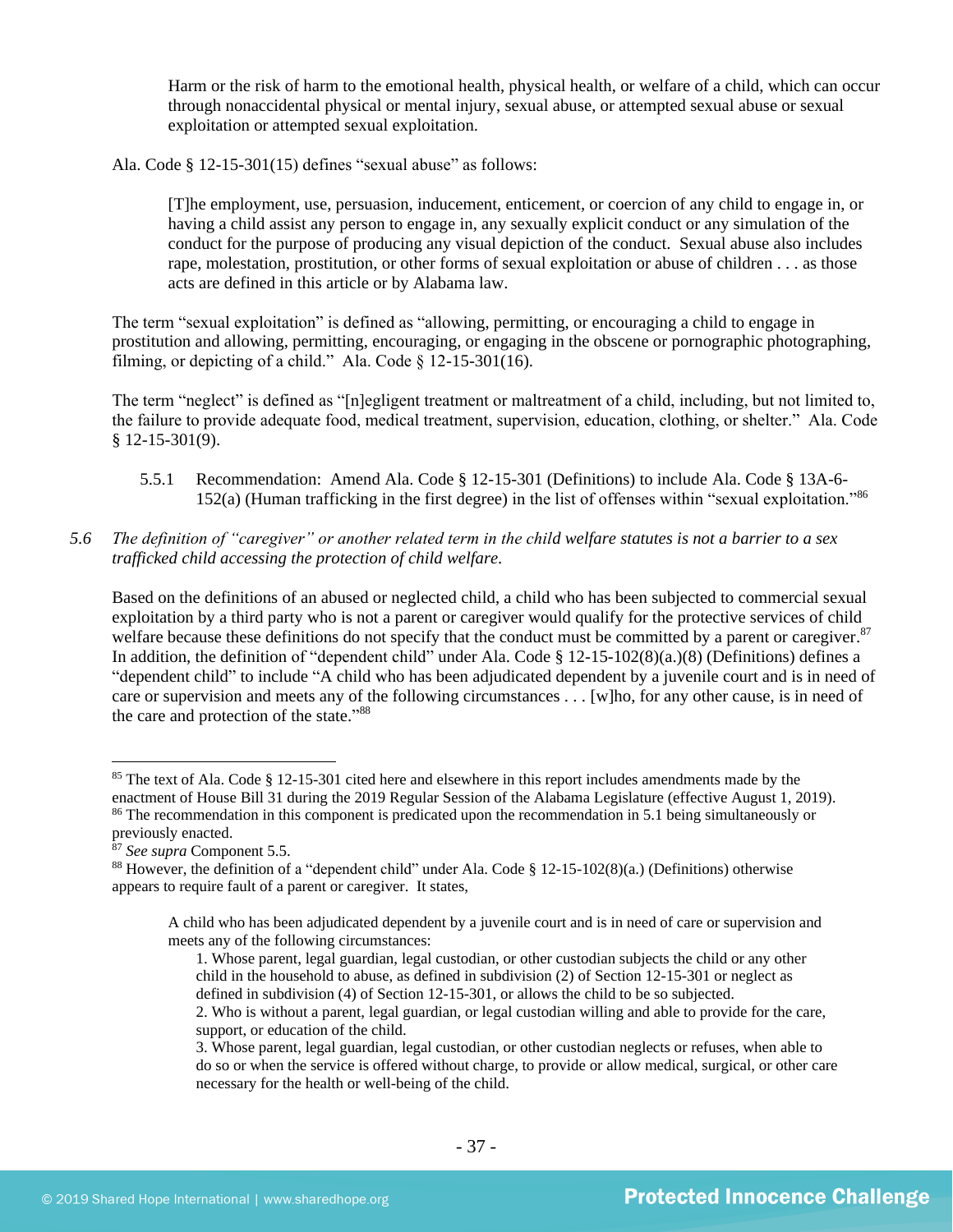> Harm or the risk of harm to the emotional health, physical health, or welfare of a child, which can occur through nonaccidental physical or mental injury, sexual abuse, or attempted sexual abuse or sexual exploitation or attempted sexual exploitation.

Ala. Code § 12-15-301(15) defines "sexual abuse" as follows:

> [T]he employment, use, persuasion, inducement, enticement, or coercion of any child to engage in, or having a child assist any person to engage in, any sexually explicit conduct or any simulation of the conduct for the purpose of producing any visual depiction of the conduct. Sexual abuse also includes rape, molestation, prostitution, or other forms of sexual exploitation or abuse of children . . . as those acts are defined in this article or by Alabama law.

The term "sexual exploitation" is defined as "allowing, permitting, or encouraging a child to engage in prostitution and allowing, permitting, encouraging, or engaging in the obscene or pornographic photographing, filming, or depicting of a child." Ala. Code § 12-15-301(16).

The term "neglect" is defined as "[n]egligent treatment or maltreatment of a child, including, but not limited to, the failure to provide adequate food, medical treatment, supervision, education, clothing, or shelter." Ala. Code § 12-15-301(9).

5.5.1 Recommendation: Amend Ala. Code § 12-15-301 (Definitions) to include Ala. Code § 13A-6-152(a) (Human trafficking in the first degree) in the list of offenses within "sexual exploitation."[86]

*5.6 The definition of "caregiver" or another related term in the child welfare statutes is not a barrier to a sex trafficked child accessing the protection of child welfare.*

Based on the definitions of an abused or neglected child, a child who has been subjected to commercial sexual exploitation by a third party who is not a parent or caregiver would qualify for the protective services of child welfare because these definitions do not specify that the conduct must be committed by a parent or caregiver.[87] In addition, the definition of "dependent child" under Ala. Code § 12-15-102(8)(a.)(8) (Definitions) defines a "dependent child" to include "A child who has been adjudicated dependent by a juvenile court and is in need of care or supervision and meets any of the following circumstances . . . [w]ho, for any other cause, is in need of the care and protection of the state."[88]

---

[85] The text of Ala. Code § 12-15-301 cited here and elsewhere in this report includes amendments made by the enactment of House Bill 31 during the 2019 Regular Session of the Alabama Legislature (effective August 1, 2019).

[86] The recommendation in this component is predicated upon the recommendation in 5.1 being simultaneously or previously enacted.

[87] *See supra* Component 5.5.

[88] However, the definition of a "dependent child" under Ala. Code § 12-15-102(8)(a.) (Definitions) otherwise appears to require fault of a parent or caregiver. It states,

> A child who has been adjudicated dependent by a juvenile court and is in need of care or supervision and meets any of the following circumstances:
>
> 1. Whose parent, legal guardian, legal custodian, or other custodian subjects the child or any other child in the household to abuse, as defined in subdivision (2) of Section 12-15-301 or neglect as defined in subdivision (4) of Section 12-15-301, or allows the child to be so subjected.
> 2. Who is without a parent, legal guardian, or legal custodian willing and able to provide for the care, support, or education of the child.
> 3. Whose parent, legal guardian, legal custodian, or other custodian neglects or refuses, when able to do so or when the service is offered without charge, to provide or allow medical, surgical, or other care necessary for the health or well-being of the child.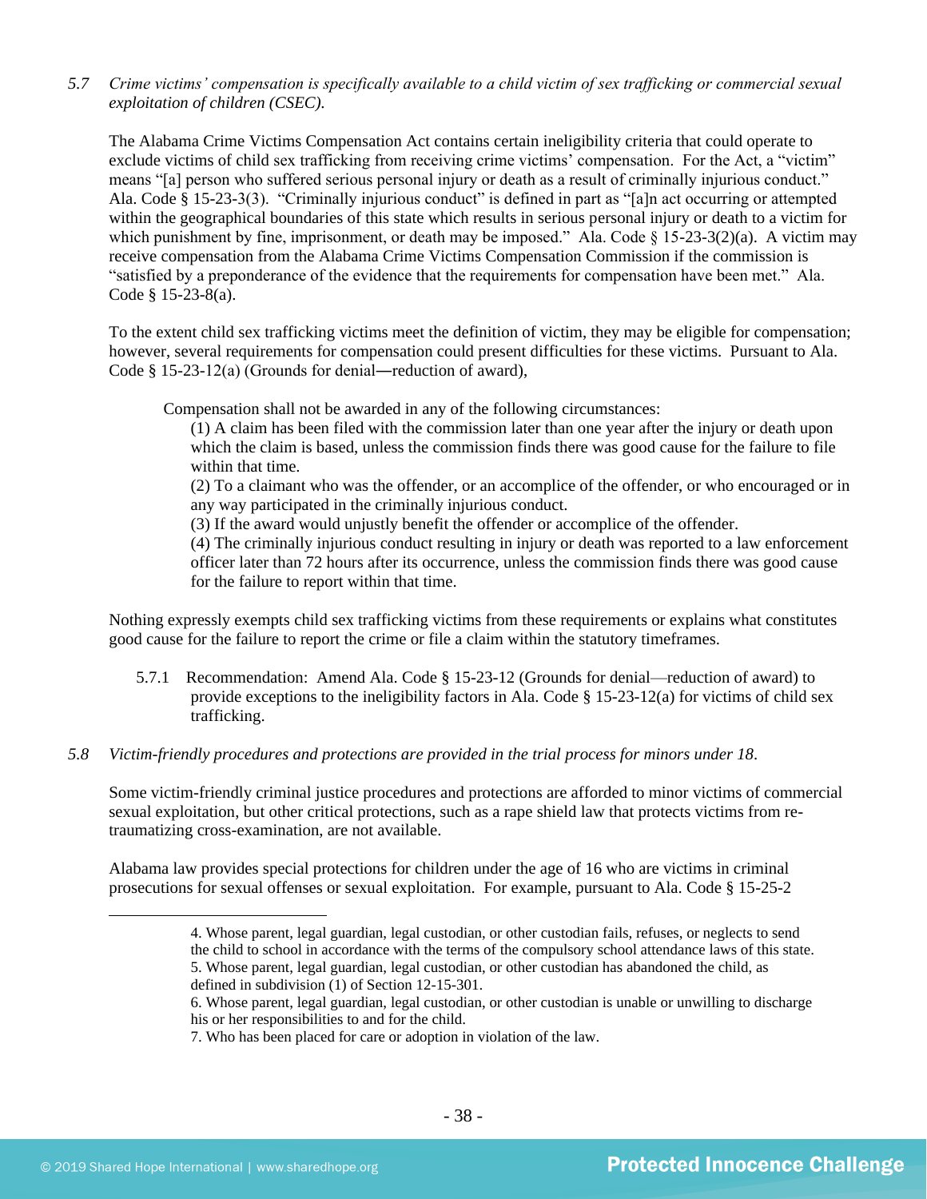5.7 *Crime victims' compensation is specifically available to a child victim of sex trafficking or commercial sexual exploitation of children (CSEC).*

The Alabama Crime Victims Compensation Act contains certain ineligibility criteria that could operate to exclude victims of child sex trafficking from receiving crime victims' compensation. For the Act, a "victim" means "[a] person who suffered serious personal injury or death as a result of criminally injurious conduct." Ala. Code § 15-23-3(3). "Criminally injurious conduct" is defined in part as "[a]n act occurring or attempted within the geographical boundaries of this state which results in serious personal injury or death to a victim for which punishment by fine, imprisonment, or death may be imposed." Ala. Code § 15-23-3(2)(a). A victim may receive compensation from the Alabama Crime Victims Compensation Commission if the commission is "satisfied by a preponderance of the evidence that the requirements for compensation have been met." Ala. Code § 15-23-8(a).

To the extent child sex trafficking victims meet the definition of victim, they may be eligible for compensation; however, several requirements for compensation could present difficulties for these victims. Pursuant to Ala. Code § 15-23-12(a) (Grounds for denial—reduction of award),

> Compensation shall not be awarded in any of the following circumstances:
>
> (1) A claim has been filed with the commission later than one year after the injury or death upon which the claim is based, unless the commission finds there was good cause for the failure to file within that time.
>
> (2) To a claimant who was the offender, or an accomplice of the offender, or who encouraged or in any way participated in the criminally injurious conduct.
>
> (3) If the award would unjustly benefit the offender or accomplice of the offender.
>
> (4) The criminally injurious conduct resulting in injury or death was reported to a law enforcement officer later than 72 hours after its occurrence, unless the commission finds there was good cause for the failure to report within that time.

Nothing expressly exempts child sex trafficking victims from these requirements or explains what constitutes good cause for the failure to report the crime or file a claim within the statutory timeframes.

5.7.1 Recommendation: Amend Ala. Code § 15-23-12 (Grounds for denial—reduction of award) to provide exceptions to the ineligibility factors in Ala. Code § 15-23-12(a) for victims of child sex trafficking.

5.8 *Victim-friendly procedures and protections are provided in the trial process for minors under 18.*

Some victim-friendly criminal justice procedures and protections are afforded to minor victims of commercial sexual exploitation, but other critical protections, such as a rape shield law that protects victims from re-traumatizing cross-examination, are not available.

Alabama law provides special protections for children under the age of 16 who are victims in criminal prosecutions for sexual offenses or sexual exploitation. For example, pursuant to Ala. Code § 15-25-2

---

4. Whose parent, legal guardian, legal custodian, or other custodian fails, refuses, or neglects to send the child to school in accordance with the terms of the compulsory school attendance laws of this state.
5. Whose parent, legal guardian, legal custodian, or other custodian has abandoned the child, as defined in subdivision (1) of Section 12-15-301.
6. Whose parent, legal guardian, legal custodian, or other custodian is unable or unwilling to discharge his or her responsibilities to and for the child.
7. Who has been placed for care or adoption in violation of the law.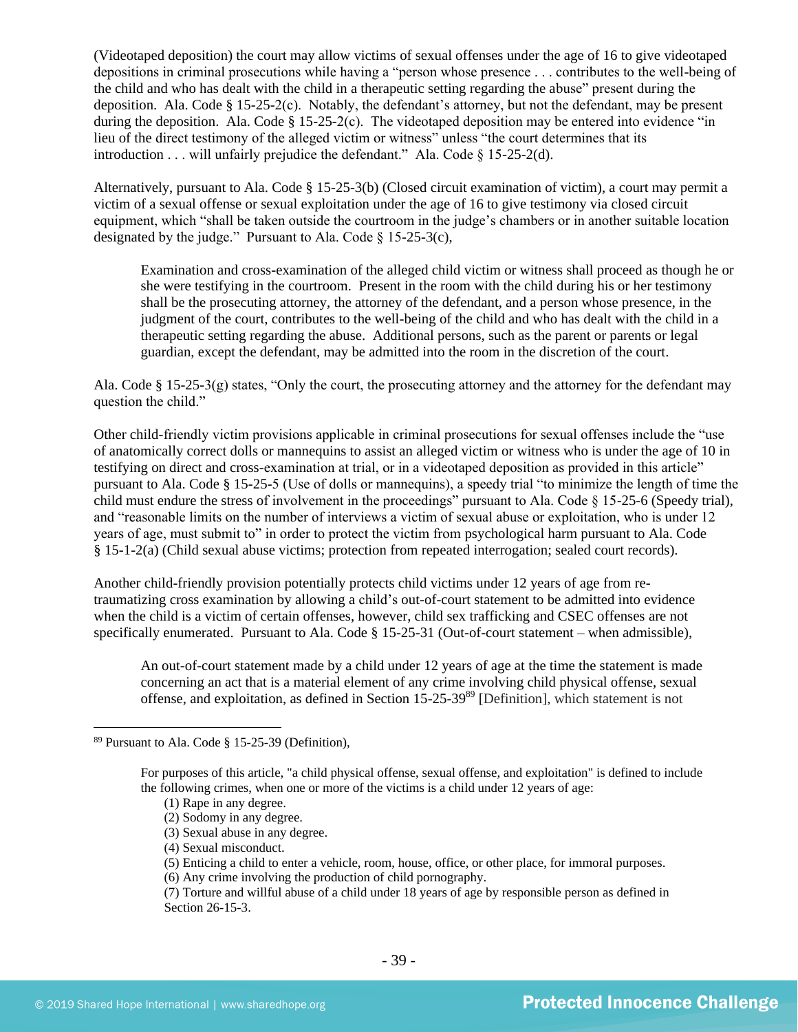(Videotaped deposition) the court may allow victims of sexual offenses under the age of 16 to give videotaped depositions in criminal prosecutions while having a "person whose presence . . . contributes to the well-being of the child and who has dealt with the child in a therapeutic setting regarding the abuse" present during the deposition. Ala. Code § 15-25-2(c). Notably, the defendant's attorney, but not the defendant, may be present during the deposition. Ala. Code § 15-25-2(c). The videotaped deposition may be entered into evidence "in lieu of the direct testimony of the alleged victim or witness" unless "the court determines that its introduction . . . will unfairly prejudice the defendant." Ala. Code § 15-25-2(d).

Alternatively, pursuant to Ala. Code § 15-25-3(b) (Closed circuit examination of victim), a court may permit a victim of a sexual offense or sexual exploitation under the age of 16 to give testimony via closed circuit equipment, which "shall be taken outside the courtroom in the judge's chambers or in another suitable location designated by the judge." Pursuant to Ala. Code § 15-25-3(c),

> Examination and cross-examination of the alleged child victim or witness shall proceed as though he or she were testifying in the courtroom. Present in the room with the child during his or her testimony shall be the prosecuting attorney, the attorney of the defendant, and a person whose presence, in the judgment of the court, contributes to the well-being of the child and who has dealt with the child in a therapeutic setting regarding the abuse. Additional persons, such as the parent or parents or legal guardian, except the defendant, may be admitted into the room in the discretion of the court.

Ala. Code § 15-25-3(g) states, "Only the court, the prosecuting attorney and the attorney for the defendant may question the child."

Other child-friendly victim provisions applicable in criminal prosecutions for sexual offenses include the "use of anatomically correct dolls or mannequins to assist an alleged victim or witness who is under the age of 10 in testifying on direct and cross-examination at trial, or in a videotaped deposition as provided in this article" pursuant to Ala. Code § 15-25-5 (Use of dolls or mannequins), a speedy trial "to minimize the length of time the child must endure the stress of involvement in the proceedings" pursuant to Ala. Code § 15-25-6 (Speedy trial), and "reasonable limits on the number of interviews a victim of sexual abuse or exploitation, who is under 12 years of age, must submit to" in order to protect the victim from psychological harm pursuant to Ala. Code § 15-1-2(a) (Child sexual abuse victims; protection from repeated interrogation; sealed court records).

Another child-friendly provision potentially protects child victims under 12 years of age from re-traumatizing cross examination by allowing a child's out-of-court statement to be admitted into evidence when the child is a victim of certain offenses, however, child sex trafficking and CSEC offenses are not specifically enumerated. Pursuant to Ala. Code § 15-25-31 (Out-of-court statement – when admissible),

> An out-of-court statement made by a child under 12 years of age at the time the statement is made concerning an act that is a material element of any crime involving child physical offense, sexual offense, and exploitation, as defined in Section 15-25-39[89] [Definition], which statement is not

---

[89] Pursuant to Ala. Code § 15-25-39 (Definition),

> For purposes of this article, "a child physical offense, sexual offense, and exploitation" is defined to include the following crimes, when one or more of the victims is a child under 12 years of age:
> (1) Rape in any degree.
> (2) Sodomy in any degree.
> (3) Sexual abuse in any degree.
> (4) Sexual misconduct.
> (5) Enticing a child to enter a vehicle, room, house, office, or other place, for immoral purposes.
> (6) Any crime involving the production of child pornography.
> (7) Torture and willful abuse of a child under 18 years of age by responsible person as defined in Section 26-15-3.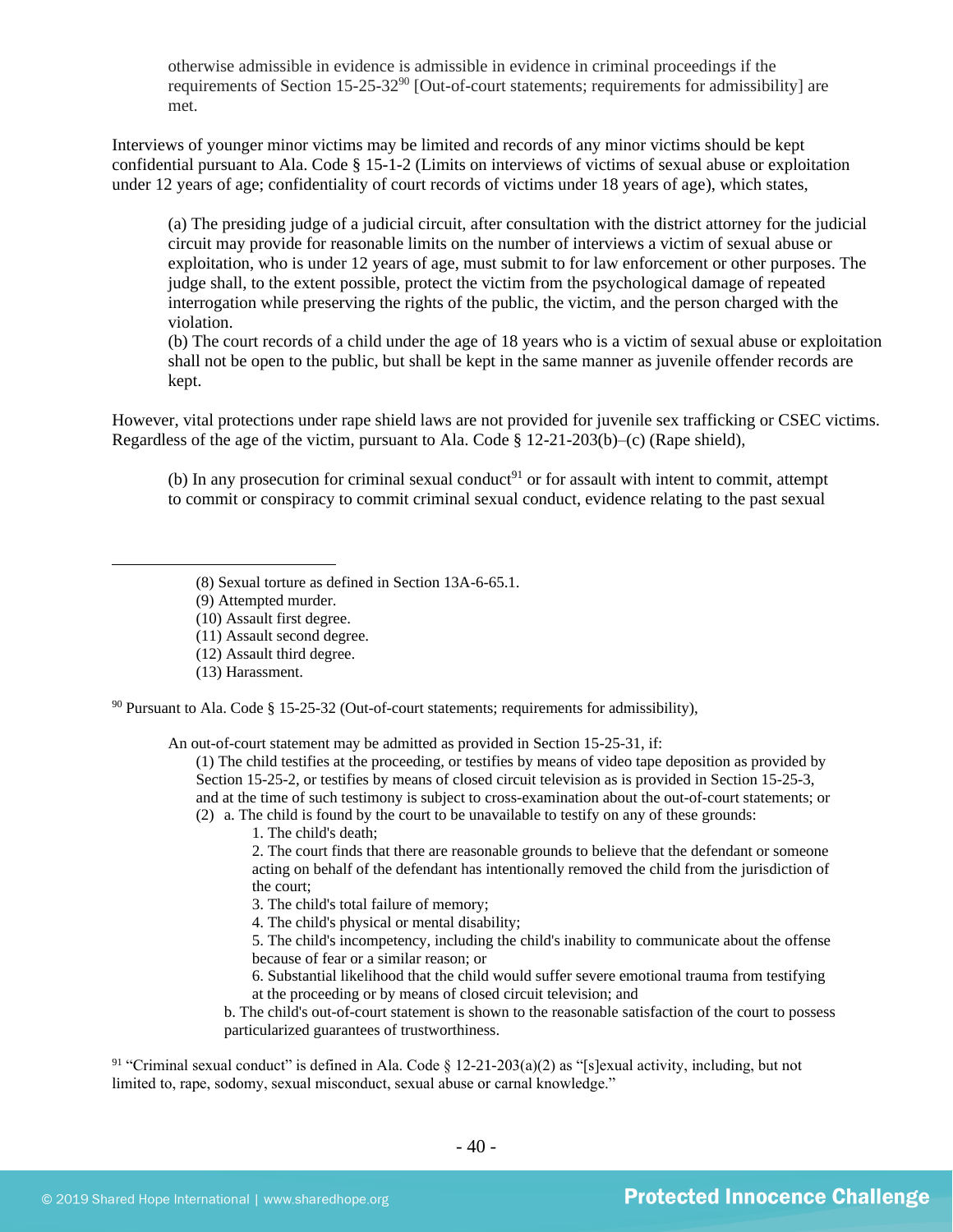otherwise admissible in evidence is admissible in evidence in criminal proceedings if the requirements of Section 15-25-32[90] [Out-of-court statements; requirements for admissibility] are met.

Interviews of younger minor victims may be limited and records of any minor victims should be kept confidential pursuant to Ala. Code § 15-1-2 (Limits on interviews of victims of sexual abuse or exploitation under 12 years of age; confidentiality of court records of victims under 18 years of age), which states,

> (a) The presiding judge of a judicial circuit, after consultation with the district attorney for the judicial circuit may provide for reasonable limits on the number of interviews a victim of sexual abuse or exploitation, who is under 12 years of age, must submit to for law enforcement or other purposes. The judge shall, to the extent possible, protect the victim from the psychological damage of repeated interrogation while preserving the rights of the public, the victim, and the person charged with the violation.
> (b) The court records of a child under the age of 18 years who is a victim of sexual abuse or exploitation shall not be open to the public, but shall be kept in the same manner as juvenile offender records are kept.

However, vital protections under rape shield laws are not provided for juvenile sex trafficking or CSEC victims. Regardless of the age of the victim, pursuant to Ala. Code § 12-21-203(b)–(c) (Rape shield),

> (b) In any prosecution for criminal sexual conduct[91] or for assault with intent to commit, attempt to commit or conspiracy to commit criminal sexual conduct, evidence relating to the past sexual

---

> (8) Sexual torture as defined in Section 13A-6-65.1.
> (9) Attempted murder.
> (10) Assault first degree.
> (11) Assault second degree.
> (12) Assault third degree.
> (13) Harassment.

[90] Pursuant to Ala. Code § 15-25-32 (Out-of-court statements; requirements for admissibility),

> An out-of-court statement may be admitted as provided in Section 15-25-31, if:
> (1) The child testifies at the proceeding, or testifies by means of video tape deposition as provided by Section 15-25-2, or testifies by means of closed circuit television as is provided in Section 15-25-3, and at the time of such testimony is subject to cross-examination about the out-of-court statements; or
> (2) a. The child is found by the court to be unavailable to testify on any of these grounds:
> 1. The child's death;
> 2. The court finds that there are reasonable grounds to believe that the defendant or someone acting on behalf of the defendant has intentionally removed the child from the jurisdiction of the court;
> 3. The child's total failure of memory;
> 4. The child's physical or mental disability;
> 5. The child's incompetency, including the child's inability to communicate about the offense because of fear or a similar reason; or
> 6. Substantial likelihood that the child would suffer severe emotional trauma from testifying at the proceeding or by means of closed circuit television; and
> b. The child's out-of-court statement is shown to the reasonable satisfaction of the court to possess particularized guarantees of trustworthiness.

[91] "Criminal sexual conduct" is defined in Ala. Code § 12-21-203(a)(2) as "[s]exual activity, including, but not limited to, rape, sodomy, sexual misconduct, sexual abuse or carnal knowledge."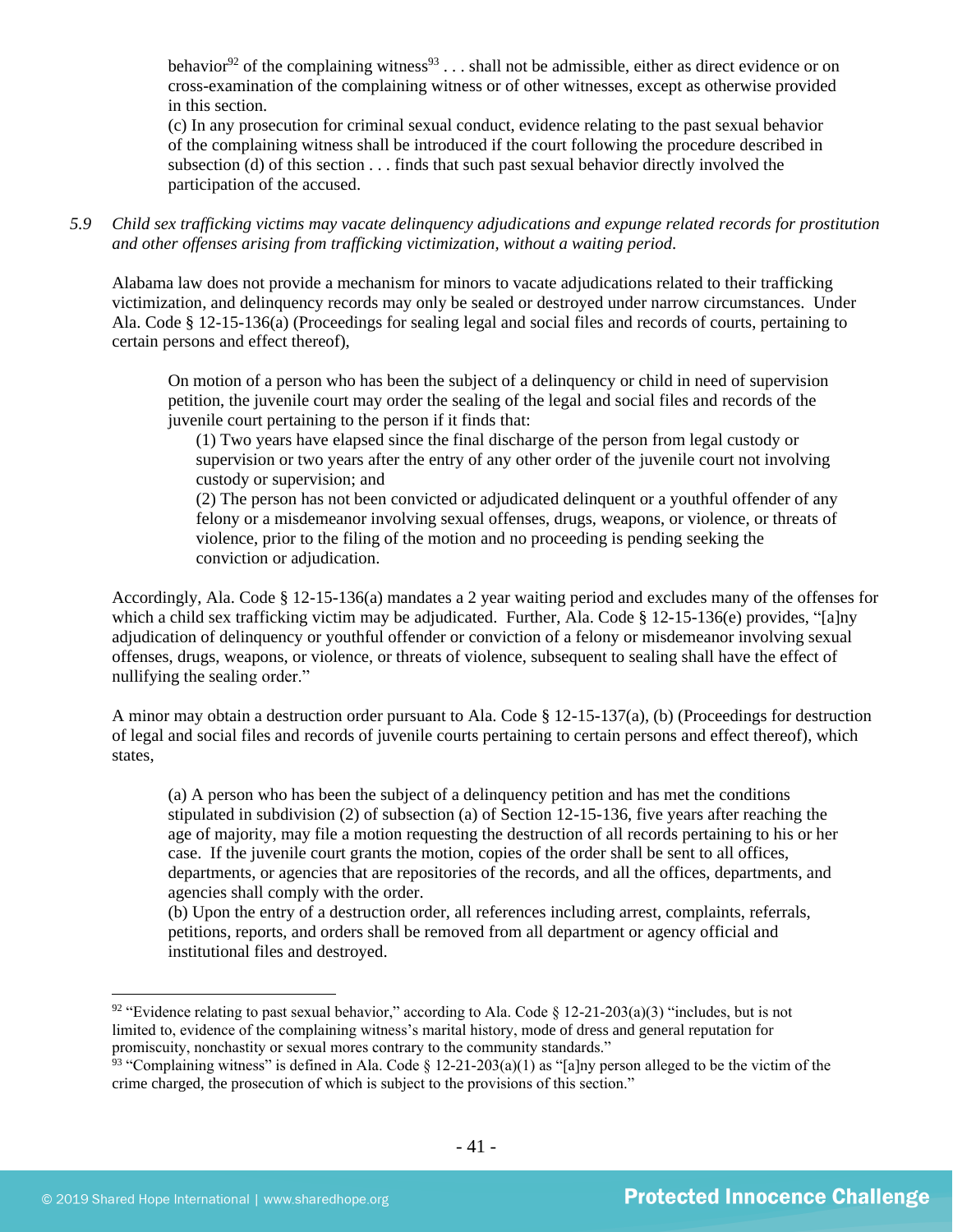behavior[92] of the complaining witness[93] . . . shall not be admissible, either as direct evidence or on cross-examination of the complaining witness or of other witnesses, except as otherwise provided in this section.

> (c) In any prosecution for criminal sexual conduct, evidence relating to the past sexual behavior of the complaining witness shall be introduced if the court following the procedure described in subsection (d) of this section . . . finds that such past sexual behavior directly involved the participation of the accused.

5.9 *Child sex trafficking victims may vacate delinquency adjudications and expunge related records for prostitution and other offenses arising from trafficking victimization, without a waiting period.*

Alabama law does not provide a mechanism for minors to vacate adjudications related to their trafficking victimization, and delinquency records may only be sealed or destroyed under narrow circumstances. Under Ala. Code § 12-15-136(a) (Proceedings for sealing legal and social files and records of courts, pertaining to certain persons and effect thereof),

> On motion of a person who has been the subject of a delinquency or child in need of supervision petition, the juvenile court may order the sealing of the legal and social files and records of the juvenile court pertaining to the person if it finds that:
>
> (1) Two years have elapsed since the final discharge of the person from legal custody or supervision or two years after the entry of any other order of the juvenile court not involving custody or supervision; and
>
> (2) The person has not been convicted or adjudicated delinquent or a youthful offender of any felony or a misdemeanor involving sexual offenses, drugs, weapons, or violence, or threats of violence, prior to the filing of the motion and no proceeding is pending seeking the conviction or adjudication.

Accordingly, Ala. Code § 12-15-136(a) mandates a 2 year waiting period and excludes many of the offenses for which a child sex trafficking victim may be adjudicated. Further, Ala. Code § 12-15-136(e) provides, "[a]ny adjudication of delinquency or youthful offender or conviction of a felony or misdemeanor involving sexual offenses, drugs, weapons, or violence, or threats of violence, subsequent to sealing shall have the effect of nullifying the sealing order."

A minor may obtain a destruction order pursuant to Ala. Code § 12-15-137(a), (b) (Proceedings for destruction of legal and social files and records of juvenile courts pertaining to certain persons and effect thereof), which states,

> (a) A person who has been the subject of a delinquency petition and has met the conditions stipulated in subdivision (2) of subsection (a) of Section 12-15-136, five years after reaching the age of majority, may file a motion requesting the destruction of all records pertaining to his or her case. If the juvenile court grants the motion, copies of the order shall be sent to all offices, departments, or agencies that are repositories of the records, and all the offices, departments, and agencies shall comply with the order.
>
> (b) Upon the entry of a destruction order, all references including arrest, complaints, referrals, petitions, reports, and orders shall be removed from all department or agency official and institutional files and destroyed.

---

[92] "Evidence relating to past sexual behavior," according to Ala. Code § 12-21-203(a)(3) "includes, but is not limited to, evidence of the complaining witness's marital history, mode of dress and general reputation for promiscuity, nonchastity or sexual mores contrary to the community standards."

[93] "Complaining witness" is defined in Ala. Code § 12-21-203(a)(1) as "[a]ny person alleged to be the victim of the crime charged, the prosecution of which is subject to the provisions of this section."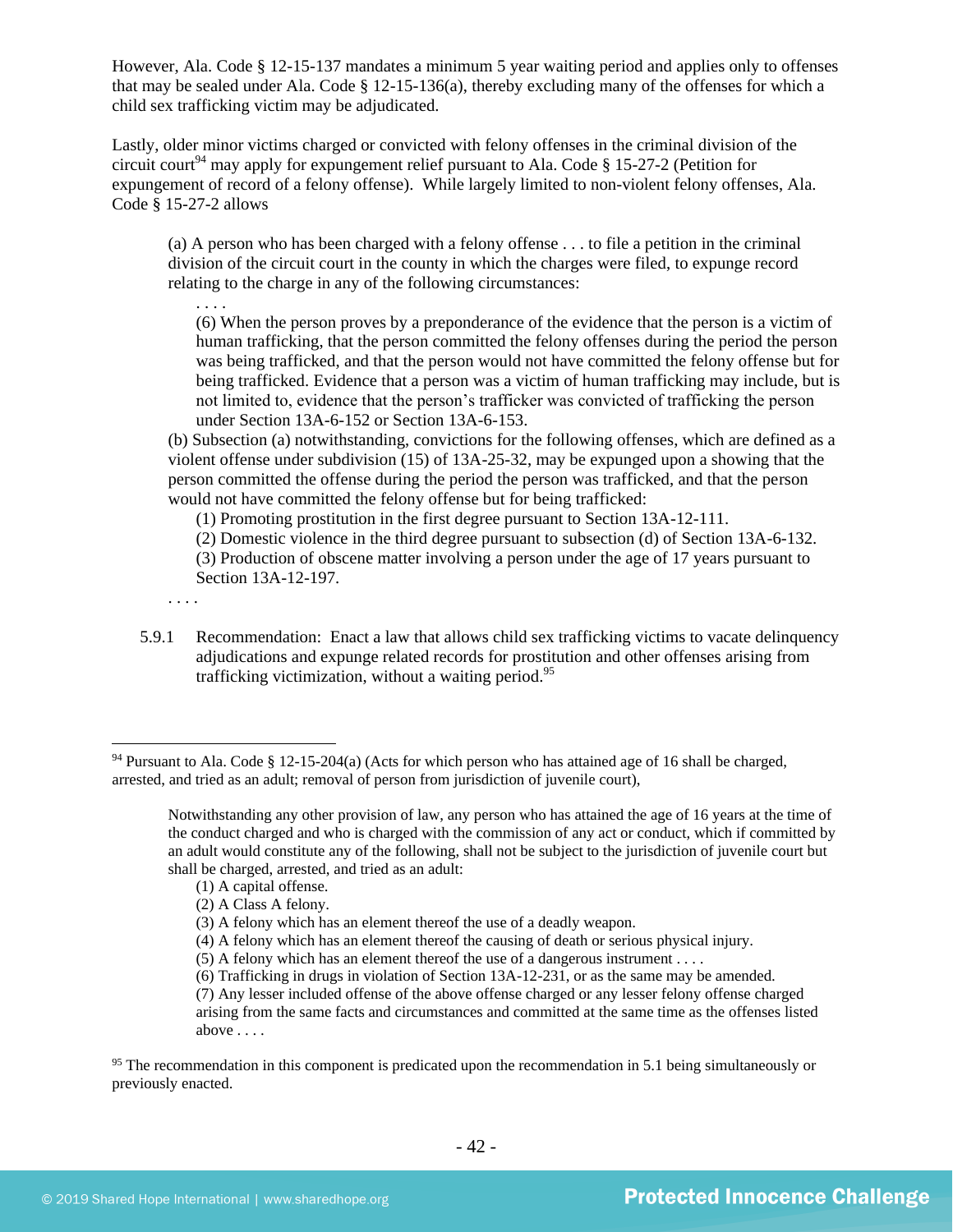However, Ala. Code § 12-15-137 mandates a minimum 5 year waiting period and applies only to offenses that may be sealed under Ala. Code § 12-15-136(a), thereby excluding many of the offenses for which a child sex trafficking victim may be adjudicated.

Lastly, older minor victims charged or convicted with felony offenses in the criminal division of the circuit court[94] may apply for expungement relief pursuant to Ala. Code § 15-27-2 (Petition for expungement of record of a felony offense). While largely limited to non-violent felony offenses, Ala. Code § 15-27-2 allows

> (a) A person who has been charged with a felony offense . . . to file a petition in the criminal division of the circuit court in the county in which the charges were filed, to expunge record relating to the charge in any of the following circumstances:
>
> > . . . .
> >
> > (6) When the person proves by a preponderance of the evidence that the person is a victim of human trafficking, that the person committed the felony offenses during the period the person was being trafficked, and that the person would not have committed the felony offense but for being trafficked. Evidence that a person was a victim of human trafficking may include, but is not limited to, evidence that the person's trafficker was convicted of trafficking the person under Section 13A-6-152 or Section 13A-6-153.
>
> (b) Subsection (a) notwithstanding, convictions for the following offenses, which are defined as a violent offense under subdivision (15) of 13A-25-32, may be expunged upon a showing that the person committed the offense during the period the person was trafficked, and that the person would not have committed the felony offense but for being trafficked:
>
> > (1) Promoting prostitution in the first degree pursuant to Section 13A-12-111.
> >
> > (2) Domestic violence in the third degree pursuant to subsection (d) of Section 13A-6-132.
> >
> > (3) Production of obscene matter involving a person under the age of 17 years pursuant to Section 13A-12-197.
>
> . . . .

5.9.1 Recommendation: Enact a law that allows child sex trafficking victims to vacate delinquency adjudications and expunge related records for prostitution and other offenses arising from trafficking victimization, without a waiting period.[95]

---

[94] Pursuant to Ala. Code § 12-15-204(a) (Acts for which person who has attained age of 16 shall be charged, arrested, and tried as an adult; removal of person from jurisdiction of juvenile court),

> Notwithstanding any other provision of law, any person who has attained the age of 16 years at the time of the conduct charged and who is charged with the commission of any act or conduct, which if committed by an adult would constitute any of the following, shall not be subject to the jurisdiction of juvenile court but shall be charged, arrested, and tried as an adult:
>
> > (1) A capital offense.
> >
> > (2) A Class A felony.
> >
> > (3) A felony which has an element thereof the use of a deadly weapon.
> >
> > (4) A felony which has an element thereof the causing of death or serious physical injury.
> >
> > (5) A felony which has an element thereof the use of a dangerous instrument . . . .
> >
> > (6) Trafficking in drugs in violation of Section 13A-12-231, or as the same may be amended.
> >
> > (7) Any lesser included offense of the above offense charged or any lesser felony offense charged arising from the same facts and circumstances and committed at the same time as the offenses listed above . . . .

[95] The recommendation in this component is predicated upon the recommendation in 5.1 being simultaneously or previously enacted.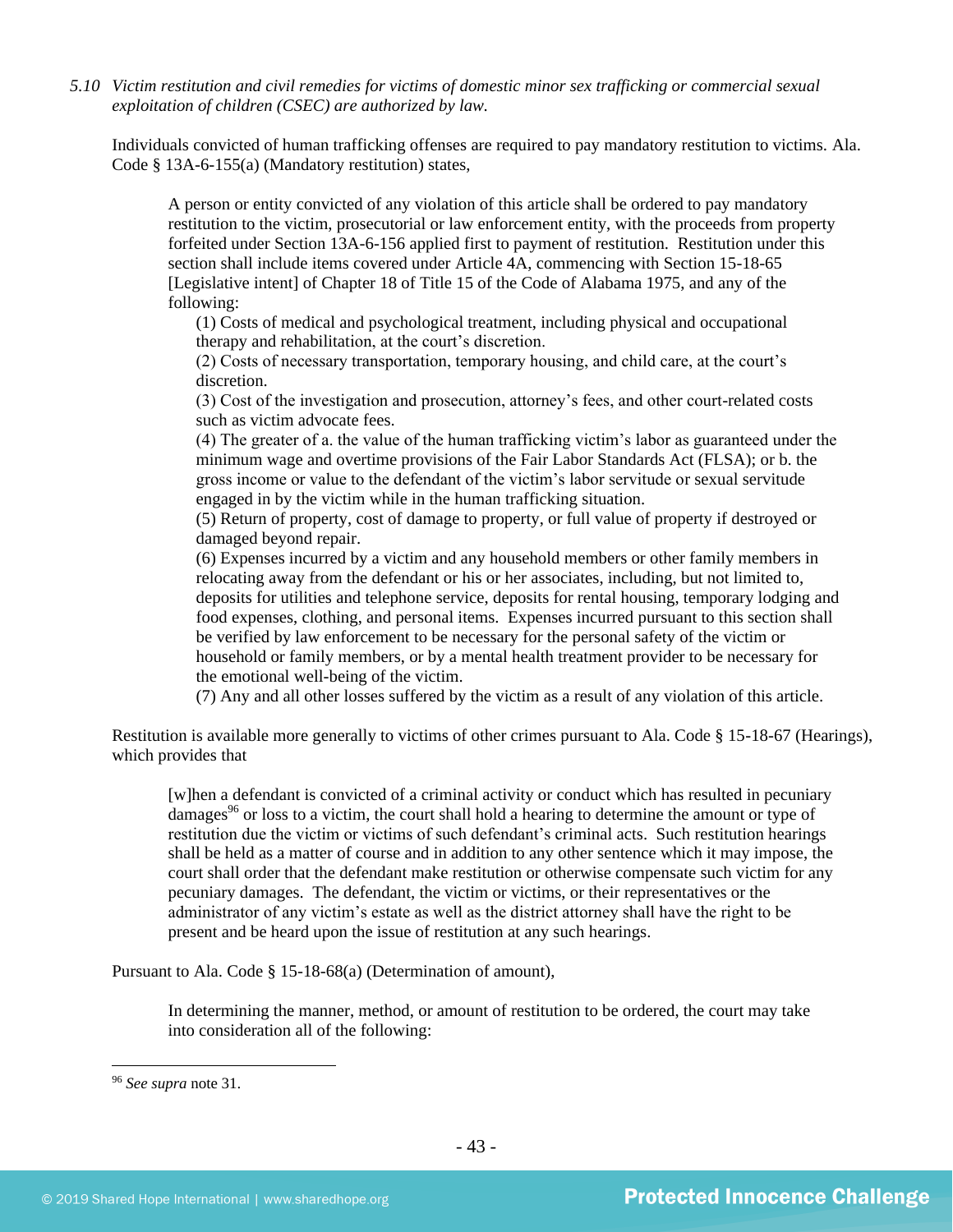*5.10 Victim restitution and civil remedies for victims of domestic minor sex trafficking or commercial sexual exploitation of children (CSEC) are authorized by law.*

Individuals convicted of human trafficking offenses are required to pay mandatory restitution to victims. Ala. Code § 13A-6-155(a) (Mandatory restitution) states,

> A person or entity convicted of any violation of this article shall be ordered to pay mandatory restitution to the victim, prosecutorial or law enforcement entity, with the proceeds from property forfeited under Section 13A-6-156 applied first to payment of restitution. Restitution under this section shall include items covered under Article 4A, commencing with Section 15-18-65 [Legislative intent] of Chapter 18 of Title 15 of the Code of Alabama 1975, and any of the following:
>
> (1) Costs of medical and psychological treatment, including physical and occupational therapy and rehabilitation, at the court's discretion.
>
> (2) Costs of necessary transportation, temporary housing, and child care, at the court's discretion.
>
> (3) Cost of the investigation and prosecution, attorney's fees, and other court-related costs such as victim advocate fees.
>
> (4) The greater of a. the value of the human trafficking victim's labor as guaranteed under the minimum wage and overtime provisions of the Fair Labor Standards Act (FLSA); or b. the gross income or value to the defendant of the victim's labor servitude or sexual servitude engaged in by the victim while in the human trafficking situation.
>
> (5) Return of property, cost of damage to property, or full value of property if destroyed or damaged beyond repair.
>
> (6) Expenses incurred by a victim and any household members or other family members in relocating away from the defendant or his or her associates, including, but not limited to, deposits for utilities and telephone service, deposits for rental housing, temporary lodging and food expenses, clothing, and personal items. Expenses incurred pursuant to this section shall be verified by law enforcement to be necessary for the personal safety of the victim or household or family members, or by a mental health treatment provider to be necessary for the emotional well-being of the victim.
>
> (7) Any and all other losses suffered by the victim as a result of any violation of this article.

Restitution is available more generally to victims of other crimes pursuant to Ala. Code § 15-18-67 (Hearings), which provides that

> [w]hen a defendant is convicted of a criminal activity or conduct which has resulted in pecuniary damages[96] or loss to a victim, the court shall hold a hearing to determine the amount or type of restitution due the victim or victims of such defendant's criminal acts. Such restitution hearings shall be held as a matter of course and in addition to any other sentence which it may impose, the court shall order that the defendant make restitution or otherwise compensate such victim for any pecuniary damages. The defendant, the victim or victims, or their representatives or the administrator of any victim's estate as well as the district attorney shall have the right to be present and be heard upon the issue of restitution at any such hearings.

Pursuant to Ala. Code § 15-18-68(a) (Determination of amount),

> In determining the manner, method, or amount of restitution to be ordered, the court may take into consideration all of the following:

---

[96] *See supra* note 31.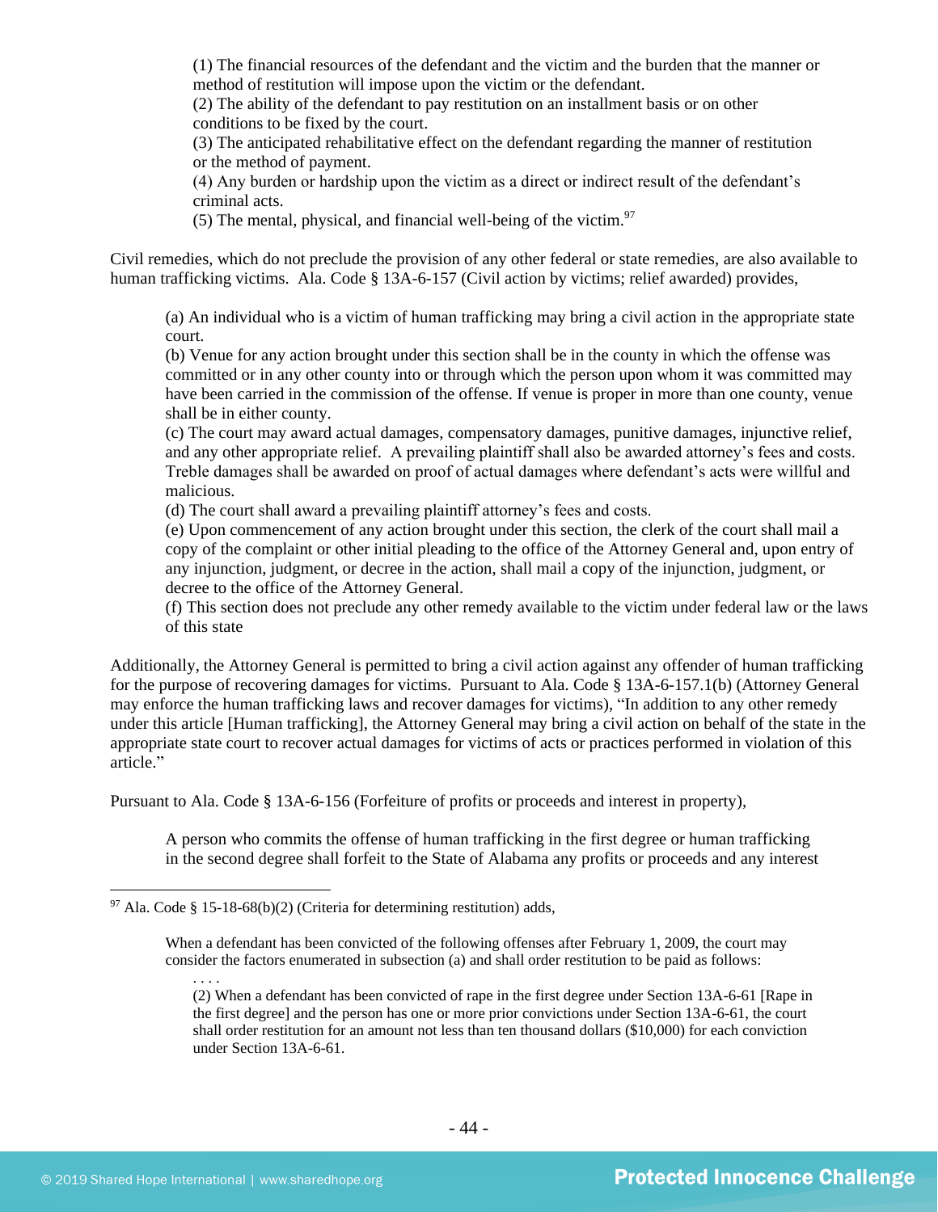(1) The financial resources of the defendant and the victim and the burden that the manner or method of restitution will impose upon the victim or the defendant.
(2) The ability of the defendant to pay restitution on an installment basis or on other conditions to be fixed by the court.
(3) The anticipated rehabilitative effect on the defendant regarding the manner of restitution or the method of payment.
(4) Any burden or hardship upon the victim as a direct or indirect result of the defendant's criminal acts.
(5) The mental, physical, and financial well-being of the victim.[97]

Civil remedies, which do not preclude the provision of any other federal or state remedies, are also available to human trafficking victims. Ala. Code § 13A-6-157 (Civil action by victims; relief awarded) provides,

> (a) An individual who is a victim of human trafficking may bring a civil action in the appropriate state court.
> (b) Venue for any action brought under this section shall be in the county in which the offense was committed or in any other county into or through which the person upon whom it was committed may have been carried in the commission of the offense. If venue is proper in more than one county, venue shall be in either county.
> (c) The court may award actual damages, compensatory damages, punitive damages, injunctive relief, and any other appropriate relief. A prevailing plaintiff shall also be awarded attorney's fees and costs. Treble damages shall be awarded on proof of actual damages where defendant's acts were willful and malicious.
> (d) The court shall award a prevailing plaintiff attorney's fees and costs.
> (e) Upon commencement of any action brought under this section, the clerk of the court shall mail a copy of the complaint or other initial pleading to the office of the Attorney General and, upon entry of any injunction, judgment, or decree in the action, shall mail a copy of the injunction, judgment, or decree to the office of the Attorney General.
> (f) This section does not preclude any other remedy available to the victim under federal law or the laws of this state

Additionally, the Attorney General is permitted to bring a civil action against any offender of human trafficking for the purpose of recovering damages for victims. Pursuant to Ala. Code § 13A-6-157.1(b) (Attorney General may enforce the human trafficking laws and recover damages for victims), "In addition to any other remedy under this article [Human trafficking], the Attorney General may bring a civil action on behalf of the state in the appropriate state court to recover actual damages for victims of acts or practices performed in violation of this article."

Pursuant to Ala. Code § 13A-6-156 (Forfeiture of profits or proceeds and interest in property),

> A person who commits the offense of human trafficking in the first degree or human trafficking in the second degree shall forfeit to the State of Alabama any profits or proceeds and any interest

---

[97] Ala. Code § 15-18-68(b)(2) (Criteria for determining restitution) adds,

> When a defendant has been convicted of the following offenses after February 1, 2009, the court may consider the factors enumerated in subsection (a) and shall order restitution to be paid as follows:
> . . . .
> (2) When a defendant has been convicted of rape in the first degree under Section 13A-6-61 [Rape in the first degree] and the person has one or more prior convictions under Section 13A-6-61, the court shall order restitution for an amount not less than ten thousand dollars ($10,000) for each conviction under Section 13A-6-61.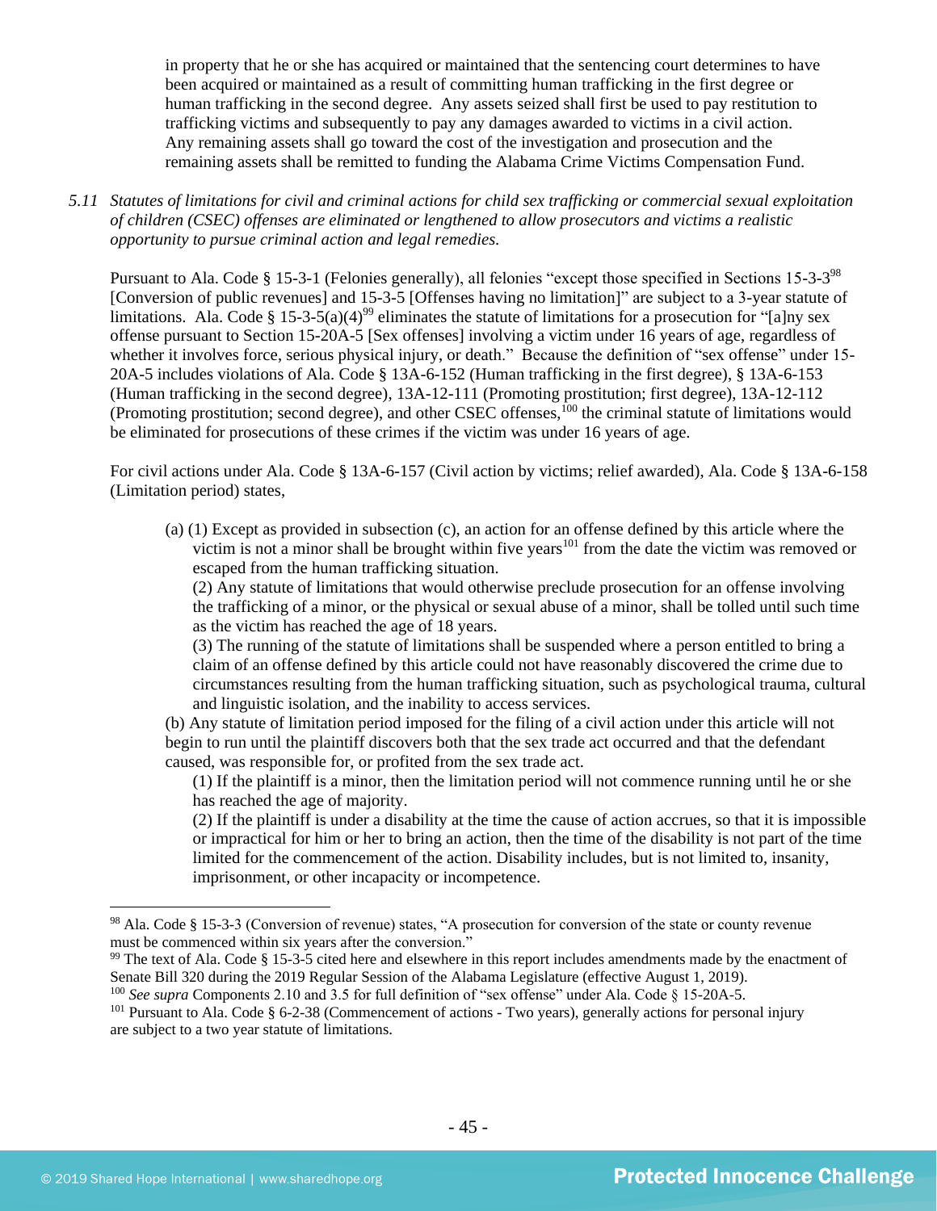in property that he or she has acquired or maintained that the sentencing court determines to have been acquired or maintained as a result of committing human trafficking in the first degree or human trafficking in the second degree. Any assets seized shall first be used to pay restitution to trafficking victims and subsequently to pay any damages awarded to victims in a civil action. Any remaining assets shall go toward the cost of the investigation and prosecution and the remaining assets shall be remitted to funding the Alabama Crime Victims Compensation Fund.

*5.11 Statutes of limitations for civil and criminal actions for child sex trafficking or commercial sexual exploitation of children (CSEC) offenses are eliminated or lengthened to allow prosecutors and victims a realistic opportunity to pursue criminal action and legal remedies.*

Pursuant to Ala. Code § 15-3-1 (Felonies generally), all felonies "except those specified in Sections 15-3-3[98] [Conversion of public revenues] and 15-3-5 [Offenses having no limitation]" are subject to a 3-year statute of limitations. Ala. Code § 15-3-5(a)(4)[99] eliminates the statute of limitations for a prosecution for "[a]ny sex offense pursuant to Section 15-20A-5 [Sex offenses] involving a victim under 16 years of age, regardless of whether it involves force, serious physical injury, or death." Because the definition of "sex offense" under 15-20A-5 includes violations of Ala. Code § 13A-6-152 (Human trafficking in the first degree), § 13A-6-153 (Human trafficking in the second degree), 13A-12-111 (Promoting prostitution; first degree), 13A-12-112 (Promoting prostitution; second degree), and other CSEC offenses,[100] the criminal statute of limitations would be eliminated for prosecutions of these crimes if the victim was under 16 years of age.

For civil actions under Ala. Code § 13A-6-157 (Civil action by victims; relief awarded), Ala. Code § 13A-6-158 (Limitation period) states,

> (a) (1) Except as provided in subsection (c), an action for an offense defined by this article where the victim is not a minor shall be brought within five years[101] from the date the victim was removed or escaped from the human trafficking situation.
>
> (2) Any statute of limitations that would otherwise preclude prosecution for an offense involving the trafficking of a minor, or the physical or sexual abuse of a minor, shall be tolled until such time as the victim has reached the age of 18 years.
>
> (3) The running of the statute of limitations shall be suspended where a person entitled to bring a claim of an offense defined by this article could not have reasonably discovered the crime due to circumstances resulting from the human trafficking situation, such as psychological trauma, cultural and linguistic isolation, and the inability to access services.
>
> (b) Any statute of limitation period imposed for the filing of a civil action under this article will not begin to run until the plaintiff discovers both that the sex trade act occurred and that the defendant caused, was responsible for, or profited from the sex trade act.
>
> (1) If the plaintiff is a minor, then the limitation period will not commence running until he or she has reached the age of majority.
>
> (2) If the plaintiff is under a disability at the time the cause of action accrues, so that it is impossible or impractical for him or her to bring an action, then the time of the disability is not part of the time limited for the commencement of the action. Disability includes, but is not limited to, insanity, imprisonment, or other incapacity or incompetence.

---

[98] Ala. Code § 15-3-3 (Conversion of revenue) states, "A prosecution for conversion of the state or county revenue must be commenced within six years after the conversion."

[99] The text of Ala. Code § 15-3-5 cited here and elsewhere in this report includes amendments made by the enactment of Senate Bill 320 during the 2019 Regular Session of the Alabama Legislature (effective August 1, 2019).

[100] *See supra* Components 2.10 and 3.5 for full definition of "sex offense" under Ala. Code § 15-20A-5.

[101] Pursuant to Ala. Code § 6-2-38 (Commencement of actions - Two years), generally actions for personal injury are subject to a two year statute of limitations.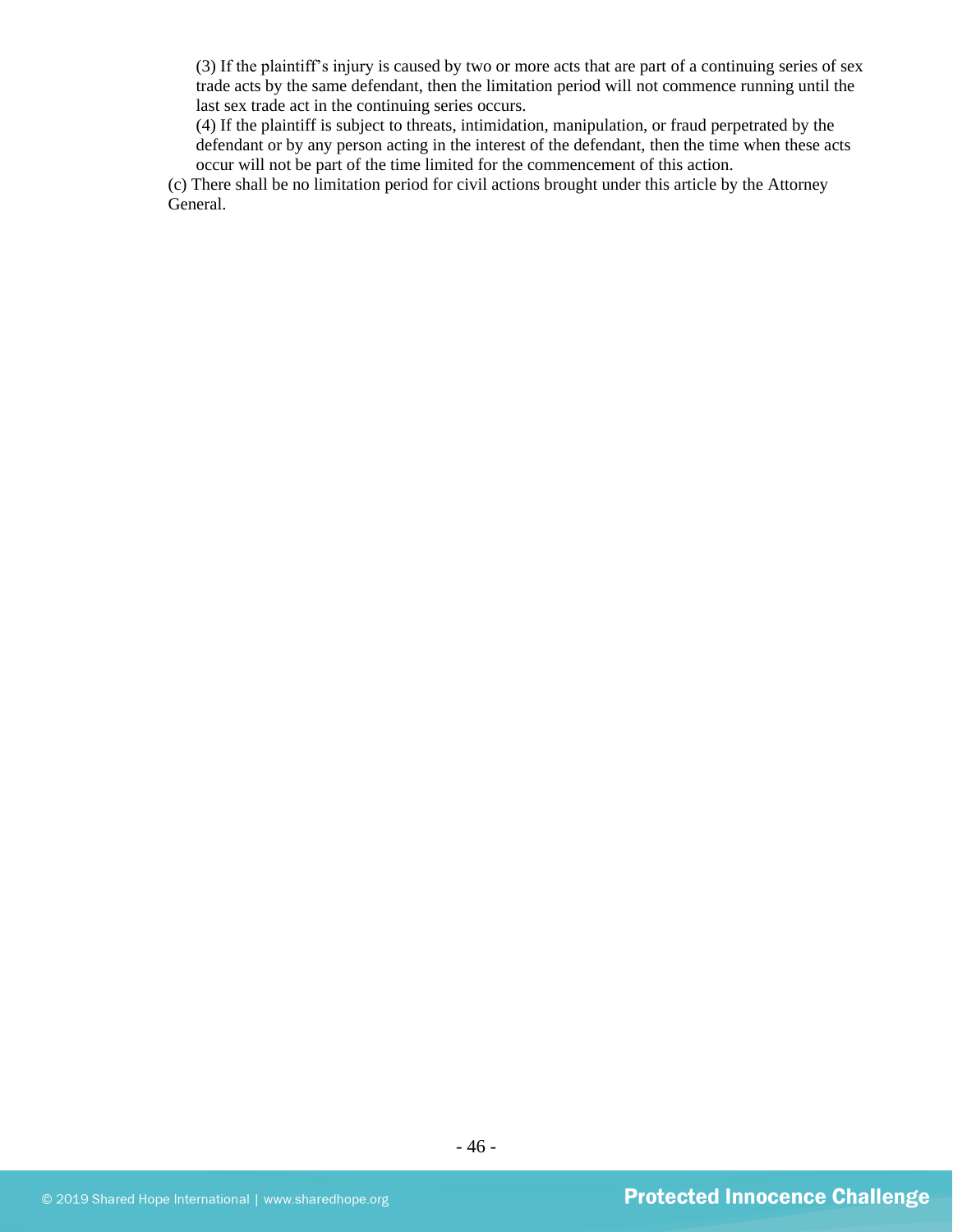(3) If the plaintiff's injury is caused by two or more acts that are part of a continuing series of sex trade acts by the same defendant, then the limitation period will not commence running until the last sex trade act in the continuing series occurs.

(4) If the plaintiff is subject to threats, intimidation, manipulation, or fraud perpetrated by the defendant or by any person acting in the interest of the defendant, then the time when these acts occur will not be part of the time limited for the commencement of this action.

(c) There shall be no limitation period for civil actions brought under this article by the Attorney General.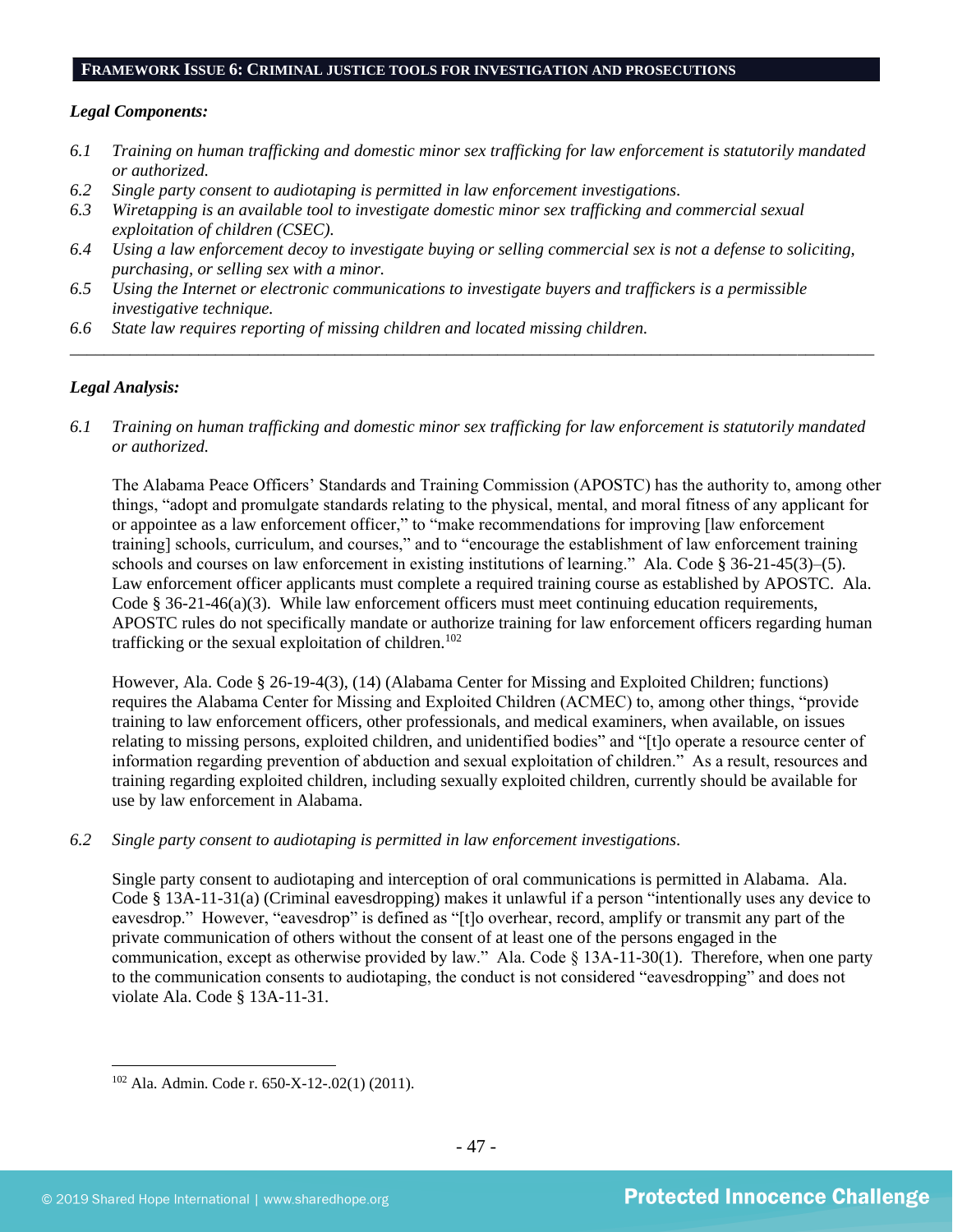## FRAMEWORK ISSUE 6: CRIMINAL JUSTICE TOOLS FOR INVESTIGATION AND PROSECUTIONS

***Legal Components:***

*6.1 Training on human trafficking and domestic minor sex trafficking for law enforcement is statutorily mandated or authorized.*
*6.2 Single party consent to audiotaping is permitted in law enforcement investigations.*
*6.3 Wiretapping is an available tool to investigate domestic minor sex trafficking and commercial sexual exploitation of children (CSEC).*
*6.4 Using a law enforcement decoy to investigate buying or selling commercial sex is not a defense to soliciting, purchasing, or selling sex with a minor.*
*6.5 Using the Internet or electronic communications to investigate buyers and traffickers is a permissible investigative technique.*
*6.6 State law requires reporting of missing children and located missing children.*

---

***Legal Analysis:***

*6.1 Training on human trafficking and domestic minor sex trafficking for law enforcement is statutorily mandated or authorized.*

The Alabama Peace Officers' Standards and Training Commission (APOSTC) has the authority to, among other things, "adopt and promulgate standards relating to the physical, mental, and moral fitness of any applicant for or appointee as a law enforcement officer," to "make recommendations for improving [law enforcement training] schools, curriculum, and courses," and to "encourage the establishment of law enforcement training schools and courses on law enforcement in existing institutions of learning." Ala. Code § 36-21-45(3)–(5). Law enforcement officer applicants must complete a required training course as established by APOSTC. Ala. Code § 36-21-46(a)(3). While law enforcement officers must meet continuing education requirements, APOSTC rules do not specifically mandate or authorize training for law enforcement officers regarding human trafficking or the sexual exploitation of children.[102]

However, Ala. Code § 26-19-4(3), (14) (Alabama Center for Missing and Exploited Children; functions) requires the Alabama Center for Missing and Exploited Children (ACMEC) to, among other things, "provide training to law enforcement officers, other professionals, and medical examiners, when available, on issues relating to missing persons, exploited children, and unidentified bodies" and "[t]o operate a resource center of information regarding prevention of abduction and sexual exploitation of children." As a result, resources and training regarding exploited children, including sexually exploited children, currently should be available for use by law enforcement in Alabama.

*6.2 Single party consent to audiotaping is permitted in law enforcement investigations.*

Single party consent to audiotaping and interception of oral communications is permitted in Alabama. Ala. Code § 13A-11-31(a) (Criminal eavesdropping) makes it unlawful if a person "intentionally uses any device to eavesdrop." However, "eavesdrop" is defined as "[t]o overhear, record, amplify or transmit any part of the private communication of others without the consent of at least one of the persons engaged in the communication, except as otherwise provided by law." Ala. Code § 13A-11-30(1). Therefore, when one party to the communication consents to audiotaping, the conduct is not considered "eavesdropping" and does not violate Ala. Code § 13A-11-31.

---

[102] Ala. Admin. Code r. 650-X-12-.02(1) (2011).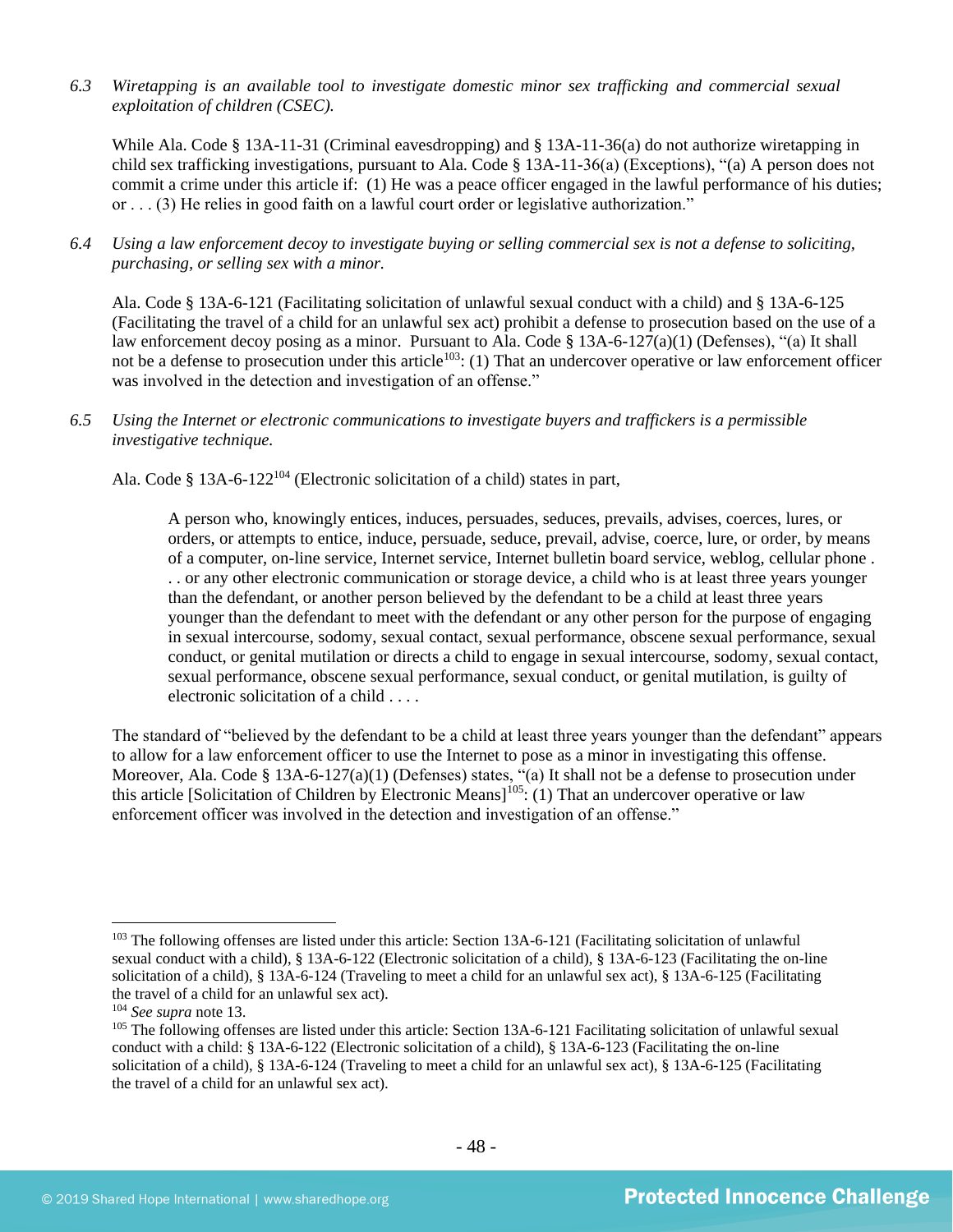6.3 *Wiretapping is an available tool to investigate domestic minor sex trafficking and commercial sexual exploitation of children (CSEC).*

While Ala. Code § 13A-11-31 (Criminal eavesdropping) and § 13A-11-36(a) do not authorize wiretapping in child sex trafficking investigations, pursuant to Ala. Code § 13A-11-36(a) (Exceptions), "(a) A person does not commit a crime under this article if: (1) He was a peace officer engaged in the lawful performance of his duties; or . . . (3) He relies in good faith on a lawful court order or legislative authorization."

6.4 *Using a law enforcement decoy to investigate buying or selling commercial sex is not a defense to soliciting, purchasing, or selling sex with a minor.*

Ala. Code § 13A-6-121 (Facilitating solicitation of unlawful sexual conduct with a child) and § 13A-6-125 (Facilitating the travel of a child for an unlawful sex act) prohibit a defense to prosecution based on the use of a law enforcement decoy posing as a minor. Pursuant to Ala. Code § 13A-6-127(a)(1) (Defenses), "(a) It shall not be a defense to prosecution under this article[103]: (1) That an undercover operative or law enforcement officer was involved in the detection and investigation of an offense."

6.5 *Using the Internet or electronic communications to investigate buyers and traffickers is a permissible investigative technique.*

Ala. Code § 13A-6-122[104] (Electronic solicitation of a child) states in part,

> A person who, knowingly entices, induces, persuades, seduces, prevails, advises, coerces, lures, or orders, or attempts to entice, induce, persuade, seduce, prevail, advise, coerce, lure, or order, by means of a computer, on-line service, Internet service, Internet bulletin board service, weblog, cellular phone . . . or any other electronic communication or storage device, a child who is at least three years younger than the defendant, or another person believed by the defendant to be a child at least three years younger than the defendant to meet with the defendant or any other person for the purpose of engaging in sexual intercourse, sodomy, sexual contact, sexual performance, obscene sexual performance, sexual conduct, or genital mutilation or directs a child to engage in sexual intercourse, sodomy, sexual contact, sexual performance, obscene sexual performance, sexual conduct, or genital mutilation, is guilty of electronic solicitation of a child . . . .

The standard of "believed by the defendant to be a child at least three years younger than the defendant" appears to allow for a law enforcement officer to use the Internet to pose as a minor in investigating this offense. Moreover, Ala. Code § 13A-6-127(a)(1) (Defenses) states, "(a) It shall not be a defense to prosecution under this article [Solicitation of Children by Electronic Means][105]: (1) That an undercover operative or law enforcement officer was involved in the detection and investigation of an offense."

---

[103] The following offenses are listed under this article: Section 13A-6-121 (Facilitating solicitation of unlawful sexual conduct with a child), § 13A-6-122 (Electronic solicitation of a child), § 13A-6-123 (Facilitating the on-line solicitation of a child), § 13A-6-124 (Traveling to meet a child for an unlawful sex act), § 13A-6-125 (Facilitating the travel of a child for an unlawful sex act).

[104] *See supra* note 13.

[105] The following offenses are listed under this article: Section 13A-6-121 Facilitating solicitation of unlawful sexual conduct with a child: § 13A-6-122 (Electronic solicitation of a child), § 13A-6-123 (Facilitating the on-line solicitation of a child), § 13A-6-124 (Traveling to meet a child for an unlawful sex act), § 13A-6-125 (Facilitating the travel of a child for an unlawful sex act).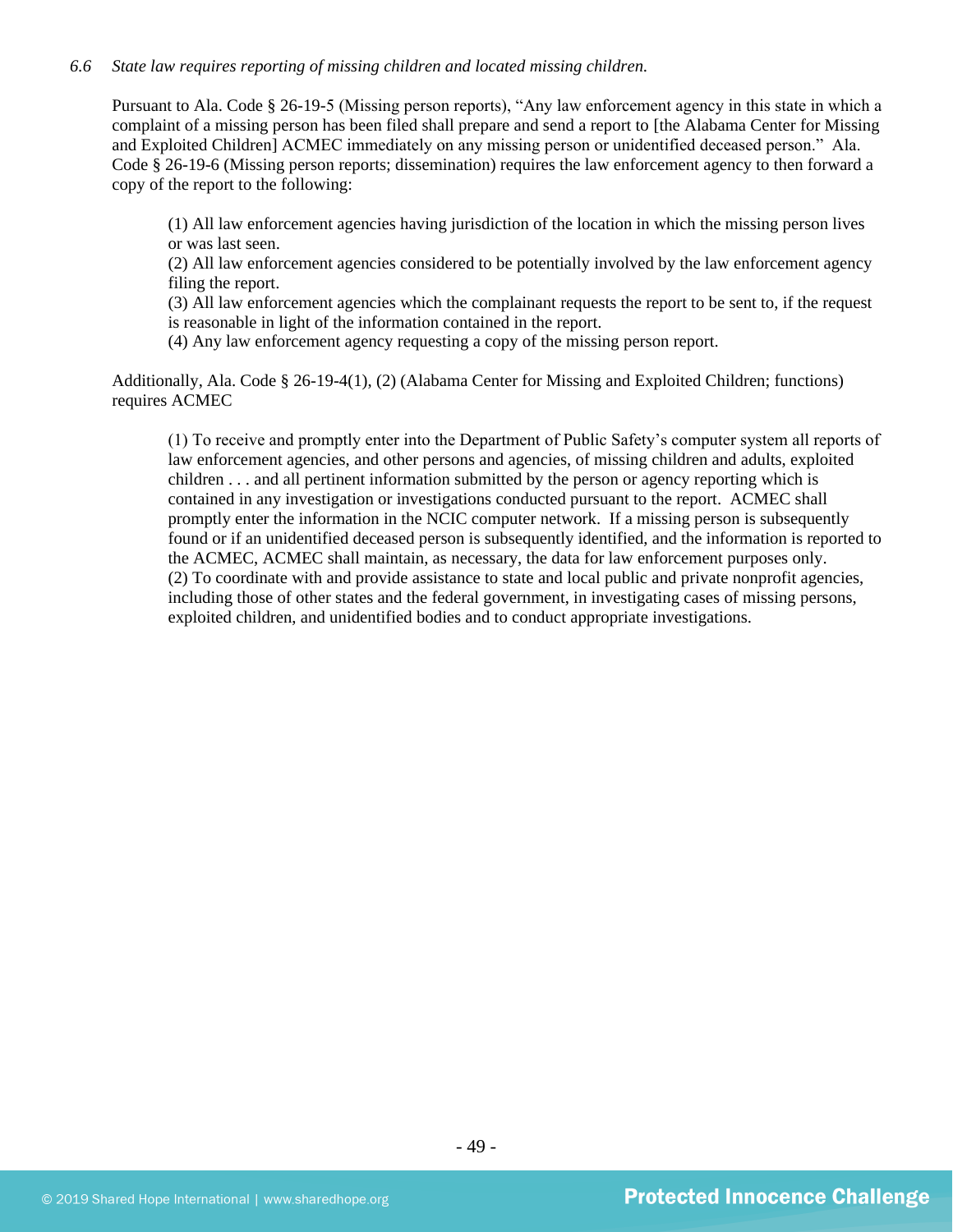*6.6 State law requires reporting of missing children and located missing children.*

Pursuant to Ala. Code § 26-19-5 (Missing person reports), "Any law enforcement agency in this state in which a complaint of a missing person has been filed shall prepare and send a report to [the Alabama Center for Missing and Exploited Children] ACMEC immediately on any missing person or unidentified deceased person." Ala. Code § 26-19-6 (Missing person reports; dissemination) requires the law enforcement agency to then forward a copy of the report to the following:

> (1) All law enforcement agencies having jurisdiction of the location in which the missing person lives or was last seen.
> (2) All law enforcement agencies considered to be potentially involved by the law enforcement agency filing the report.
> (3) All law enforcement agencies which the complainant requests the report to be sent to, if the request is reasonable in light of the information contained in the report.
> (4) Any law enforcement agency requesting a copy of the missing person report.

Additionally, Ala. Code § 26-19-4(1), (2) (Alabama Center for Missing and Exploited Children; functions) requires ACMEC

> (1) To receive and promptly enter into the Department of Public Safety's computer system all reports of law enforcement agencies, and other persons and agencies, of missing children and adults, exploited children . . . and all pertinent information submitted by the person or agency reporting which is contained in any investigation or investigations conducted pursuant to the report. ACMEC shall promptly enter the information in the NCIC computer network. If a missing person is subsequently found or if an unidentified deceased person is subsequently identified, and the information is reported to the ACMEC, ACMEC shall maintain, as necessary, the data for law enforcement purposes only.
> (2) To coordinate with and provide assistance to state and local public and private nonprofit agencies, including those of other states and the federal government, in investigating cases of missing persons, exploited children, and unidentified bodies and to conduct appropriate investigations.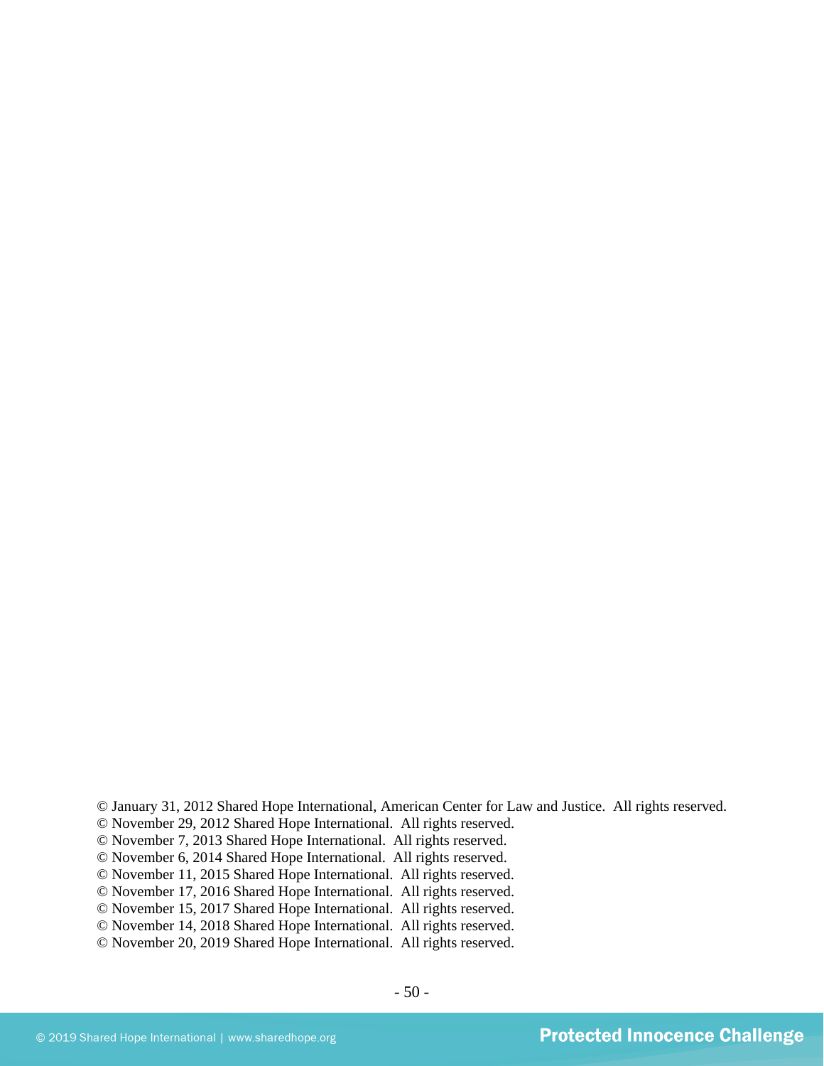© January 31, 2012 Shared Hope International, American Center for Law and Justice. All rights reserved.
© November 29, 2012 Shared Hope International. All rights reserved.
© November 7, 2013 Shared Hope International. All rights reserved.
© November 6, 2014 Shared Hope International. All rights reserved.
© November 11, 2015 Shared Hope International. All rights reserved.
© November 17, 2016 Shared Hope International. All rights reserved.
© November 15, 2017 Shared Hope International. All rights reserved.
© November 14, 2018 Shared Hope International. All rights reserved.
© November 20, 2019 Shared Hope International. All rights reserved.